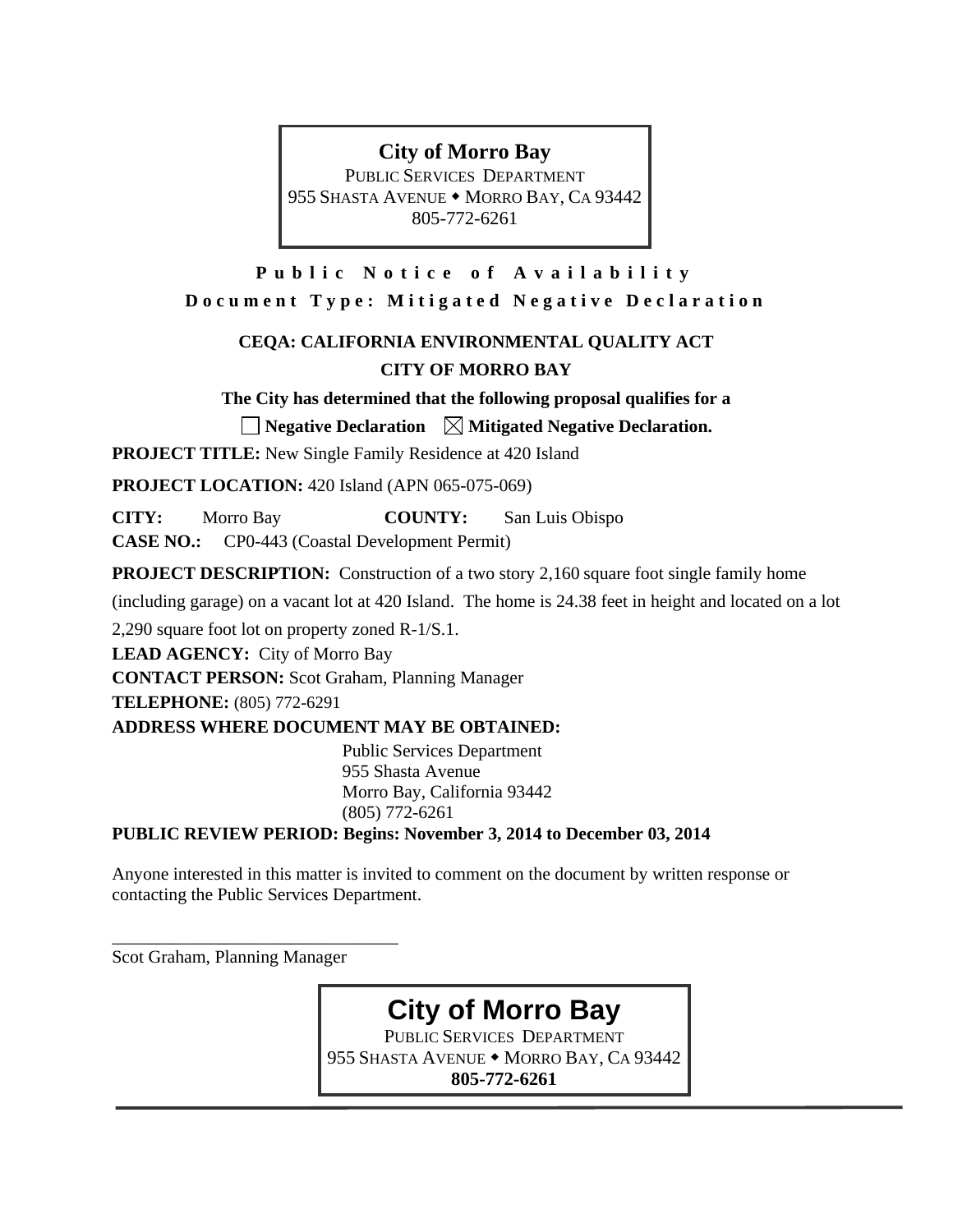**City of Morro Bay**
PUBLIC SERVICES DEPARTMENT
955 SHASTA AVENUE ◆ MORRO BAY, CA 93442
805-772-6261

**Public Notice of Availability**

**Document Type: Mitigated Negative Declaration**

**CEQA: CALIFORNIA ENVIRONMENTAL QUALITY ACT**

**CITY OF MORRO BAY**

**The City has determined that the following proposal qualifies for a**

☐ **Negative Declaration** ☒ **Mitigated Negative Declaration.**

**PROJECT TITLE:** New Single Family Residence at 420 Island

**PROJECT LOCATION:** 420 Island (APN 065-075-069)

**CITY:** Morro Bay **COUNTY:** San Luis Obispo

**CASE NO.:** CP0-443 (Coastal Development Permit)

**PROJECT DESCRIPTION:** Construction of a two story 2,160 square foot single family home (including garage) on a vacant lot at 420 Island. The home is 24.38 feet in height and located on a lot 2,290 square foot lot on property zoned R-1/S.1.

**LEAD AGENCY:** City of Morro Bay

**CONTACT PERSON:** Scot Graham, Planning Manager

**TELEPHONE:** (805) 772-6291

**ADDRESS WHERE DOCUMENT MAY BE OBTAINED:**

Public Services Department
955 Shasta Avenue
Morro Bay, California 93442
(805) 772-6261

**PUBLIC REVIEW PERIOD: Begins: November 3, 2014 to December 03, 2014**

Anyone interested in this matter is invited to comment on the document by written response or contacting the Public Services Department.

\_\_\_\_\_\_\_\_\_\_\_\_\_\_\_\_\_\_\_\_\_\_\_\_\_\_\_\_\_\_\_\_
Scot Graham, Planning Manager

**City of Morro Bay**
PUBLIC SERVICES DEPARTMENT
955 SHASTA AVENUE ◆ MORRO BAY, CA 93442
**805-772-6261**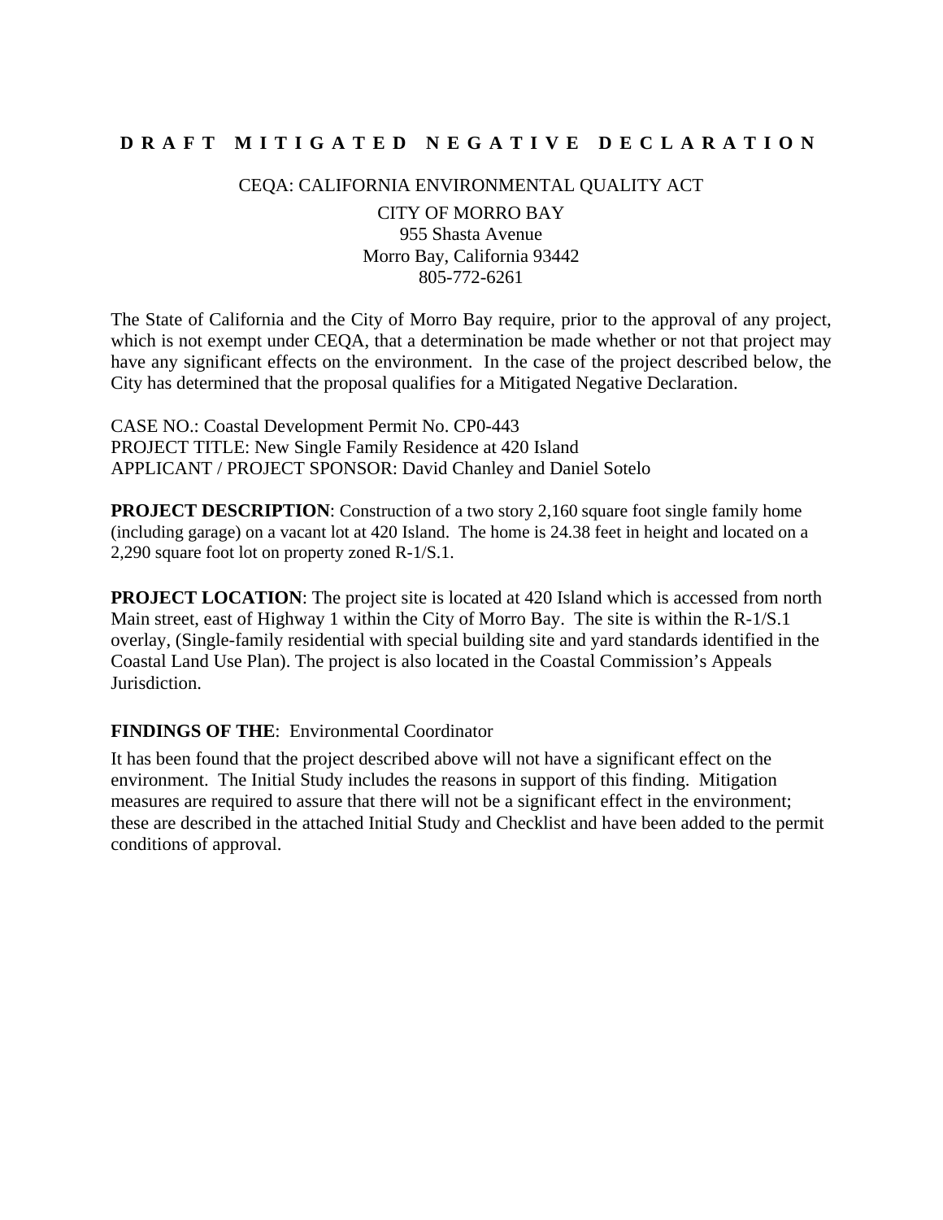# D R A F T   M I T I G A T E D   N E G A T I V E   D E C L A R A T I O N

CEQA: CALIFORNIA ENVIRONMENTAL QUALITY ACT

CITY OF MORRO BAY
955 Shasta Avenue
Morro Bay, California 93442
805-772-6261

The State of California and the City of Morro Bay require, prior to the approval of any project, which is not exempt under CEQA, that a determination be made whether or not that project may have any significant effects on the environment. In the case of the project described below, the City has determined that the proposal qualifies for a Mitigated Negative Declaration.

CASE NO.: Coastal Development Permit No. CP0-443
PROJECT TITLE: New Single Family Residence at 420 Island
APPLICANT / PROJECT SPONSOR: David Chanley and Daniel Sotelo

**PROJECT DESCRIPTION**: Construction of a two story 2,160 square foot single family home (including garage) on a vacant lot at 420 Island. The home is 24.38 feet in height and located on a 2,290 square foot lot on property zoned R-1/S.1.

**PROJECT LOCATION**: The project site is located at 420 Island which is accessed from north Main street, east of Highway 1 within the City of Morro Bay. The site is within the R-1/S.1 overlay, (Single-family residential with special building site and yard standards identified in the Coastal Land Use Plan). The project is also located in the Coastal Commission's Appeals Jurisdiction.

**FINDINGS OF THE**: Environmental Coordinator

It has been found that the project described above will not have a significant effect on the environment. The Initial Study includes the reasons in support of this finding. Mitigation measures are required to assure that there will not be a significant effect in the environment; these are described in the attached Initial Study and Checklist and have been added to the permit conditions of approval.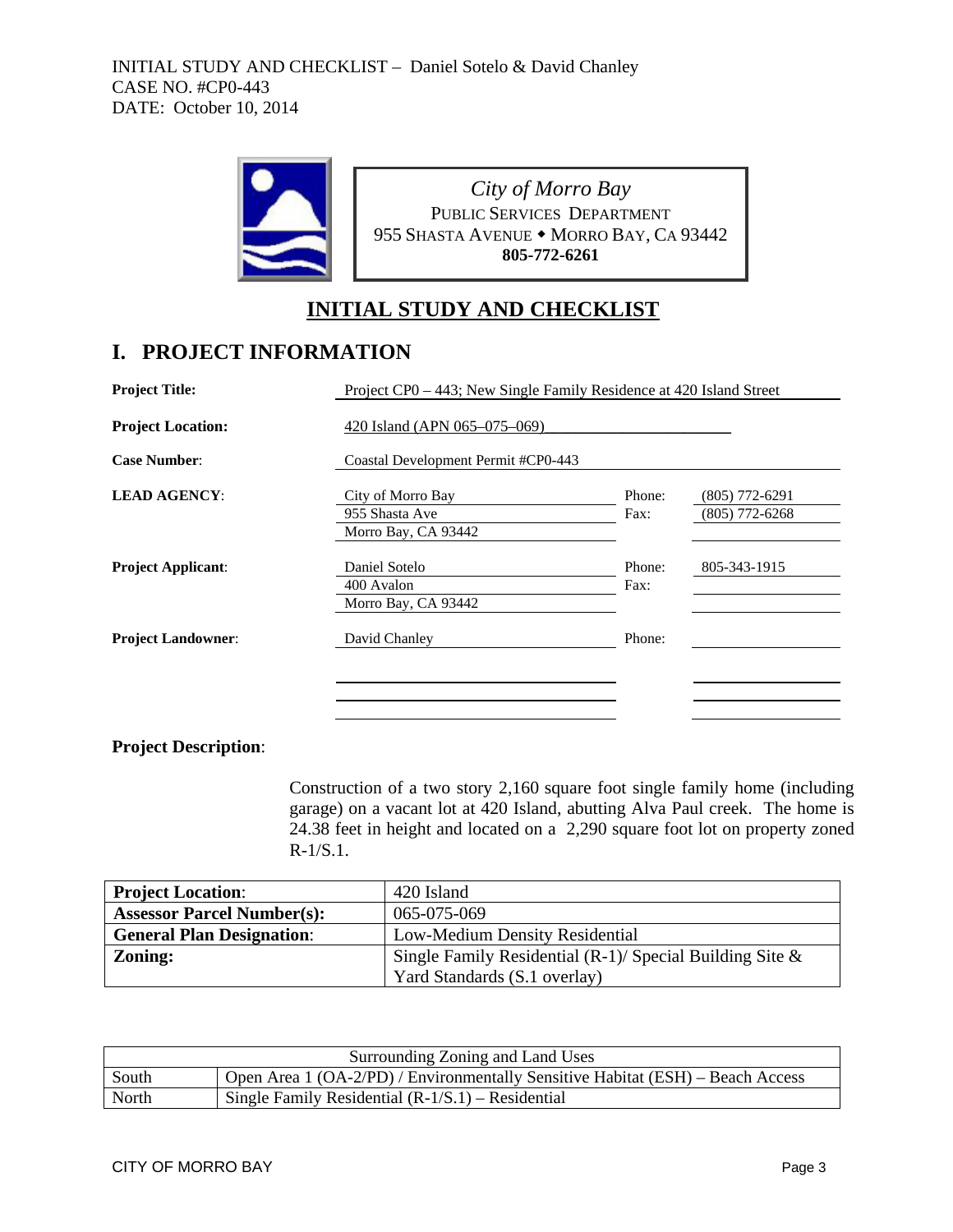INITIAL STUDY AND CHECKLIST – Daniel Sotelo & David Chanley
CASE NO. #CP0-443
DATE: October 10, 2014

*City of Morro Bay*
PUBLIC SERVICES DEPARTMENT
955 SHASTA AVENUE ◆ MORRO BAY, CA 93442
**805-772-6261**

## INITIAL STUDY AND CHECKLIST

## I. PROJECT INFORMATION

| | | | |
|---|---|---|---|
| **Project Title:** | Project CP0 – 443; New Single Family Residence at 420 Island Street | | |
| **Project Location:** | 420 Island (APN 065–075–069) | | |
| **Case Number**: | Coastal Development Permit #CP0-443 | | |
| **LEAD AGENCY**: | City of Morro Bay<br>955 Shasta Ave<br>Morro Bay, CA 93442 | Phone:<br>Fax: | (805) 772-6291<br>(805) 772-6268 |
| **Project Applicant**: | Daniel Sotelo<br>400 Avalon<br>Morro Bay, CA 93442 | Phone:<br>Fax: | 805-343-1915 |
| **Project Landowner**: | David Chanley | Phone: | |

**Project Description**:

Construction of a two story 2,160 square foot single family home (including garage) on a vacant lot at 420 Island, abutting Alva Paul creek. The home is 24.38 feet in height and located on a 2,290 square foot lot on property zoned R-1/S.1.

| | |
|---|---|
| **Project Location**: | 420 Island |
| **Assessor Parcel Number(s):** | 065-075-069 |
| **General Plan Designation**: | Low-Medium Density Residential |
| **Zoning:** | Single Family Residential (R-1)/ Special Building Site & Yard Standards (S.1 overlay) |

| Surrounding Zoning and Land Uses | |
|---|---|
| South | Open Area 1 (OA-2/PD) / Environmentally Sensitive Habitat (ESH) – Beach Access |
| North | Single Family Residential (R-1/S.1) – Residential |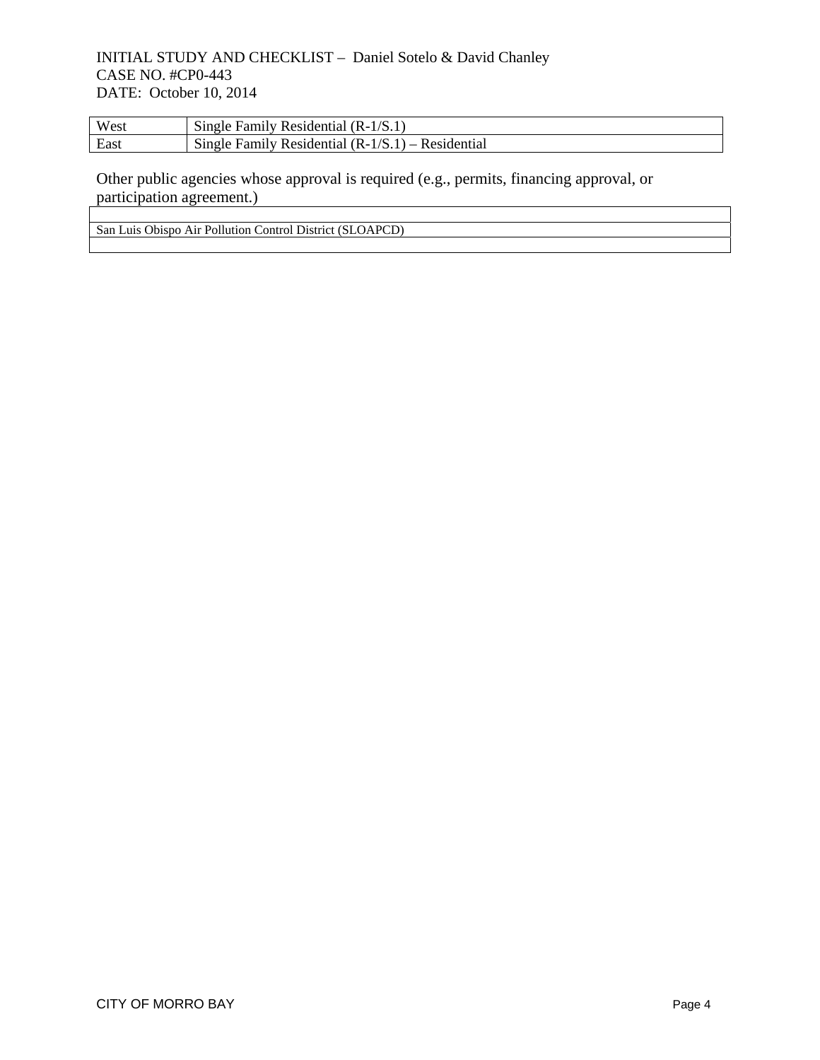| West | Single Family Residential (R-1/S.1) |
|---|---|
| East | Single Family Residential (R-1/S.1) – Residential |

Other public agencies whose approval is required (e.g., permits, financing approval, or participation agreement.)

| |
|---|
| San Luis Obispo Air Pollution Control District (SLOAPCD) |
| |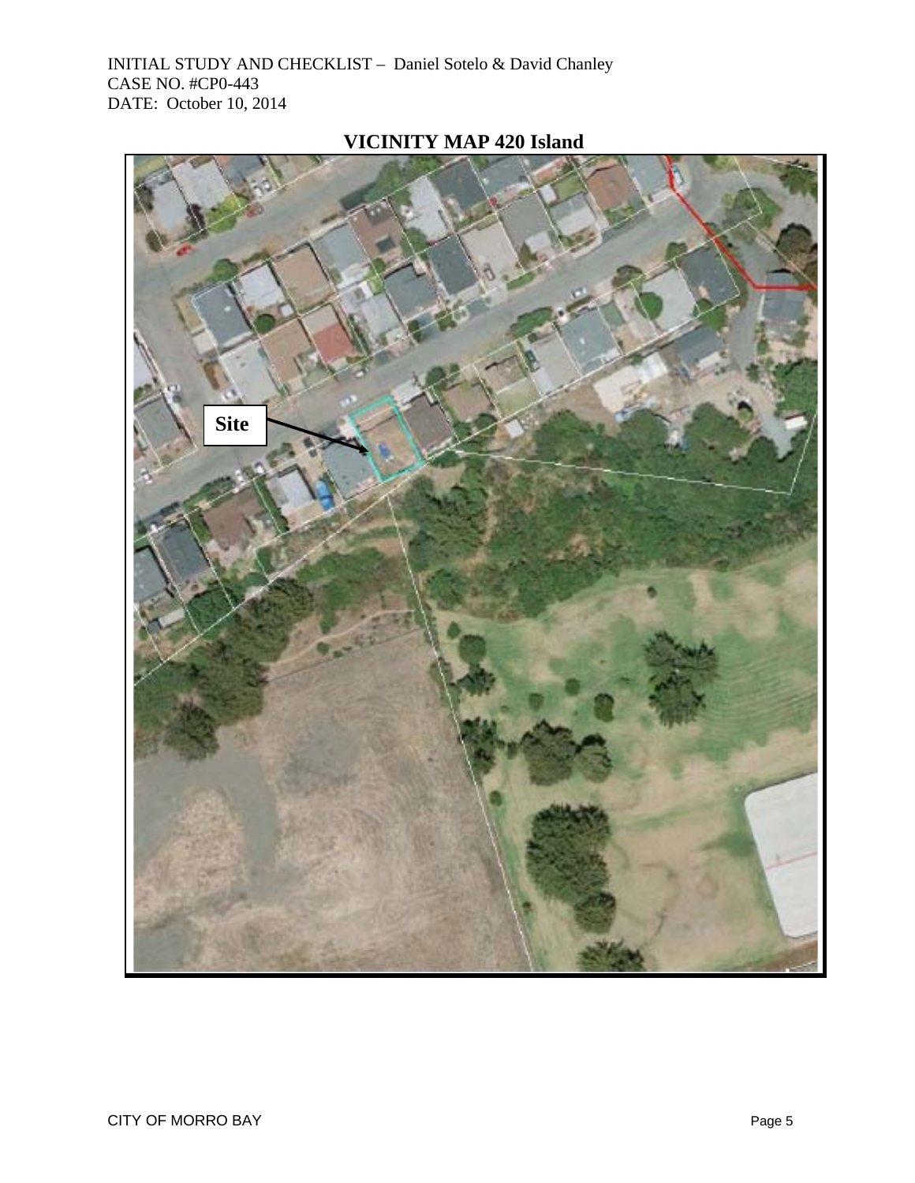# VICINITY MAP 420 Island

Site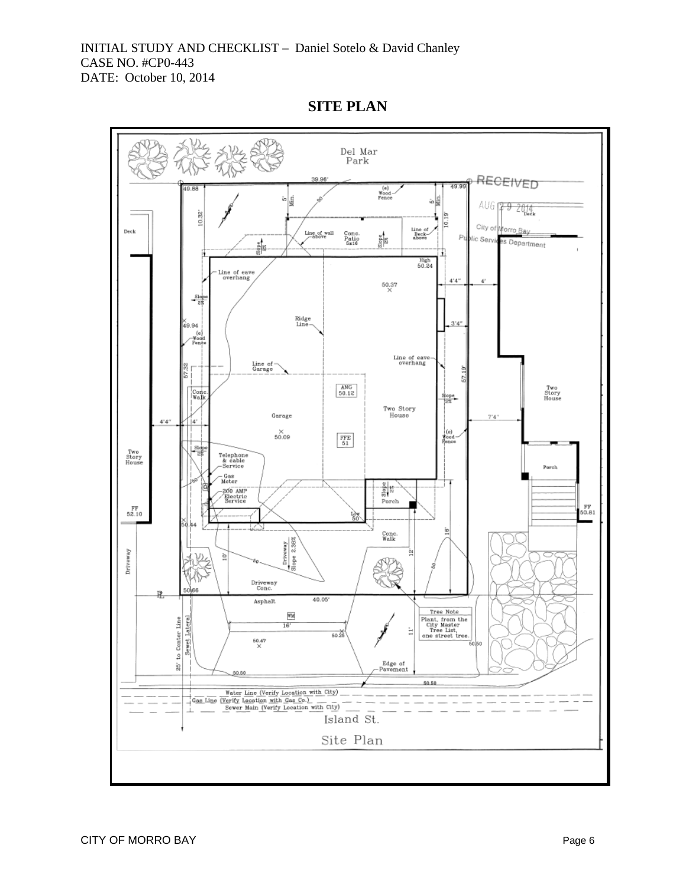INITIAL STUDY AND CHECKLIST – Daniel Sotelo & David Chanley
CASE NO. #CP0-443
DATE: October 10, 2014

## SITE PLAN

Del Mar Park

RECEIVED
AUG 29 2014
City of Morro Bay
Public Services Department

39.96'
49.88
49.99
(e) Wood Fence
5' Min.
5' Min.
10.32'
10.19'
Deck
Line of wall above
Conc. Patio 5x16
Line of Deck above
Slope 2%
High 50.24
Line of eave overhang
4'4"
4'
50.37
Slope 2%
49.94
(e) Wood Fence
Ridge Line
3'4"
Line of eave overhang
Line of Garage
57.32
57.19'
Conc. Walk
ANG 50.12
Two Story House
Two Story House
Slope 2%
4'4"
4'
Garage
50.09
7'4"
FFE 51
(e) Wood Fence
Two Story House
Slope 2%
Telephone & cable Service
Porch
Gas Meter
200 AMP Electric Service
Slope 2%
Porch
FF 52.10
Low 50
FF 50.81
50.44
Conc. Walk
16'
10'
Driveway Slope 2.38%
12'
Driveway
Driveway Conc.
50.66
40.05'
Asphalt
WM
Tree Note
Plant, from the City Master Tree List, one street tree.
16'
50.28
11'
25' to Center Line
Sewer Lateral
50.47
50.50
Edge of Pavement
50.50
50.50
Water Line (Verify Location with City)
Gas Line (Verify Location with Gas Co.)
Sewer Main (Verify Location with City)

Island St.

Site Plan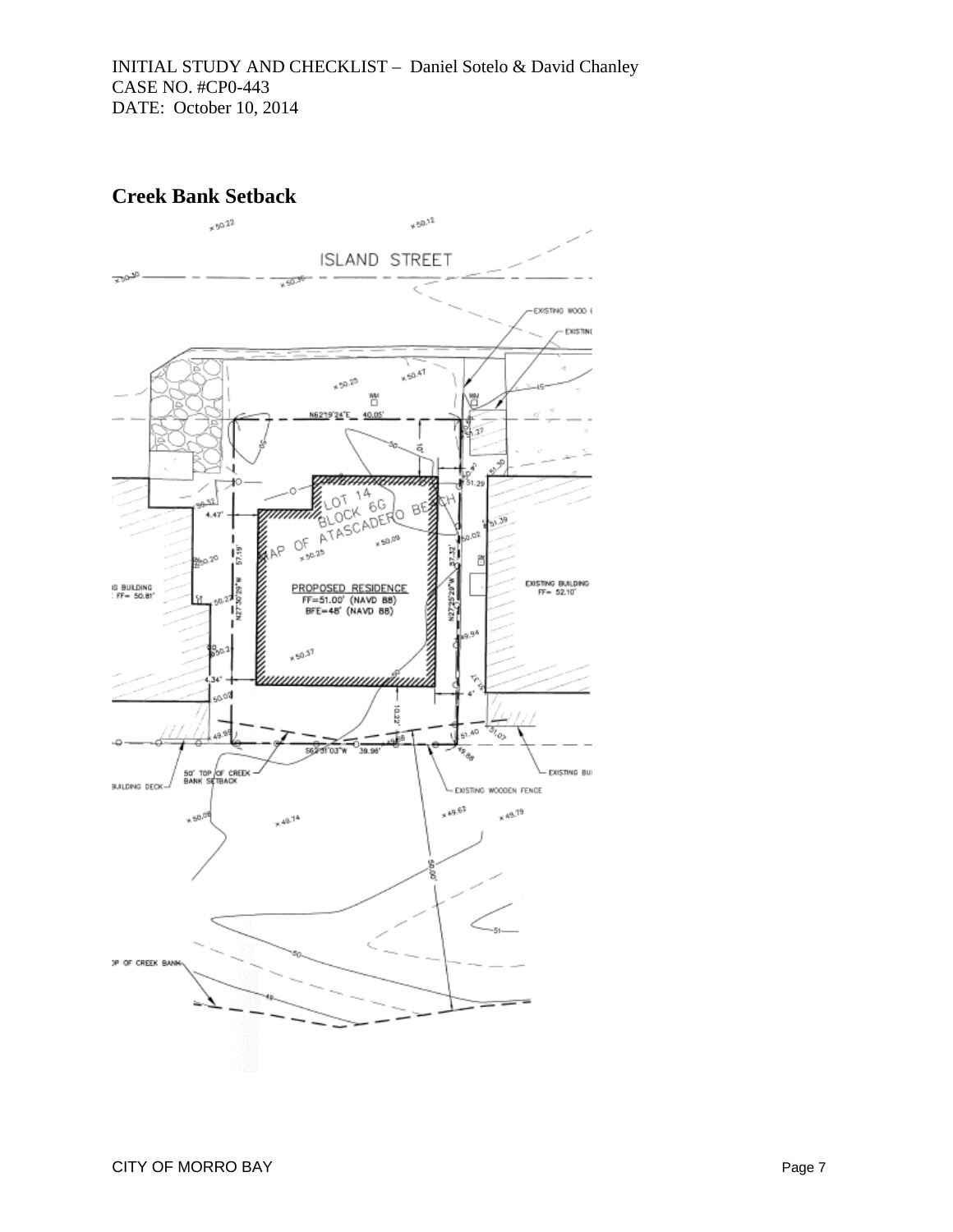## Creek Bank Setback

ISLAND STREET

EXISTING WOOD F

EXISTING

LOT 14
BLOCK 6G
MAP OF ATASCADERO BEACH

PROPOSED RESIDENCE
FF=51.00' (NAVD 88)
BFE=48' (NAVD 88)

EXISTING BUILDING
FF= 52.10'

EXISTING BUILDING
FF= 50.81'

N62°19'24"E 40.05'

S62°31'03"W 39.98'

N27°30'29"W 57.19'

N27°25'29"W 57.32'

50' TOP OF CREEK BANK SETBACK

BUILDING DECK

EXISTING WOODEN FENCE

EXISTING BUI

TOP OF CREEK BANK

50.00'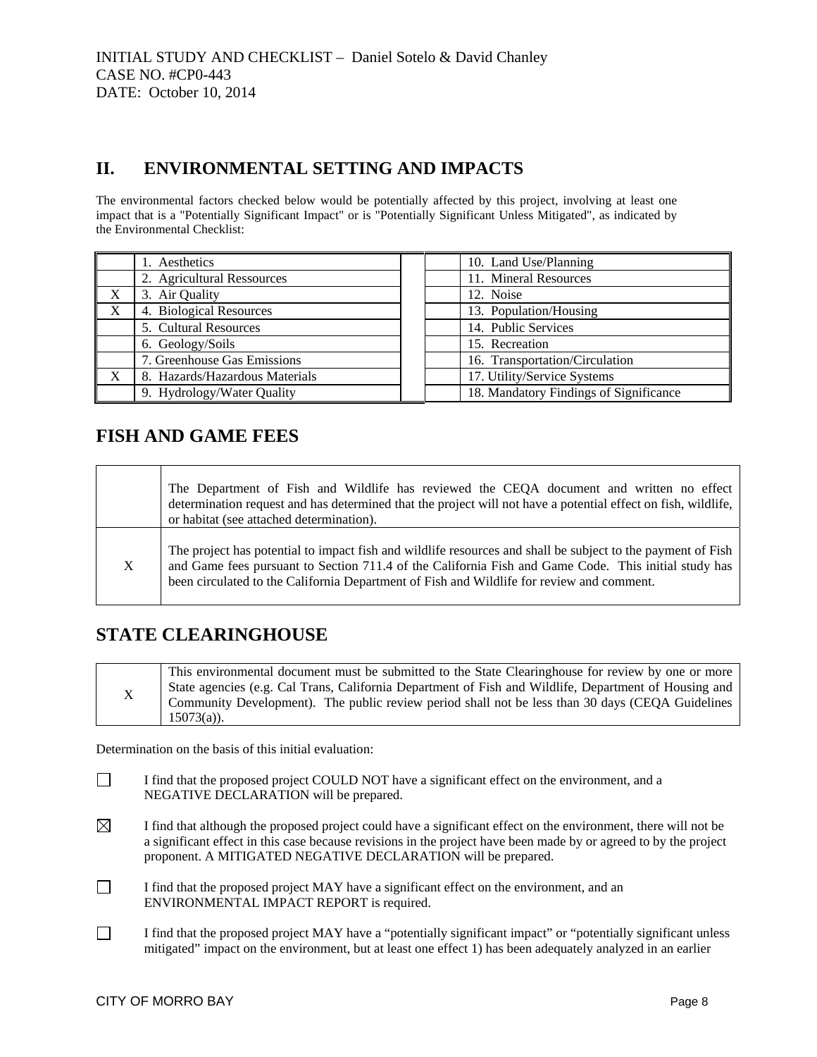INITIAL STUDY AND CHECKLIST – Daniel Sotelo & David Chanley
CASE NO. #CP0-443
DATE: October 10, 2014

## II. ENVIRONMENTAL SETTING AND IMPACTS

The environmental factors checked below would be potentially affected by this project, involving at least one impact that is a "Potentially Significant Impact" or is "Potentially Significant Unless Mitigated", as indicated by the Environmental Checklist:

| | | | | |
|---|---|---|---|---|
| | 1. Aesthetics | | | 10. Land Use/Planning |
| | 2. Agricultural Ressources | | | 11. Mineral Resources |
| X | 3. Air Quality | | | 12. Noise |
| X | 4. Biological Resources | | | 13. Population/Housing |
| | 5. Cultural Resources | | | 14. Public Services |
| | 6. Geology/Soils | | | 15. Recreation |
| | 7. Greenhouse Gas Emissions | | | 16. Transportation/Circulation |
| X | 8. Hazards/Hazardous Materials | | | 17. Utility/Service Systems |
| | 9. Hydrology/Water Quality | | | 18. Mandatory Findings of Significance |

## FISH AND GAME FEES

| | |
|---|---|
| | The Department of Fish and Wildlife has reviewed the CEQA document and written no effect determination request and has determined that the project will not have a potential effect on fish, wildlife, or habitat (see attached determination). |
| X | The project has potential to impact fish and wildlife resources and shall be subject to the payment of Fish and Game fees pursuant to Section 711.4 of the California Fish and Game Code. This initial study has been circulated to the California Department of Fish and Wildlife for review and comment. |

## STATE CLEARINGHOUSE

| | |
|---|---|
| X | This environmental document must be submitted to the State Clearinghouse for review by one or more State agencies (e.g. Cal Trans, California Department of Fish and Wildlife, Department of Housing and Community Development). The public review period shall not be less than 30 days (CEQA Guidelines 15073(a)). |

Determination on the basis of this initial evaluation:

☐ I find that the proposed project COULD NOT have a significant effect on the environment, and a NEGATIVE DECLARATION will be prepared.

☒ I find that although the proposed project could have a significant effect on the environment, there will not be a significant effect in this case because revisions in the project have been made by or agreed to by the project proponent. A MITIGATED NEGATIVE DECLARATION will be prepared.

☐ I find that the proposed project MAY have a significant effect on the environment, and an ENVIRONMENTAL IMPACT REPORT is required.

☐ I find that the proposed project MAY have a "potentially significant impact" or "potentially significant unless mitigated" impact on the environment, but at least one effect 1) has been adequately analyzed in an earlier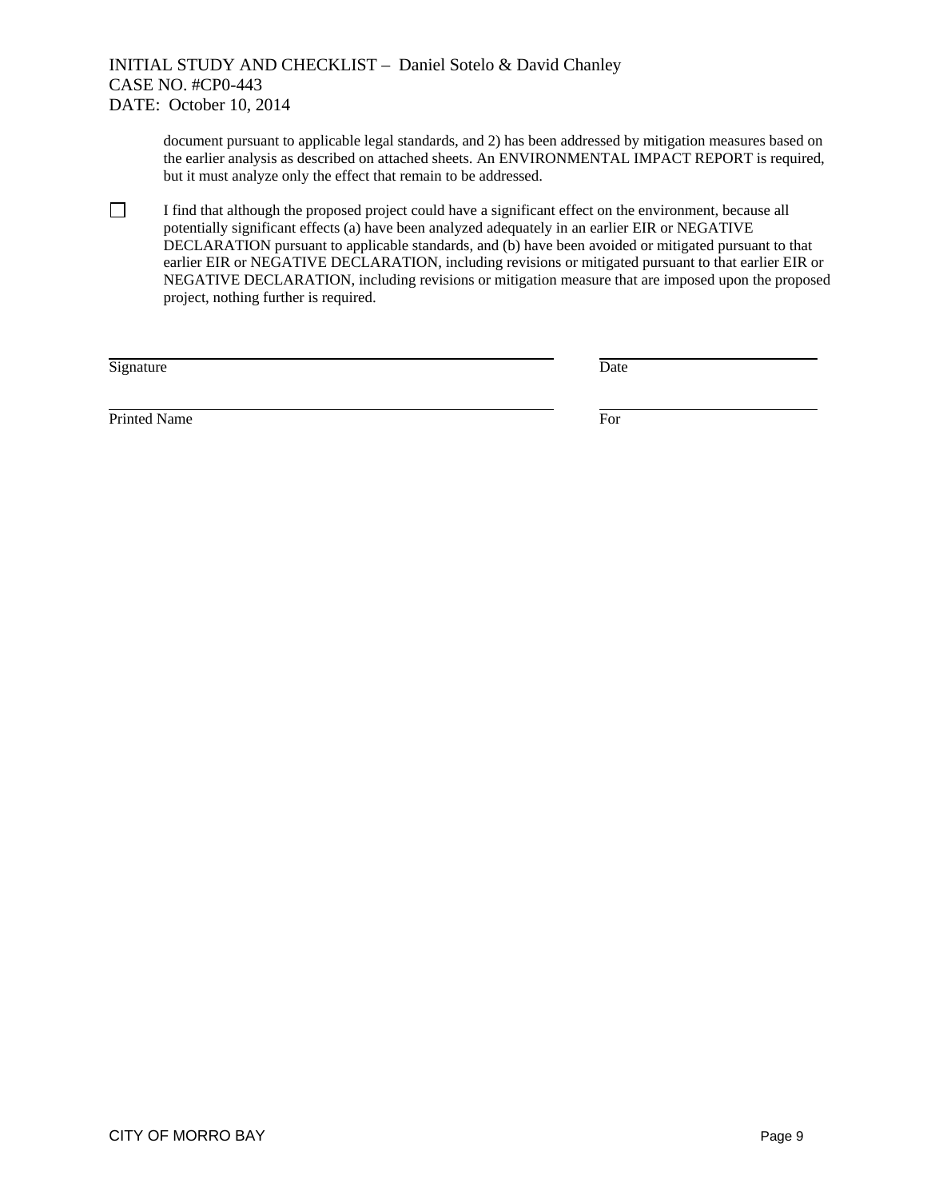document pursuant to applicable legal standards, and 2) has been addressed by mitigation measures based on the earlier analysis as described on attached sheets. An ENVIRONMENTAL IMPACT REPORT is required, but it must analyze only the effect that remain to be addressed.

☐ I find that although the proposed project could have a significant effect on the environment, because all potentially significant effects (a) have been analyzed adequately in an earlier EIR or NEGATIVE DECLARATION pursuant to applicable standards, and (b) have been avoided or mitigated pursuant to that earlier EIR or NEGATIVE DECLARATION, including revisions or mitigated pursuant to that earlier EIR or NEGATIVE DECLARATION, including revisions or mitigation measure that are imposed upon the proposed project, nothing further is required.

| | |
|---|---|
| Signature | Date |
| Printed Name | For |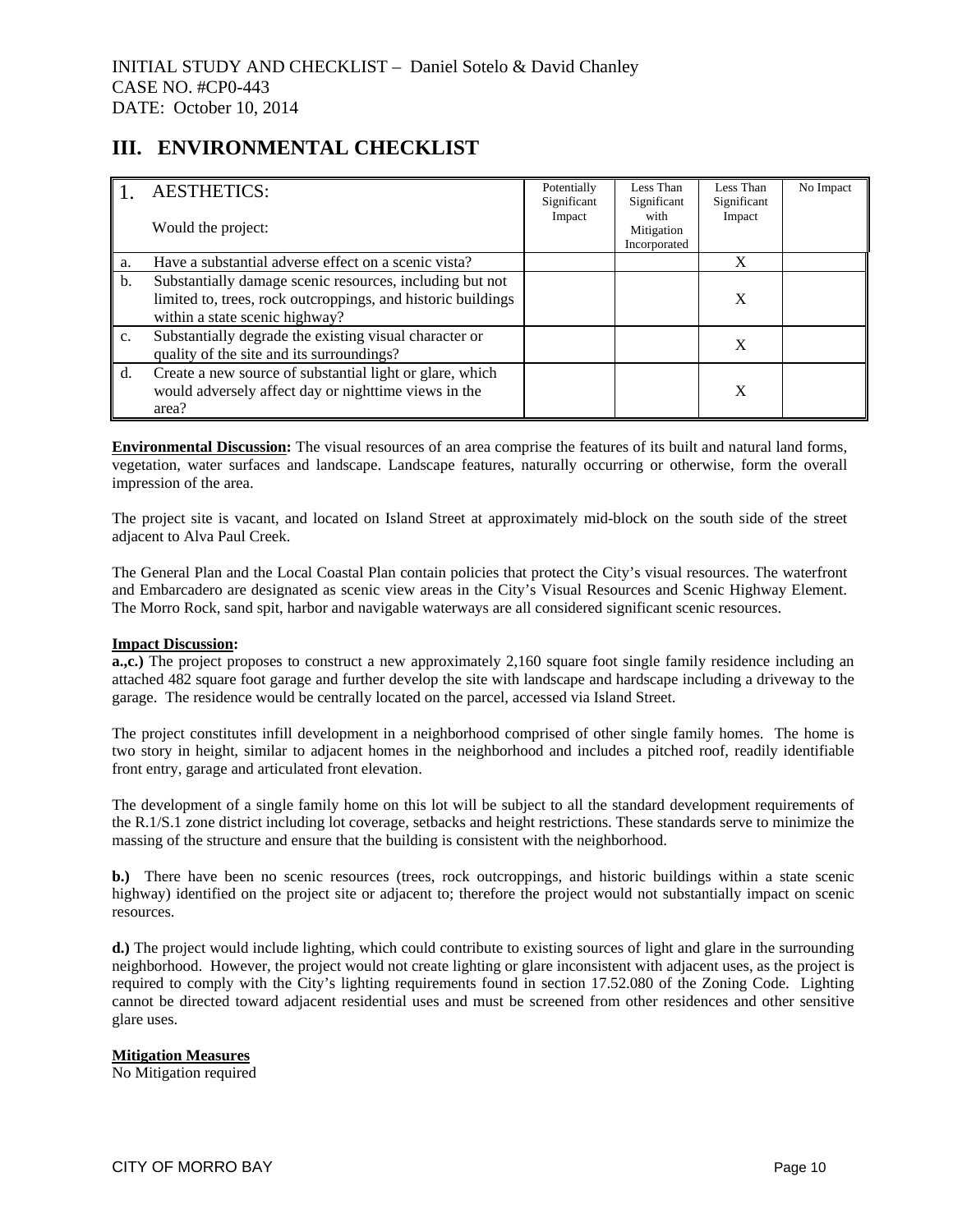INITIAL STUDY AND CHECKLIST – Daniel Sotelo & David Chanley
CASE NO. #CP0-443
DATE: October 10, 2014

## III. ENVIRONMENTAL CHECKLIST

| 1. AESTHETICS: Would the project: | | Potentially Significant Impact | Less Than Significant with Mitigation Incorporated | Less Than Significant Impact | No Impact |
|---|---|---|---|---|---|
| a. | Have a substantial adverse effect on a scenic vista? | | | X | |
| b. | Substantially damage scenic resources, including but not limited to, trees, rock outcroppings, and historic buildings within a state scenic highway? | | | X | |
| c. | Substantially degrade the existing visual character or quality of the site and its surroundings? | | | X | |
| d. | Create a new source of substantial light or glare, which would adversely affect day or nighttime views in the area? | | | X | |

**Environmental Discussion:** The visual resources of an area comprise the features of its built and natural land forms, vegetation, water surfaces and landscape. Landscape features, naturally occurring or otherwise, form the overall impression of the area.

The project site is vacant, and located on Island Street at approximately mid-block on the south side of the street adjacent to Alva Paul Creek.

The General Plan and the Local Coastal Plan contain policies that protect the City's visual resources. The waterfront and Embarcadero are designated as scenic view areas in the City's Visual Resources and Scenic Highway Element. The Morro Rock, sand spit, harbor and navigable waterways are all considered significant scenic resources.

**Impact Discussion:**

**a.,c.)** The project proposes to construct a new approximately 2,160 square foot single family residence including an attached 482 square foot garage and further develop the site with landscape and hardscape including a driveway to the garage. The residence would be centrally located on the parcel, accessed via Island Street.

The project constitutes infill development in a neighborhood comprised of other single family homes. The home is two story in height, similar to adjacent homes in the neighborhood and includes a pitched roof, readily identifiable front entry, garage and articulated front elevation.

The development of a single family home on this lot will be subject to all the standard development requirements of the R.1/S.1 zone district including lot coverage, setbacks and height restrictions. These standards serve to minimize the massing of the structure and ensure that the building is consistent with the neighborhood.

**b.)** There have been no scenic resources (trees, rock outcroppings, and historic buildings within a state scenic highway) identified on the project site or adjacent to; therefore the project would not substantially impact on scenic resources.

**d.)** The project would include lighting, which could contribute to existing sources of light and glare in the surrounding neighborhood. However, the project would not create lighting or glare inconsistent with adjacent uses, as the project is required to comply with the City's lighting requirements found in section 17.52.080 of the Zoning Code. Lighting cannot be directed toward adjacent residential uses and must be screened from other residences and other sensitive glare uses.

**Mitigation Measures**

No Mitigation required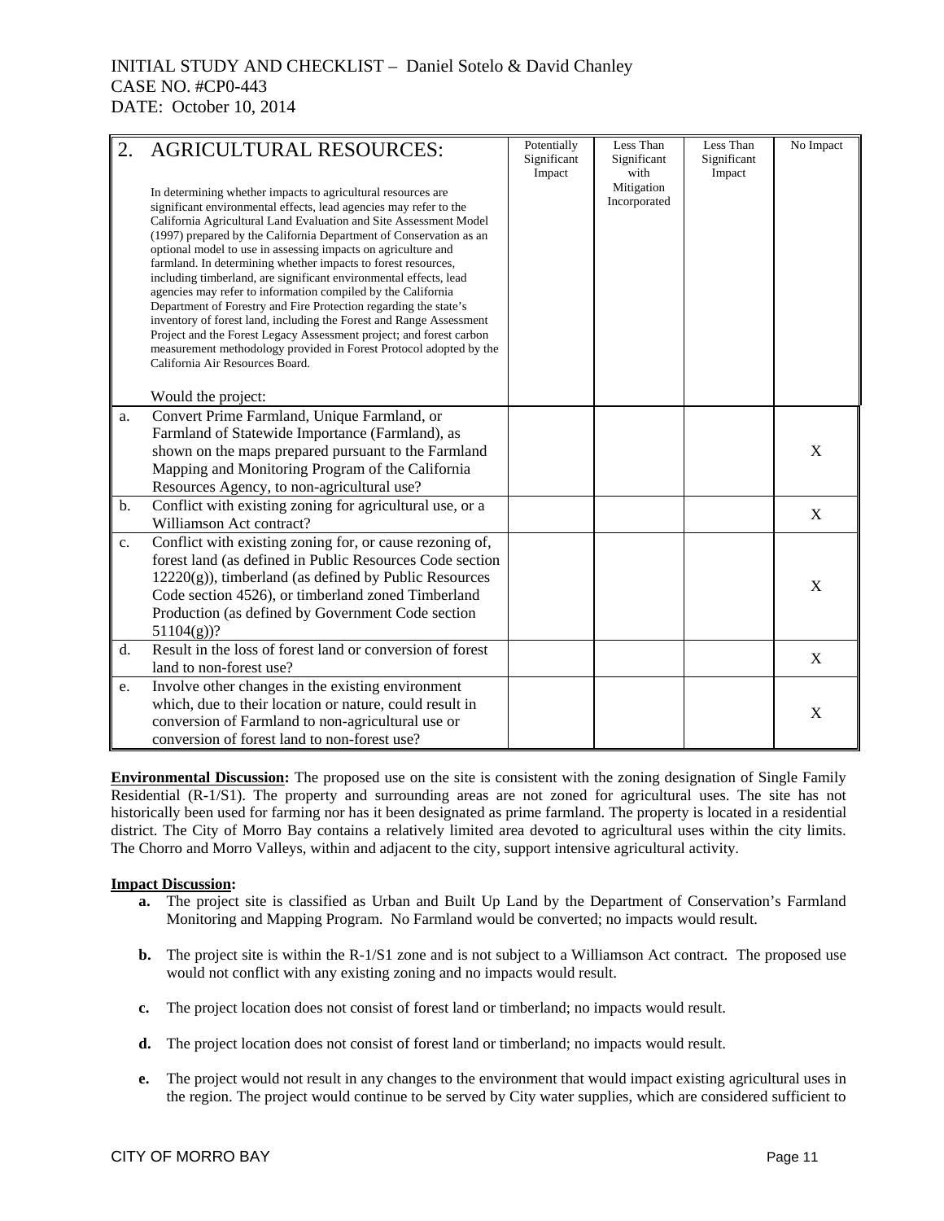INITIAL STUDY AND CHECKLIST – Daniel Sotelo & David Chanley
CASE NO. #CP0-443
DATE: October 10, 2014

| 2. | AGRICULTURAL RESOURCES: In determining whether impacts to agricultural resources are significant environmental effects, lead agencies may refer to the California Agricultural Land Evaluation and Site Assessment Model (1997) prepared by the California Department of Conservation as an optional model to use in assessing impacts on agriculture and farmland. In determining whether impacts to forest resources, including timberland, are significant environmental effects, lead agencies may refer to information compiled by the California Department of Forestry and Fire Protection regarding the state's inventory of forest land, including the Forest and Range Assessment Project and the Forest Legacy Assessment project; and forest carbon measurement methodology provided in Forest Protocol adopted by the California Air Resources Board. Would the project: | Potentially Significant Impact | Less Than Significant with Mitigation Incorporated | Less Than Significant Impact | No Impact |
|---|---|---|---|---|---|
| a. | Convert Prime Farmland, Unique Farmland, or Farmland of Statewide Importance (Farmland), as shown on the maps prepared pursuant to the Farmland Mapping and Monitoring Program of the California Resources Agency, to non-agricultural use? | | | | X |
| b. | Conflict with existing zoning for agricultural use, or a Williamson Act contract? | | | | X |
| c. | Conflict with existing zoning for, or cause rezoning of, forest land (as defined in Public Resources Code section 12220(g)), timberland (as defined by Public Resources Code section 4526), or timberland zoned Timberland Production (as defined by Government Code section 51104(g))? | | | | X |
| d. | Result in the loss of forest land or conversion of forest land to non-forest use? | | | | X |
| e. | Involve other changes in the existing environment which, due to their location or nature, could result in conversion of Farmland to non-agricultural use or conversion of forest land to non-forest use? | | | | X |

**Environmental Discussion:** The proposed use on the site is consistent with the zoning designation of Single Family Residential (R-1/S1). The property and surrounding areas are not zoned for agricultural uses. The site has not historically been used for farming nor has it been designated as prime farmland. The property is located in a residential district. The City of Morro Bay contains a relatively limited area devoted to agricultural uses within the city limits. The Chorro and Morro Valleys, within and adjacent to the city, support intensive agricultural activity.

**Impact Discussion:**

- **a.** The project site is classified as Urban and Built Up Land by the Department of Conservation's Farmland Monitoring and Mapping Program. No Farmland would be converted; no impacts would result.

- **b.** The project site is within the R-1/S1 zone and is not subject to a Williamson Act contract. The proposed use would not conflict with any existing zoning and no impacts would result.

- **c.** The project location does not consist of forest land or timberland; no impacts would result.

- **d.** The project location does not consist of forest land or timberland; no impacts would result.

- **e.** The project would not result in any changes to the environment that would impact existing agricultural uses in the region. The project would continue to be served by City water supplies, which are considered sufficient to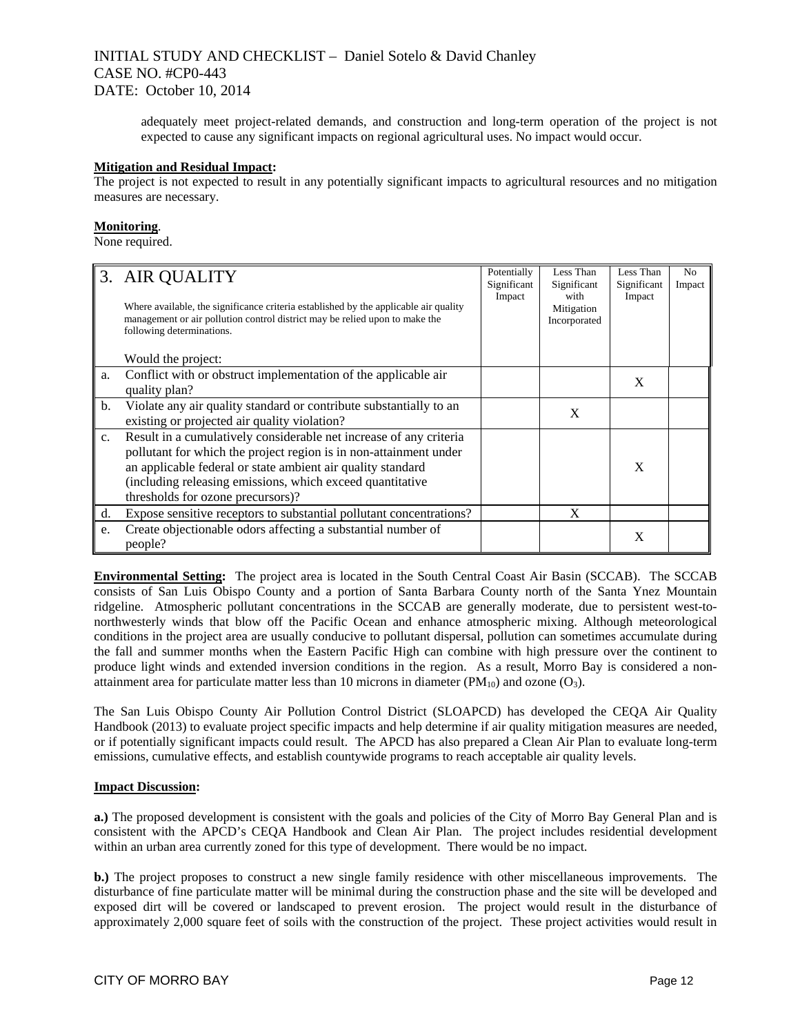adequately meet project-related demands, and construction and long-term operation of the project is not expected to cause any significant impacts on regional agricultural uses. No impact would occur.

**Mitigation and Residual Impact:**
The project is not expected to result in any potentially significant impacts to agricultural resources and no mitigation measures are necessary.

**Monitoring**.
None required.

| 3. AIR QUALITY<br><br>Where available, the significance criteria established by the applicable air quality management or air pollution control district may be relied upon to make the following determinations.<br><br>Would the project: | | Potentially Significant Impact | Less Than Significant with Mitigation Incorporated | Less Than Significant Impact | No Impact |
|---|---|---|---|---|---|
| a. | Conflict with or obstruct implementation of the applicable air quality plan? | | | X | |
| b. | Violate any air quality standard or contribute substantially to an existing or projected air quality violation? | | X | | |
| c. | Result in a cumulatively considerable net increase of any criteria pollutant for which the project region is in non-attainment under an applicable federal or state ambient air quality standard (including releasing emissions, which exceed quantitative thresholds for ozone precursors)? | | | X | |
| d. | Expose sensitive receptors to substantial pollutant concentrations? | | X | | |
| e. | Create objectionable odors affecting a substantial number of people? | | | X | |

**Environmental Setting:** The project area is located in the South Central Coast Air Basin (SCCAB). The SCCAB consists of San Luis Obispo County and a portion of Santa Barbara County north of the Santa Ynez Mountain ridgeline. Atmospheric pollutant concentrations in the SCCAB are generally moderate, due to persistent west-to-northwesterly winds that blow off the Pacific Ocean and enhance atmospheric mixing. Although meteorological conditions in the project area are usually conducive to pollutant dispersal, pollution can sometimes accumulate during the fall and summer months when the Eastern Pacific High can combine with high pressure over the continent to produce light winds and extended inversion conditions in the region. As a result, Morro Bay is considered a non-attainment area for particulate matter less than 10 microns in diameter ($PM_{10}$) and ozone ($O_3$).

The San Luis Obispo County Air Pollution Control District (SLOAPCD) has developed the CEQA Air Quality Handbook (2013) to evaluate project specific impacts and help determine if air quality mitigation measures are needed, or if potentially significant impacts could result. The APCD has also prepared a Clean Air Plan to evaluate long-term emissions, cumulative effects, and establish countywide programs to reach acceptable air quality levels.

**Impact Discussion:**

**a.)** The proposed development is consistent with the goals and policies of the City of Morro Bay General Plan and is consistent with the APCD's CEQA Handbook and Clean Air Plan. The project includes residential development within an urban area currently zoned for this type of development. There would be no impact.

**b.)** The project proposes to construct a new single family residence with other miscellaneous improvements. The disturbance of fine particulate matter will be minimal during the construction phase and the site will be developed and exposed dirt will be covered or landscaped to prevent erosion. The project would result in the disturbance of approximately 2,000 square feet of soils with the construction of the project. These project activities would result in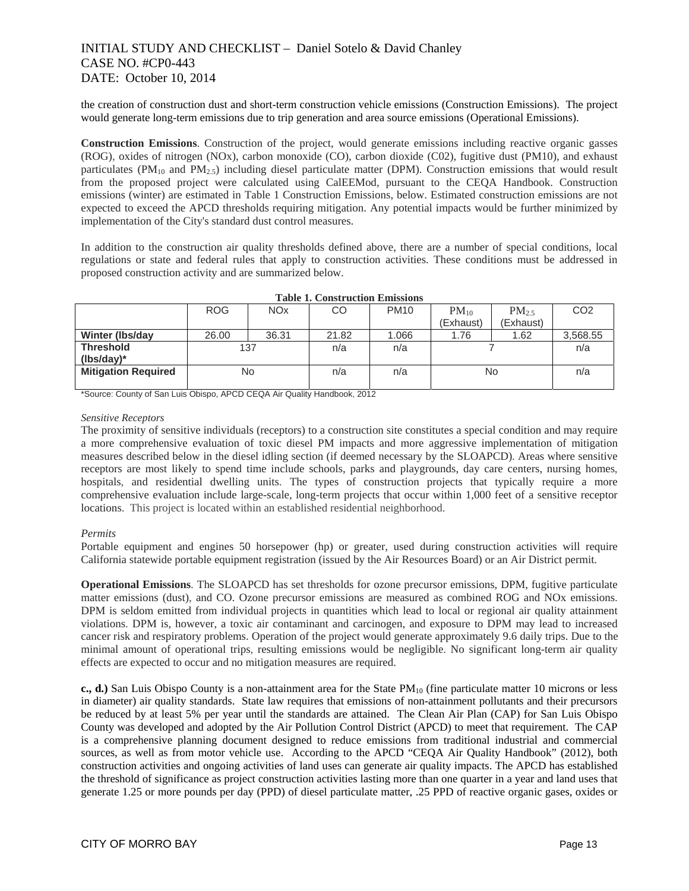the creation of construction dust and short-term construction vehicle emissions (Construction Emissions). The project would generate long-term emissions due to trip generation and area source emissions (Operational Emissions).

**Construction Emissions**. Construction of the project, would generate emissions including reactive organic gasses (ROG), oxides of nitrogen (NOx), carbon monoxide (CO), carbon dioxide (C02), fugitive dust (PM10), and exhaust particulates ($PM_{10}$ and $PM_{2.5}$) including diesel particulate matter (DPM). Construction emissions that would result from the proposed project were calculated using CalEEMod, pursuant to the CEQA Handbook. Construction emissions (winter) are estimated in Table 1 Construction Emissions, below. Estimated construction emissions are not expected to exceed the APCD thresholds requiring mitigation. Any potential impacts would be further minimized by implementation of the City's standard dust control measures.

In addition to the construction air quality thresholds defined above, there are a number of special conditions, local regulations or state and federal rules that apply to construction activities. These conditions must be addressed in proposed construction activity and are summarized below.

**Table 1. Construction Emissions**

| | ROG | NOx | CO | PM10 | $PM_{10}$ (Exhaust) | $PM_{2.5}$ (Exhaust) | CO2 |
|---|---|---|---|---|---|---|---|
| **Winter (lbs/day** | 26.00 | 36.31 | 21.82 | 1.066 | 1.76 | 1.62 | 3,568.55 |
| **Threshold (lbs/day)*** | 137 | | n/a | n/a | 7 | | n/a |
| **Mitigation Required** | No | | n/a | n/a | No | | n/a |

*Source: County of San Luis Obispo, APCD CEQA Air Quality Handbook, 2012

*Sensitive Receptors*

The proximity of sensitive individuals (receptors) to a construction site constitutes a special condition and may require a more comprehensive evaluation of toxic diesel PM impacts and more aggressive implementation of mitigation measures described below in the diesel idling section (if deemed necessary by the SLOAPCD). Areas where sensitive receptors are most likely to spend time include schools, parks and playgrounds, day care centers, nursing homes, hospitals, and residential dwelling units. The types of construction projects that typically require a more comprehensive evaluation include large-scale, long-term projects that occur within 1,000 feet of a sensitive receptor locations. This project is located within an established residential neighborhood.

*Permits*

Portable equipment and engines 50 horsepower (hp) or greater, used during construction activities will require California statewide portable equipment registration (issued by the Air Resources Board) or an Air District permit.

**Operational Emissions**. The SLOAPCD has set thresholds for ozone precursor emissions, DPM, fugitive particulate matter emissions (dust), and CO. Ozone precursor emissions are measured as combined ROG and NOx emissions. DPM is seldom emitted from individual projects in quantities which lead to local or regional air quality attainment violations. DPM is, however, a toxic air contaminant and carcinogen, and exposure to DPM may lead to increased cancer risk and respiratory problems. Operation of the project would generate approximately 9.6 daily trips. Due to the minimal amount of operational trips, resulting emissions would be negligible. No significant long-term air quality effects are expected to occur and no mitigation measures are required.

**c., d.)** San Luis Obispo County is a non-attainment area for the State $PM_{10}$ (fine particulate matter 10 microns or less in diameter) air quality standards. State law requires that emissions of non-attainment pollutants and their precursors be reduced by at least 5% per year until the standards are attained. The Clean Air Plan (CAP) for San Luis Obispo County was developed and adopted by the Air Pollution Control District (APCD) to meet that requirement. The CAP is a comprehensive planning document designed to reduce emissions from traditional industrial and commercial sources, as well as from motor vehicle use. According to the APCD "CEQA Air Quality Handbook" (2012), both construction activities and ongoing activities of land uses can generate air quality impacts. The APCD has established the threshold of significance as project construction activities lasting more than one quarter in a year and land uses that generate 1.25 or more pounds per day (PPD) of diesel particulate matter, .25 PPD of reactive organic gases, oxides or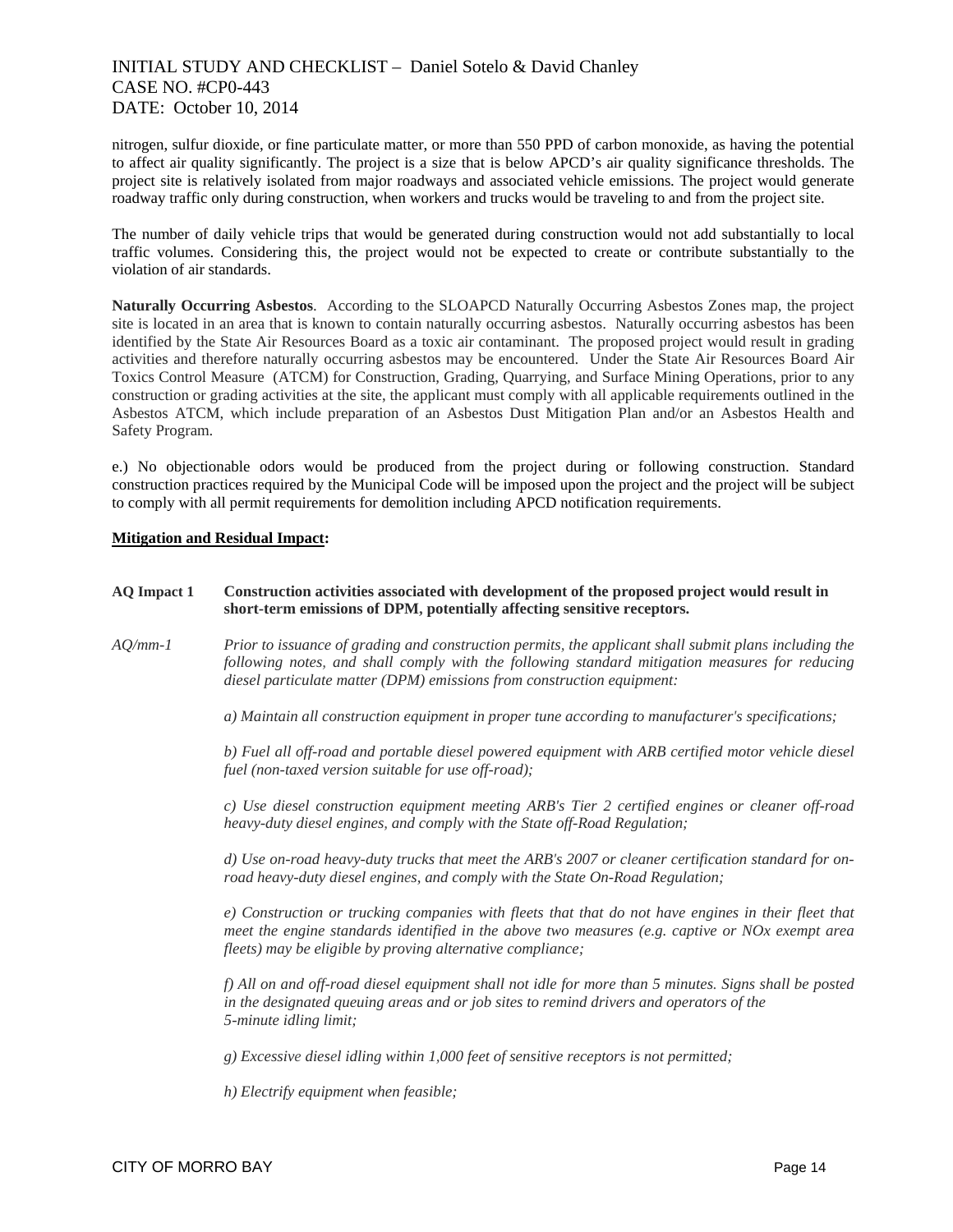nitrogen, sulfur dioxide, or fine particulate matter, or more than 550 PPD of carbon monoxide, as having the potential to affect air quality significantly. The project is a size that is below APCD's air quality significance thresholds. The project site is relatively isolated from major roadways and associated vehicle emissions. The project would generate roadway traffic only during construction, when workers and trucks would be traveling to and from the project site.

The number of daily vehicle trips that would be generated during construction would not add substantially to local traffic volumes. Considering this, the project would not be expected to create or contribute substantially to the violation of air standards.

**Naturally Occurring Asbestos**. According to the SLOAPCD Naturally Occurring Asbestos Zones map, the project site is located in an area that is known to contain naturally occurring asbestos. Naturally occurring asbestos has been identified by the State Air Resources Board as a toxic air contaminant. The proposed project would result in grading activities and therefore naturally occurring asbestos may be encountered. Under the State Air Resources Board Air Toxics Control Measure (ATCM) for Construction, Grading, Quarrying, and Surface Mining Operations, prior to any construction or grading activities at the site, the applicant must comply with all applicable requirements outlined in the Asbestos ATCM, which include preparation of an Asbestos Dust Mitigation Plan and/or an Asbestos Health and Safety Program.

e.) No objectionable odors would be produced from the project during or following construction. Standard construction practices required by the Municipal Code will be imposed upon the project and the project will be subject to comply with all permit requirements for demolition including APCD notification requirements.

**Mitigation and Residual Impact:**

**AQ Impact 1** **Construction activities associated with development of the proposed project would result in short-term emissions of DPM, potentially affecting sensitive receptors.**

*AQ/mm-1* *Prior to issuance of grading and construction permits, the applicant shall submit plans including the following notes, and shall comply with the following standard mitigation measures for reducing diesel particulate matter (DPM) emissions from construction equipment:*

*a) Maintain all construction equipment in proper tune according to manufacturer's specifications;*

*b) Fuel all off-road and portable diesel powered equipment with ARB certified motor vehicle diesel fuel (non-taxed version suitable for use off-road);*

*c) Use diesel construction equipment meeting ARB's Tier 2 certified engines or cleaner off-road heavy-duty diesel engines, and comply with the State off-Road Regulation;*

*d) Use on-road heavy-duty trucks that meet the ARB's 2007 or cleaner certification standard for on-road heavy-duty diesel engines, and comply with the State On-Road Regulation;*

*e) Construction or trucking companies with fleets that that do not have engines in their fleet that meet the engine standards identified in the above two measures (e.g. captive or NOx exempt area fleets) may be eligible by proving alternative compliance;*

*f) All on and off-road diesel equipment shall not idle for more than 5 minutes. Signs shall be posted in the designated queuing areas and or job sites to remind drivers and operators of the 5-minute idling limit;*

*g) Excessive diesel idling within 1,000 feet of sensitive receptors is not permitted;*

*h) Electrify equipment when feasible;*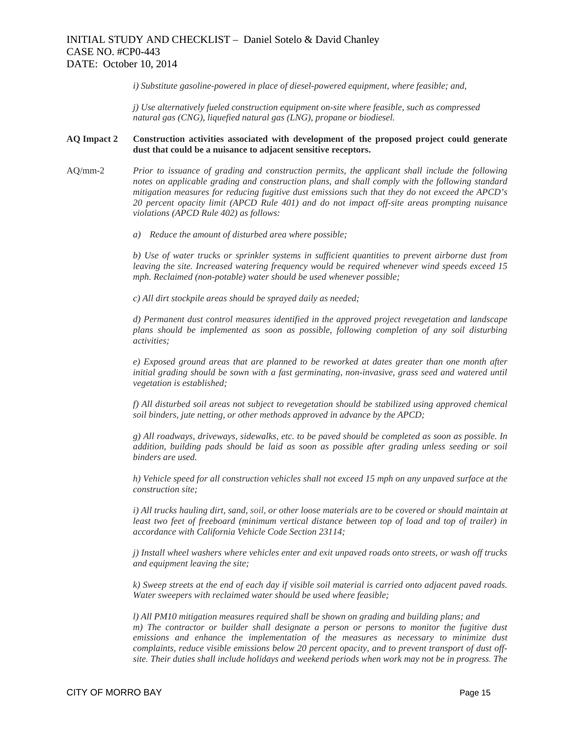*i) Substitute gasoline-powered in place of diesel-powered equipment, where feasible; and,*

*j) Use alternatively fueled construction equipment on-site where feasible, such as compressed natural gas (CNG), liquefied natural gas (LNG), propane or biodiesel.*

**AQ Impact 2 Construction activities associated with development of the proposed project could generate dust that could be a nuisance to adjacent sensitive receptors.**

AQ/mm-2 *Prior to issuance of grading and construction permits, the applicant shall include the following notes on applicable grading and construction plans, and shall comply with the following standard mitigation measures for reducing fugitive dust emissions such that they do not exceed the APCD's 20 percent opacity limit (APCD Rule 401) and do not impact off-site areas prompting nuisance violations (APCD Rule 402) as follows:*

*a) Reduce the amount of disturbed area where possible;*

*b) Use of water trucks or sprinkler systems in sufficient quantities to prevent airborne dust from leaving the site. Increased watering frequency would be required whenever wind speeds exceed 15 mph. Reclaimed (non-potable) water should be used whenever possible;*

*c) All dirt stockpile areas should be sprayed daily as needed;*

*d) Permanent dust control measures identified in the approved project revegetation and landscape plans should be implemented as soon as possible, following completion of any soil disturbing activities;*

*e) Exposed ground areas that are planned to be reworked at dates greater than one month after initial grading should be sown with a fast germinating, non-invasive, grass seed and watered until vegetation is established;*

*f) All disturbed soil areas not subject to revegetation should be stabilized using approved chemical soil binders, jute netting, or other methods approved in advance by the APCD;*

*g) All roadways, driveways, sidewalks, etc. to be paved should be completed as soon as possible. In addition, building pads should be laid as soon as possible after grading unless seeding or soil binders are used.*

*h) Vehicle speed for all construction vehicles shall not exceed 15 mph on any unpaved surface at the construction site;*

*i) All trucks hauling dirt, sand, soil, or other loose materials are to be covered or should maintain at least two feet of freeboard (minimum vertical distance between top of load and top of trailer) in accordance with California Vehicle Code Section 23114;*

*j) Install wheel washers where vehicles enter and exit unpaved roads onto streets, or wash off trucks and equipment leaving the site;*

*k) Sweep streets at the end of each day if visible soil material is carried onto adjacent paved roads. Water sweepers with reclaimed water should be used where feasible;*

*l) All PM10 mitigation measures required shall be shown on grading and building plans; and*
*m) The contractor or builder shall designate a person or persons to monitor the fugitive dust emissions and enhance the implementation of the measures as necessary to minimize dust complaints, reduce visible emissions below 20 percent opacity, and to prevent transport of dust off-site. Their duties shall include holidays and weekend periods when work may not be in progress. The*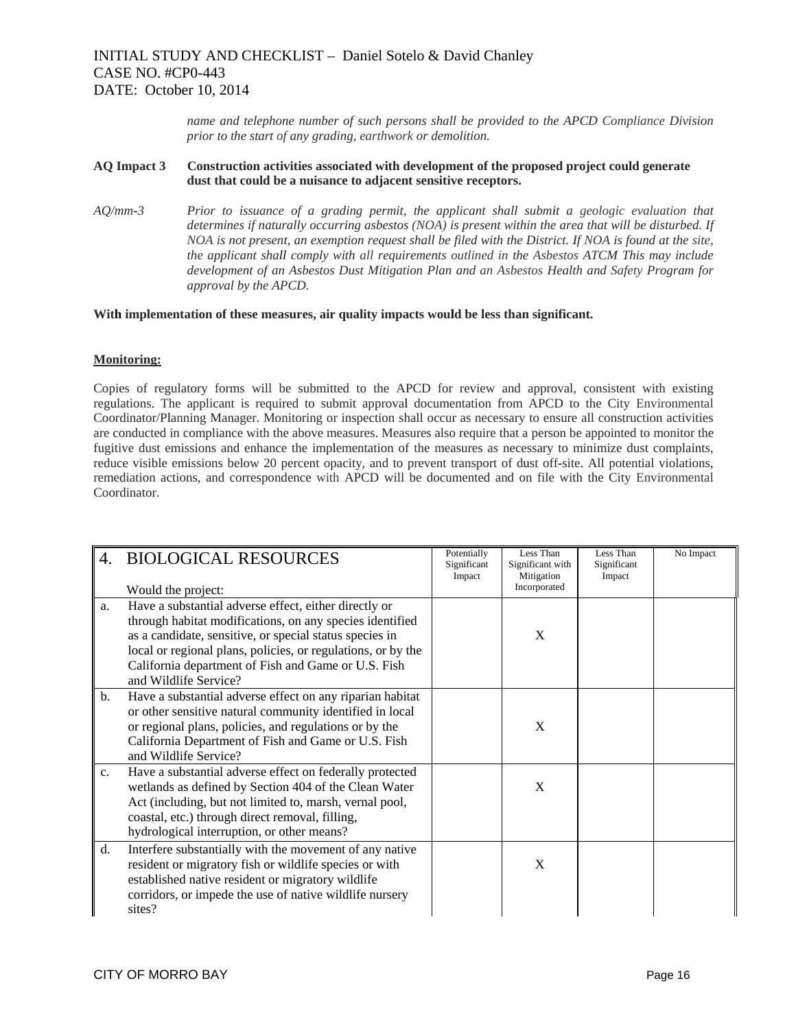*name and telephone number of such persons shall be provided to the APCD Compliance Division prior to the start of any grading, earthwork or demolition.*

**AQ Impact 3 Construction activities associated with development of the proposed project could generate dust that could be a nuisance to adjacent sensitive receptors.**

*AQ/mm-3 Prior to issuance of a grading permit, the applicant shall submit a geologic evaluation that determines if naturally occurring asbestos (NOA) is present within the area that will be disturbed. If NOA is not present, an exemption request shall be filed with the District. If NOA is found at the site, the applicant shall comply with all requirements outlined in the Asbestos ATCM This may include development of an Asbestos Dust Mitigation Plan and an Asbestos Health and Safety Program for approval by the APCD.*

**With implementation of these measures, air quality impacts would be less than significant.**

**Monitoring:**

Copies of regulatory forms will be submitted to the APCD for review and approval, consistent with existing regulations. The applicant is required to submit approval documentation from APCD to the City Environmental Coordinator/Planning Manager. Monitoring or inspection shall occur as necessary to ensure all construction activities are conducted in compliance with the above measures. Measures also require that a person be appointed to monitor the fugitive dust emissions and enhance the implementation of the measures as necessary to minimize dust complaints, reduce visible emissions below 20 percent opacity, and to prevent transport of dust off-site. All potential violations, remediation actions, and correspondence with APCD will be documented and on file with the City Environmental Coordinator.

| 4. BIOLOGICAL RESOURCES<br>Would the project: | Potentially Significant Impact | Less Than Significant with Mitigation Incorporated | Less Than Significant Impact | No Impact |
|---|---|---|---|---|
| a. Have a substantial adverse effect, either directly or through habitat modifications, on any species identified as a candidate, sensitive, or special status species in local or regional plans, policies, or regulations, or by the California department of Fish and Game or U.S. Fish and Wildlife Service? | | X | | |
| b. Have a substantial adverse effect on any riparian habitat or other sensitive natural community identified in local or regional plans, policies, and regulations or by the California Department of Fish and Game or U.S. Fish and Wildlife Service? | | X | | |
| c. Have a substantial adverse effect on federally protected wetlands as defined by Section 404 of the Clean Water Act (including, but not limited to, marsh, vernal pool, coastal, etc.) through direct removal, filling, hydrological interruption, or other means? | | X | | |
| d. Interfere substantially with the movement of any native resident or migratory fish or wildlife species or with established native resident or migratory wildlife corridors, or impede the use of native wildlife nursery sites? | | X | | |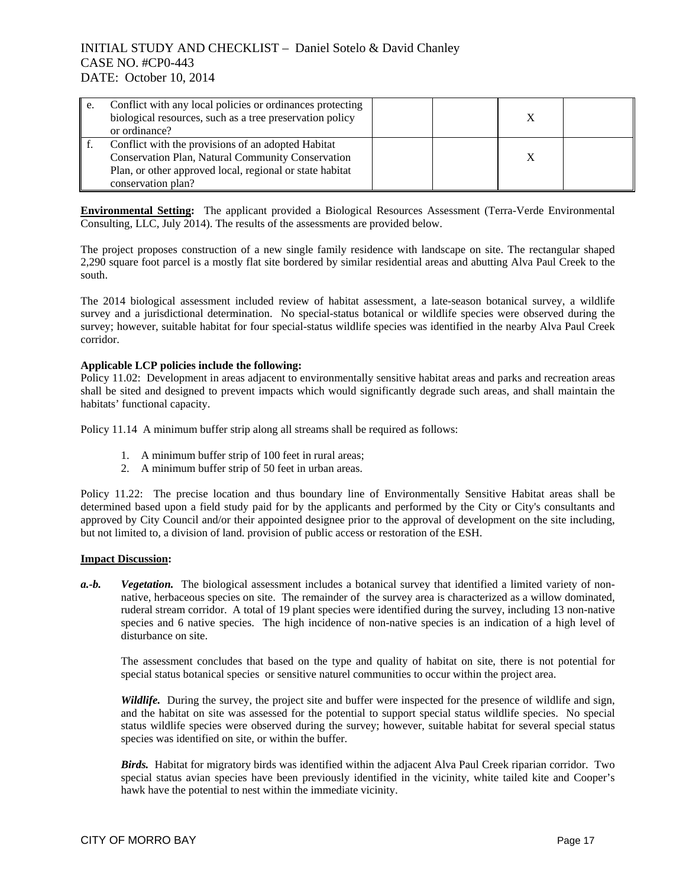| | | | | | |
|---|---|---|---|---|---|
| e. | Conflict with any local policies or ordinances protecting biological resources, such as a tree preservation policy or ordinance? | | | X | |
| f. | Conflict with the provisions of an adopted Habitat Conservation Plan, Natural Community Conservation Plan, or other approved local, regional or state habitat conservation plan? | | | X | |

**Environmental Setting:** The applicant provided a Biological Resources Assessment (Terra-Verde Environmental Consulting, LLC, July 2014). The results of the assessments are provided below.

The project proposes construction of a new single family residence with landscape on site. The rectangular shaped 2,290 square foot parcel is a mostly flat site bordered by similar residential areas and abutting Alva Paul Creek to the south.

The 2014 biological assessment included review of habitat assessment, a late-season botanical survey, a wildlife survey and a jurisdictional determination. No special-status botanical or wildlife species were observed during the survey; however, suitable habitat for four special-status wildlife species was identified in the nearby Alva Paul Creek corridor.

**Applicable LCP policies include the following:**

Policy 11.02: Development in areas adjacent to environmentally sensitive habitat areas and parks and recreation areas shall be sited and designed to prevent impacts which would significantly degrade such areas, and shall maintain the habitats' functional capacity.

Policy 11.14 A minimum buffer strip along all streams shall be required as follows:

1. A minimum buffer strip of 100 feet in rural areas;
2. A minimum buffer strip of 50 feet in urban areas.

Policy 11.22: The precise location and thus boundary line of Environmentally Sensitive Habitat areas shall be determined based upon a field study paid for by the applicants and performed by the City or City's consultants and approved by City Council and/or their appointed designee prior to the approval of development on the site including, but not limited to, a division of land. provision of public access or restoration of the ESH.

**Impact Discussion:**

***a.-b.*** ***Vegetation.*** The biological assessment includes a botanical survey that identified a limited variety of non-native, herbaceous species on site. The remainder of the survey area is characterized as a willow dominated, ruderal stream corridor. A total of 19 plant species were identified during the survey, including 13 non-native species and 6 native species. The high incidence of non-native species is an indication of a high level of disturbance on site.

The assessment concludes that based on the type and quality of habitat on site, there is not potential for special status botanical species or sensitive naturel communities to occur within the project area.

***Wildlife.*** During the survey, the project site and buffer were inspected for the presence of wildlife and sign, and the habitat on site was assessed for the potential to support special status wildlife species. No special status wildlife species were observed during the survey; however, suitable habitat for several special status species was identified on site, or within the buffer.

***Birds.*** Habitat for migratory birds was identified within the adjacent Alva Paul Creek riparian corridor. Two special status avian species have been previously identified in the vicinity, white tailed kite and Cooper's hawk have the potential to nest within the immediate vicinity.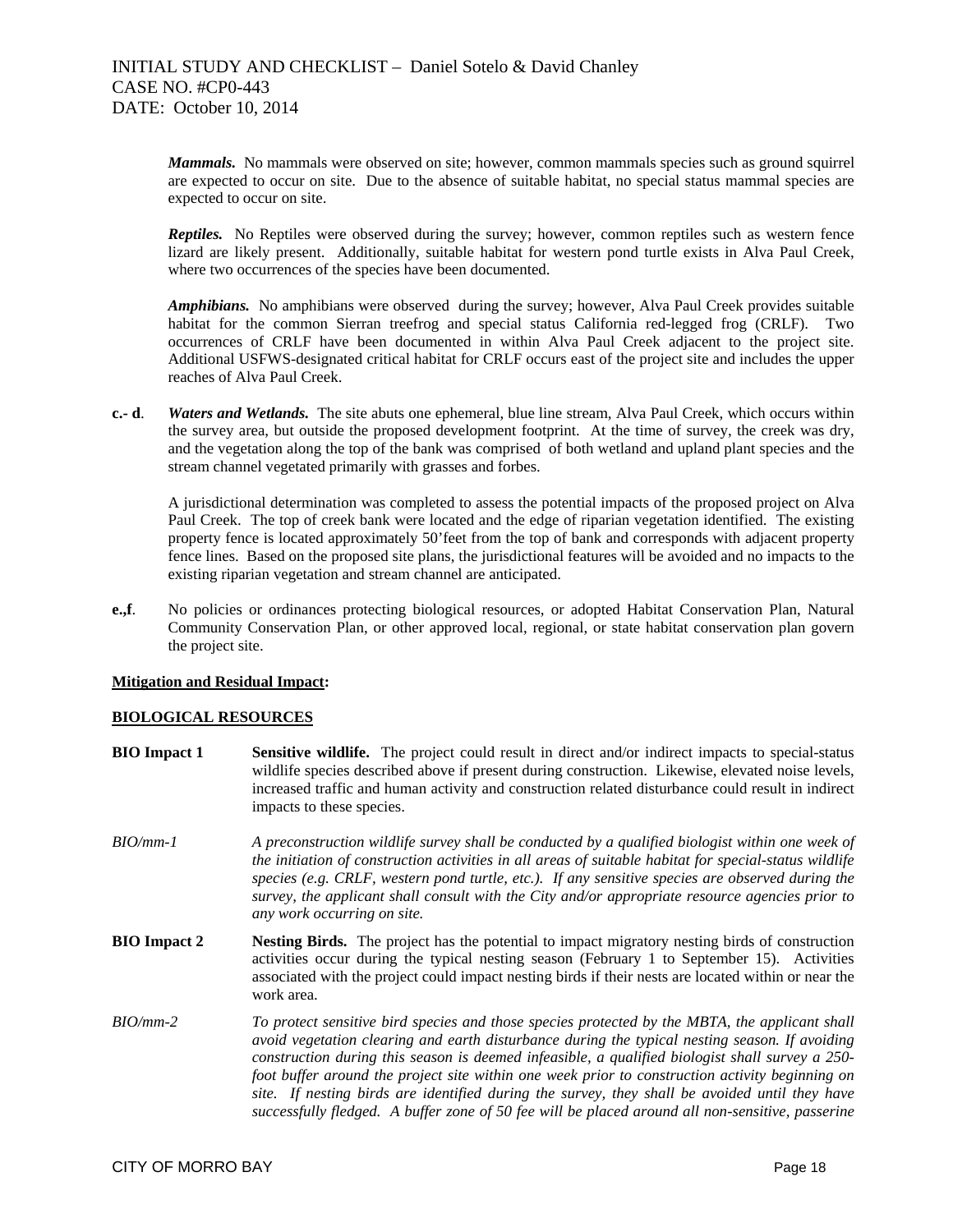***Mammals.*** No mammals were observed on site; however, common mammals species such as ground squirrel are expected to occur on site. Due to the absence of suitable habitat, no special status mammal species are expected to occur on site.

***Reptiles.*** No Reptiles were observed during the survey; however, common reptiles such as western fence lizard are likely present. Additionally, suitable habitat for western pond turtle exists in Alva Paul Creek, where two occurrences of the species have been documented.

***Amphibians.*** No amphibians were observed during the survey; however, Alva Paul Creek provides suitable habitat for the common Sierran treefrog and special status California red-legged frog (CRLF). Two occurrences of CRLF have been documented in within Alva Paul Creek adjacent to the project site. Additional USFWS-designated critical habitat for CRLF occurs east of the project site and includes the upper reaches of Alva Paul Creek.

**c.- d**. ***Waters and Wetlands.*** The site abuts one ephemeral, blue line stream, Alva Paul Creek, which occurs within the survey area, but outside the proposed development footprint. At the time of survey, the creek was dry, and the vegetation along the top of the bank was comprised of both wetland and upland plant species and the stream channel vegetated primarily with grasses and forbes.

A jurisdictional determination was completed to assess the potential impacts of the proposed project on Alva Paul Creek. The top of creek bank were located and the edge of riparian vegetation identified. The existing property fence is located approximately 50'feet from the top of bank and corresponds with adjacent property fence lines. Based on the proposed site plans, the jurisdictional features will be avoided and no impacts to the existing riparian vegetation and stream channel are anticipated.

**e.,f**. No policies or ordinances protecting biological resources, or adopted Habitat Conservation Plan, Natural Community Conservation Plan, or other approved local, regional, or state habitat conservation plan govern the project site.

**Mitigation and Residual Impact:**

**BIOLOGICAL RESOURCES**

**BIO Impact 1** **Sensitive wildlife.** The project could result in direct and/or indirect impacts to special-status wildlife species described above if present during construction. Likewise, elevated noise levels, increased traffic and human activity and construction related disturbance could result in indirect impacts to these species.

*BIO/mm-1* *A preconstruction wildlife survey shall be conducted by a qualified biologist within one week of the initiation of construction activities in all areas of suitable habitat for special-status wildlife species (e.g. CRLF, western pond turtle, etc.). If any sensitive species are observed during the survey, the applicant shall consult with the City and/or appropriate resource agencies prior to any work occurring on site.*

**BIO Impact 2** **Nesting Birds.** The project has the potential to impact migratory nesting birds of construction activities occur during the typical nesting season (February 1 to September 15). Activities associated with the project could impact nesting birds if their nests are located within or near the work area.

*BIO/mm-2* *To protect sensitive bird species and those species protected by the MBTA, the applicant shall avoid vegetation clearing and earth disturbance during the typical nesting season. If avoiding construction during this season is deemed infeasible, a qualified biologist shall survey a 250-foot buffer around the project site within one week prior to construction activity beginning on site. If nesting birds are identified during the survey, they shall be avoided until they have successfully fledged. A buffer zone of 50 fee will be placed around all non-sensitive, passerine*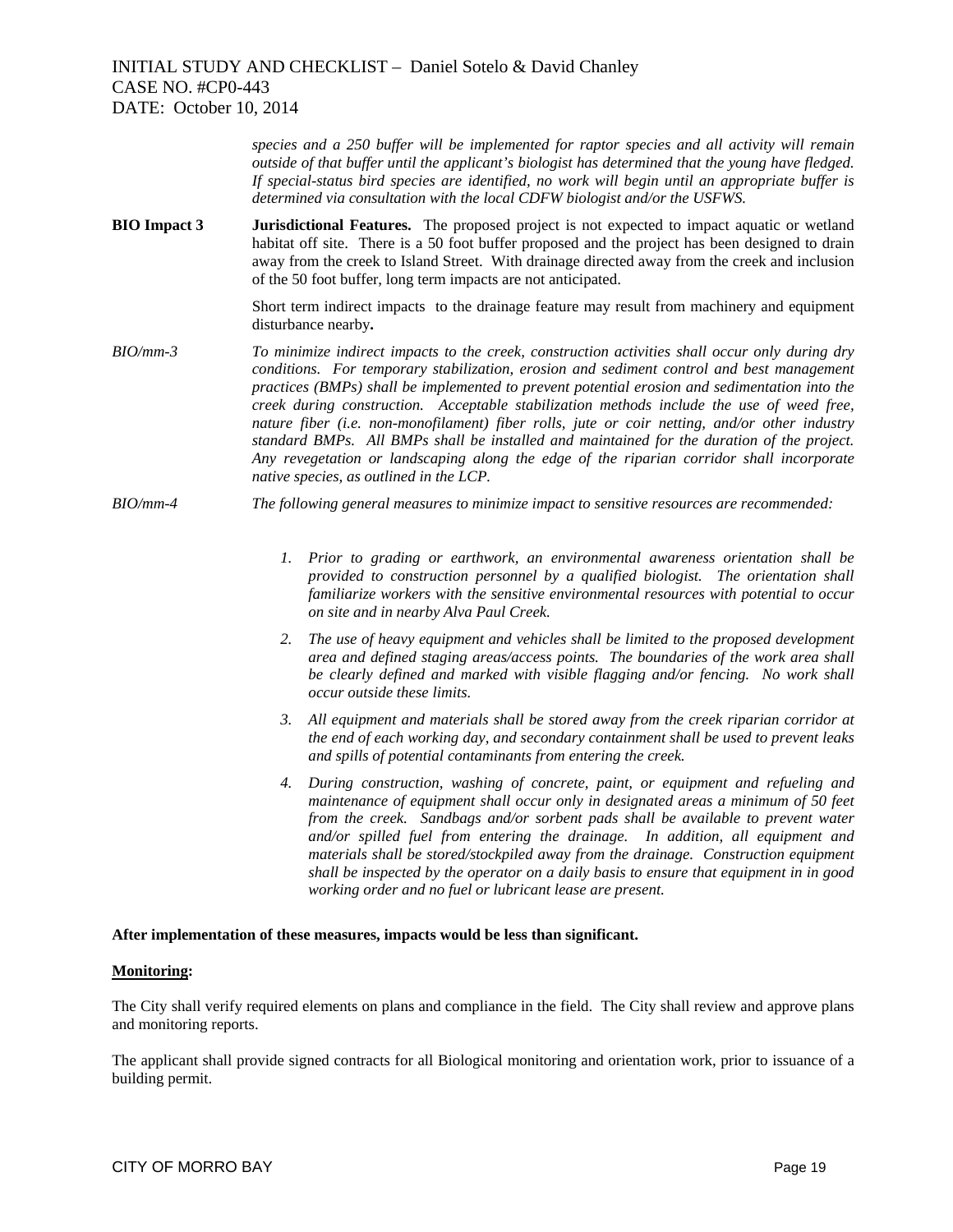*species and a 250 buffer will be implemented for raptor species and all activity will remain outside of that buffer until the applicant's biologist has determined that the young have fledged. If special-status bird species are identified, no work will begin until an appropriate buffer is determined via consultation with the local CDFW biologist and/or the USFWS.*

**BIO Impact 3** **Jurisdictional Features.** The proposed project is not expected to impact aquatic or wetland habitat off site. There is a 50 foot buffer proposed and the project has been designed to drain away from the creek to Island Street. With drainage directed away from the creek and inclusion of the 50 foot buffer, long term impacts are not anticipated.

Short term indirect impacts to the drainage feature may result from machinery and equipment disturbance nearby**.**

*BIO/mm-3* *To minimize indirect impacts to the creek, construction activities shall occur only during dry conditions. For temporary stabilization, erosion and sediment control and best management practices (BMPs) shall be implemented to prevent potential erosion and sedimentation into the creek during construction. Acceptable stabilization methods include the use of weed free, nature fiber (i.e. non-monofilament) fiber rolls, jute or coir netting, and/or other industry standard BMPs. All BMPs shall be installed and maintained for the duration of the project. Any revegetation or landscaping along the edge of the riparian corridor shall incorporate native species, as outlined in the LCP.*

*BIO/mm-4* *The following general measures to minimize impact to sensitive resources are recommended:*

1. *Prior to grading or earthwork, an environmental awareness orientation shall be provided to construction personnel by a qualified biologist. The orientation shall familiarize workers with the sensitive environmental resources with potential to occur on site and in nearby Alva Paul Creek.*
2. *The use of heavy equipment and vehicles shall be limited to the proposed development area and defined staging areas/access points. The boundaries of the work area shall be clearly defined and marked with visible flagging and/or fencing. No work shall occur outside these limits.*
3. *All equipment and materials shall be stored away from the creek riparian corridor at the end of each working day, and secondary containment shall be used to prevent leaks and spills of potential contaminants from entering the creek.*
4. *During construction, washing of concrete, paint, or equipment and refueling and maintenance of equipment shall occur only in designated areas a minimum of 50 feet from the creek. Sandbags and/or sorbent pads shall be available to prevent water and/or spilled fuel from entering the drainage. In addition, all equipment and materials shall be stored/stockpiled away from the drainage. Construction equipment shall be inspected by the operator on a daily basis to ensure that equipment in in good working order and no fuel or lubricant lease are present.*

**After implementation of these measures, impacts would be less than significant.**

**Monitoring:**

The City shall verify required elements on plans and compliance in the field. The City shall review and approve plans and monitoring reports.

The applicant shall provide signed contracts for all Biological monitoring and orientation work, prior to issuance of a building permit.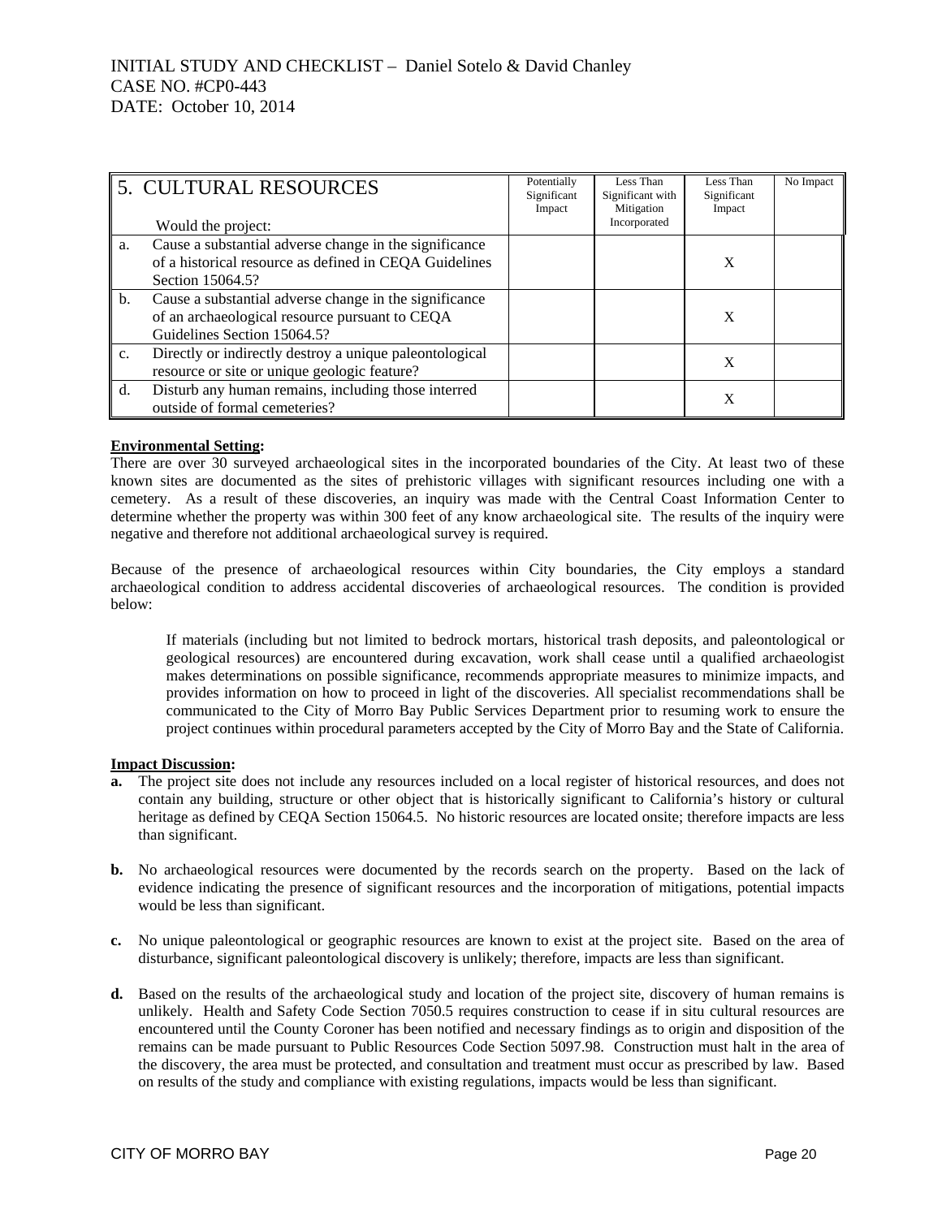| 5. CULTURAL RESOURCES<br><br>Would the project: | | Potentially Significant Impact | Less Than Significant with Mitigation Incorporated | Less Than Significant Impact | No Impact |
|---|---|---|---|---|---|
| a. | Cause a substantial adverse change in the significance of a historical resource as defined in CEQA Guidelines Section 15064.5? | | | X | |
| b. | Cause a substantial adverse change in the significance of an archaeological resource pursuant to CEQA Guidelines Section 15064.5? | | | X | |
| c. | Directly or indirectly destroy a unique paleontological resource or site or unique geologic feature? | | | X | |
| d. | Disturb any human remains, including those interred outside of formal cemeteries? | | | X | |

**Environmental Setting:**

There are over 30 surveyed archaeological sites in the incorporated boundaries of the City. At least two of these known sites are documented as the sites of prehistoric villages with significant resources including one with a cemetery. As a result of these discoveries, an inquiry was made with the Central Coast Information Center to determine whether the property was within 300 feet of any know archaeological site. The results of the inquiry were negative and therefore not additional archaeological survey is required.

Because of the presence of archaeological resources within City boundaries, the City employs a standard archaeological condition to address accidental discoveries of archaeological resources. The condition is provided below:

> If materials (including but not limited to bedrock mortars, historical trash deposits, and paleontological or geological resources) are encountered during excavation, work shall cease until a qualified archaeologist makes determinations on possible significance, recommends appropriate measures to minimize impacts, and provides information on how to proceed in light of the discoveries. All specialist recommendations shall be communicated to the City of Morro Bay Public Services Department prior to resuming work to ensure the project continues within procedural parameters accepted by the City of Morro Bay and the State of California.

**Impact Discussion:**

**a.** The project site does not include any resources included on a local register of historical resources, and does not contain any building, structure or other object that is historically significant to California's history or cultural heritage as defined by CEQA Section 15064.5. No historic resources are located onsite; therefore impacts are less than significant.

**b.** No archaeological resources were documented by the records search on the property. Based on the lack of evidence indicating the presence of significant resources and the incorporation of mitigations, potential impacts would be less than significant.

**c.** No unique paleontological or geographic resources are known to exist at the project site. Based on the area of disturbance, significant paleontological discovery is unlikely; therefore, impacts are less than significant.

**d.** Based on the results of the archaeological study and location of the project site, discovery of human remains is unlikely. Health and Safety Code Section 7050.5 requires construction to cease if in situ cultural resources are encountered until the County Coroner has been notified and necessary findings as to origin and disposition of the remains can be made pursuant to Public Resources Code Section 5097.98. Construction must halt in the area of the discovery, the area must be protected, and consultation and treatment must occur as prescribed by law. Based on results of the study and compliance with existing regulations, impacts would be less than significant.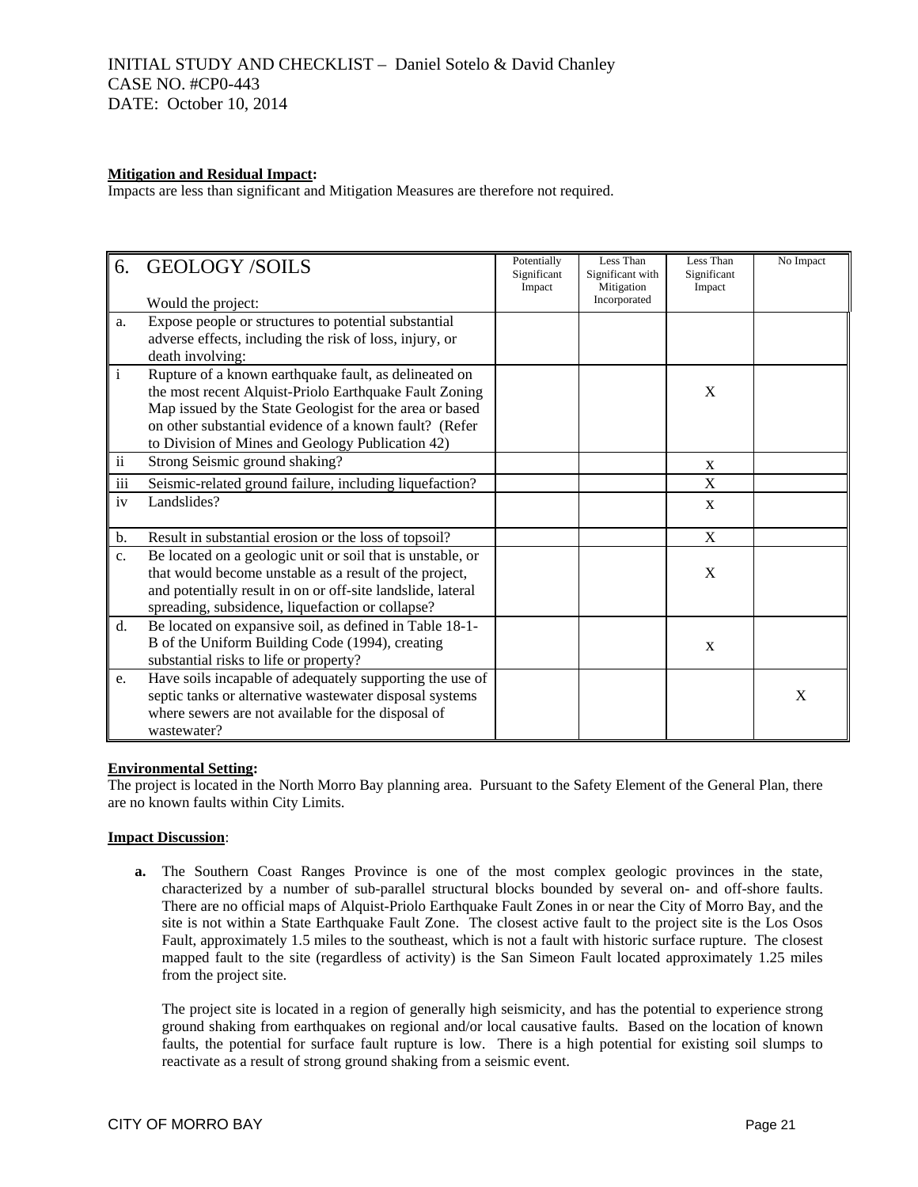**Mitigation and Residual Impact:**
Impacts are less than significant and Mitigation Measures are therefore not required.

| 6. GEOLOGY /SOILS<br><br>Would the project: | | Potentially Significant Impact | Less Than Significant with Mitigation Incorporated | Less Than Significant Impact | No Impact |
|---|---|---|---|---|---|
| a. | Expose people or structures to potential substantial adverse effects, including the risk of loss, injury, or death involving: | | | | |
| i | Rupture of a known earthquake fault, as delineated on the most recent Alquist-Priolo Earthquake Fault Zoning Map issued by the State Geologist for the area or based on other substantial evidence of a known fault? (Refer to Division of Mines and Geology Publication 42) | | | X | |
| ii | Strong Seismic ground shaking? | | | X | |
| iii | Seismic-related ground failure, including liquefaction? | | | X | |
| iv | Landslides? | | | X | |
| b. | Result in substantial erosion or the loss of topsoil? | | | X | |
| c. | Be located on a geologic unit or soil that is unstable, or that would become unstable as a result of the project, and potentially result in on or off-site landslide, lateral spreading, subsidence, liquefaction or collapse? | | | X | |
| d. | Be located on expansive soil, as defined in Table 18-1-B of the Uniform Building Code (1994), creating substantial risks to life or property? | | | X | |
| e. | Have soils incapable of adequately supporting the use of septic tanks or alternative wastewater disposal systems where sewers are not available for the disposal of wastewater? | | | | X |

**Environmental Setting:**
The project is located in the North Morro Bay planning area. Pursuant to the Safety Element of the General Plan, there are no known faults within City Limits.

**Impact Discussion**:

**a.** The Southern Coast Ranges Province is one of the most complex geologic provinces in the state, characterized by a number of sub-parallel structural blocks bounded by several on- and off-shore faults. There are no official maps of Alquist-Priolo Earthquake Fault Zones in or near the City of Morro Bay, and the site is not within a State Earthquake Fault Zone. The closest active fault to the project site is the Los Osos Fault, approximately 1.5 miles to the southeast, which is not a fault with historic surface rupture. The closest mapped fault to the site (regardless of activity) is the San Simeon Fault located approximately 1.25 miles from the project site.

The project site is located in a region of generally high seismicity, and has the potential to experience strong ground shaking from earthquakes on regional and/or local causative faults. Based on the location of known faults, the potential for surface fault rupture is low. There is a high potential for existing soil slumps to reactivate as a result of strong ground shaking from a seismic event.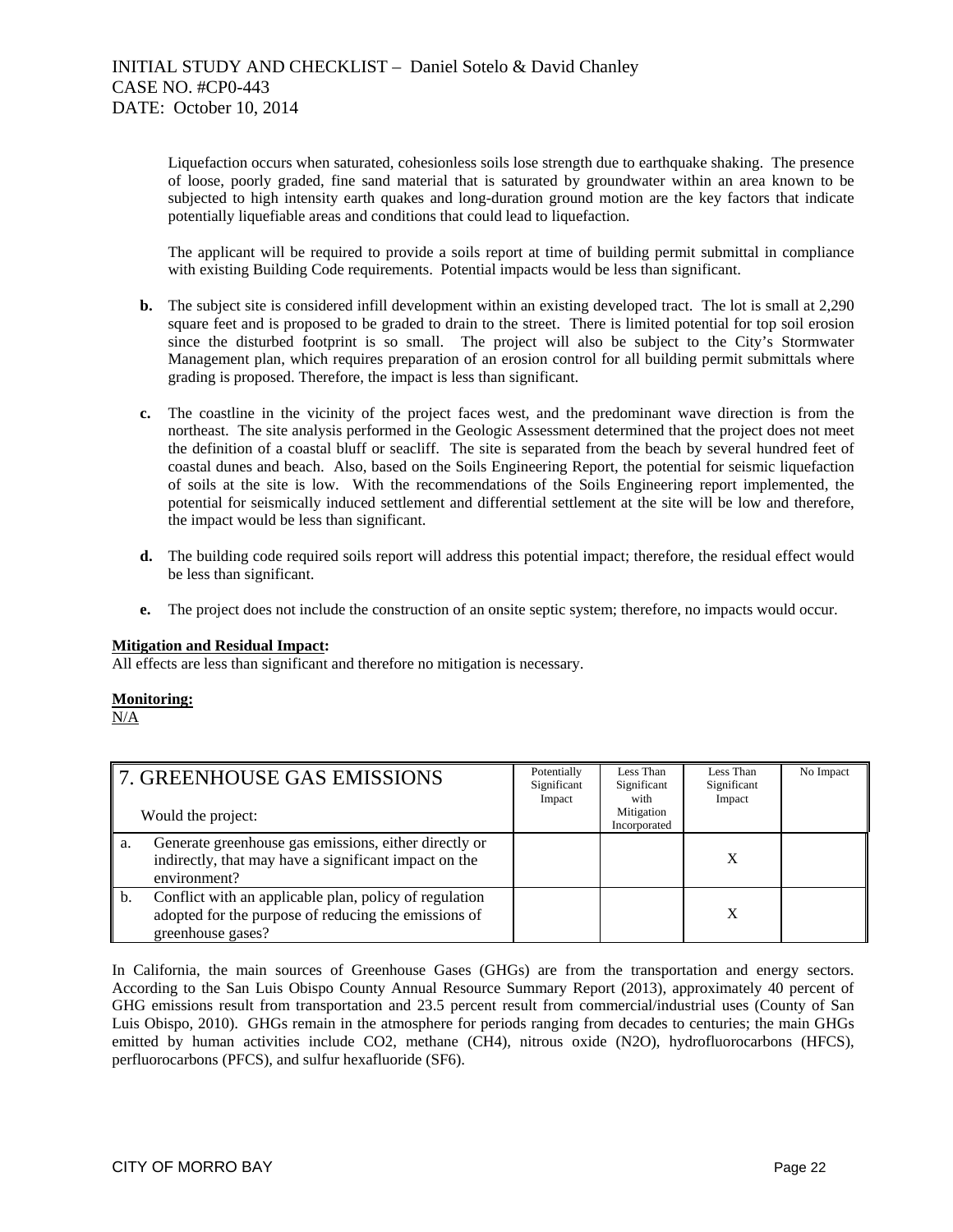Liquefaction occurs when saturated, cohesionless soils lose strength due to earthquake shaking. The presence of loose, poorly graded, fine sand material that is saturated by groundwater within an area known to be subjected to high intensity earth quakes and long-duration ground motion are the key factors that indicate potentially liquefiable areas and conditions that could lead to liquefaction.

The applicant will be required to provide a soils report at time of building permit submittal in compliance with existing Building Code requirements. Potential impacts would be less than significant.

**b.** The subject site is considered infill development within an existing developed tract. The lot is small at 2,290 square feet and is proposed to be graded to drain to the street. There is limited potential for top soil erosion since the disturbed footprint is so small. The project will also be subject to the City's Stormwater Management plan, which requires preparation of an erosion control for all building permit submittals where grading is proposed. Therefore, the impact is less than significant.

**c.** The coastline in the vicinity of the project faces west, and the predominant wave direction is from the northeast. The site analysis performed in the Geologic Assessment determined that the project does not meet the definition of a coastal bluff or seacliff. The site is separated from the beach by several hundred feet of coastal dunes and beach. Also, based on the Soils Engineering Report, the potential for seismic liquefaction of soils at the site is low. With the recommendations of the Soils Engineering report implemented, the potential for seismically induced settlement and differential settlement at the site will be low and therefore, the impact would be less than significant.

**d.** The building code required soils report will address this potential impact; therefore, the residual effect would be less than significant.

**e.** The project does not include the construction of an onsite septic system; therefore, no impacts would occur.

**Mitigation and Residual Impact:**
All effects are less than significant and therefore no mitigation is necessary.

**Monitoring:**
N/A

| 7. GREENHOUSE GAS EMISSIONS<br><br>Would the project: | Potentially Significant Impact | Less Than Significant with Mitigation Incorporated | Less Than Significant Impact | No Impact |
|---|---|---|---|---|
| a. Generate greenhouse gas emissions, either directly or indirectly, that may have a significant impact on the environment? | | | X | |
| b. Conflict with an applicable plan, policy of regulation adopted for the purpose of reducing the emissions of greenhouse gases? | | | X | |

In California, the main sources of Greenhouse Gases (GHGs) are from the transportation and energy sectors. According to the San Luis Obispo County Annual Resource Summary Report (2013), approximately 40 percent of GHG emissions result from transportation and 23.5 percent result from commercial/industrial uses (County of San Luis Obispo, 2010). GHGs remain in the atmosphere for periods ranging from decades to centuries; the main GHGs emitted by human activities include $CO_2$, methane ($CH_4$), nitrous oxide ($N_2O$), hydrofluorocarbons (HFCS), perfluorocarbons (PFCS), and sulfur hexafluoride ($SF_6$).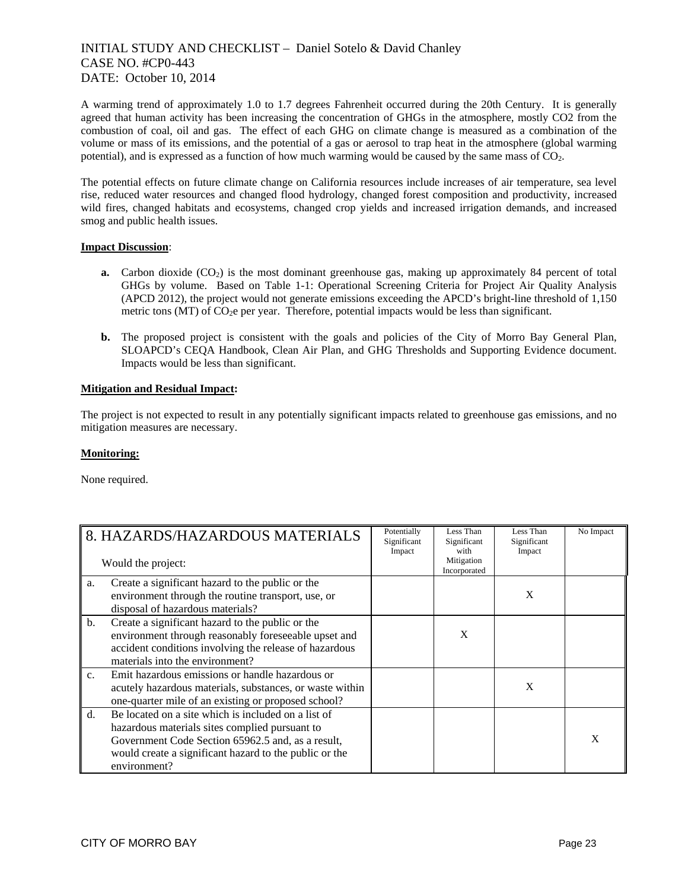A warming trend of approximately 1.0 to 1.7 degrees Fahrenheit occurred during the 20th Century. It is generally agreed that human activity has been increasing the concentration of GHGs in the atmosphere, mostly CO2 from the combustion of coal, oil and gas. The effect of each GHG on climate change is measured as a combination of the volume or mass of its emissions, and the potential of a gas or aerosol to trap heat in the atmosphere (global warming potential), and is expressed as a function of how much warming would be caused by the same mass of $CO_2$.

The potential effects on future climate change on California resources include increases of air temperature, sea level rise, reduced water resources and changed flood hydrology, changed forest composition and productivity, increased wild fires, changed habitats and ecosystems, changed crop yields and increased irrigation demands, and increased smog and public health issues.

**Impact Discussion**:

- **a.** Carbon dioxide ($CO_2$) is the most dominant greenhouse gas, making up approximately 84 percent of total GHGs by volume. Based on Table 1-1: Operational Screening Criteria for Project Air Quality Analysis (APCD 2012), the project would not generate emissions exceeding the APCD's bright-line threshold of 1,150 metric tons (MT) of $CO_2$e per year. Therefore, potential impacts would be less than significant.

- **b.** The proposed project is consistent with the goals and policies of the City of Morro Bay General Plan, SLOAPCD's CEQA Handbook, Clean Air Plan, and GHG Thresholds and Supporting Evidence document. Impacts would be less than significant.

**Mitigation and Residual Impact:**

The project is not expected to result in any potentially significant impacts related to greenhouse gas emissions, and no mitigation measures are necessary.

**Monitoring:**

None required.

| 8. HAZARDS/HAZARDOUS MATERIALS<br>Would the project: | Potentially Significant Impact | Less Than Significant with Mitigation Incorporated | Less Than Significant Impact | No Impact |
|---|---|---|---|---|
| a. Create a significant hazard to the public or the environment through the routine transport, use, or disposal of hazardous materials? | | | X | |
| b. Create a significant hazard to the public or the environment through reasonably foreseeable upset and accident conditions involving the release of hazardous materials into the environment? | | X | | |
| c. Emit hazardous emissions or handle hazardous or acutely hazardous materials, substances, or waste within one-quarter mile of an existing or proposed school? | | | X | |
| d. Be located on a site which is included on a list of hazardous materials sites complied pursuant to Government Code Section 65962.5 and, as a result, would create a significant hazard to the public or the environment? | | | | X |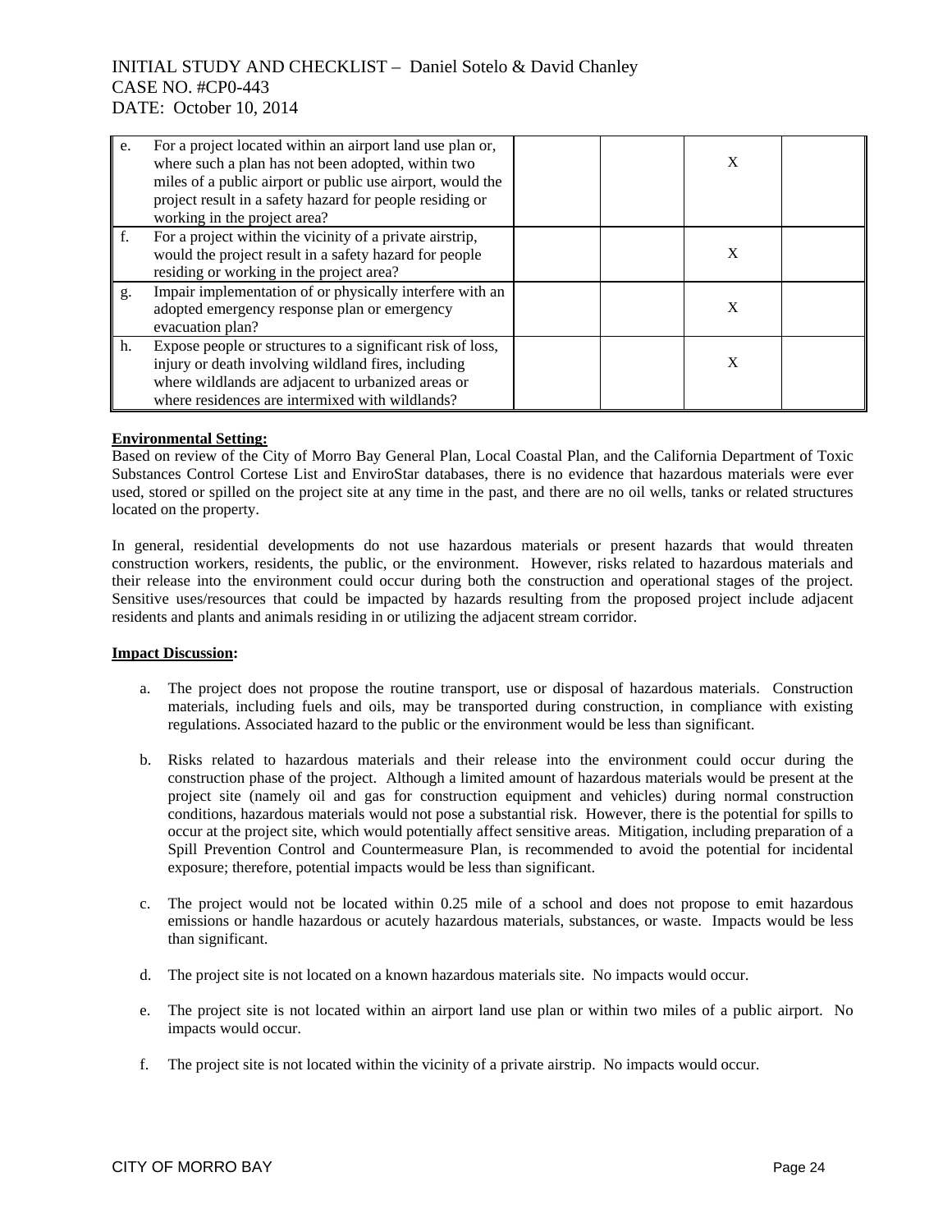| | | | | | |
|---|---|---|---|---|---|
| e. | For a project located within an airport land use plan or, where such a plan has not been adopted, within two miles of a public airport or public use airport, would the project result in a safety hazard for people residing or working in the project area? | | | X | |
| f. | For a project within the vicinity of a private airstrip, would the project result in a safety hazard for people residing or working in the project area? | | | X | |
| g. | Impair implementation of or physically interfere with an adopted emergency response plan or emergency evacuation plan? | | | X | |
| h. | Expose people or structures to a significant risk of loss, injury or death involving wildland fires, including where wildlands are adjacent to urbanized areas or where residences are intermixed with wildlands? | | | X | |

**Environmental Setting:**

Based on review of the City of Morro Bay General Plan, Local Coastal Plan, and the California Department of Toxic Substances Control Cortese List and EnviroStar databases, there is no evidence that hazardous materials were ever used, stored or spilled on the project site at any time in the past, and there are no oil wells, tanks or related structures located on the property.

In general, residential developments do not use hazardous materials or present hazards that would threaten construction workers, residents, the public, or the environment. However, risks related to hazardous materials and their release into the environment could occur during both the construction and operational stages of the project. Sensitive uses/resources that could be impacted by hazards resulting from the proposed project include adjacent residents and plants and animals residing in or utilizing the adjacent stream corridor.

**Impact Discussion:**

a. The project does not propose the routine transport, use or disposal of hazardous materials. Construction materials, including fuels and oils, may be transported during construction, in compliance with existing regulations. Associated hazard to the public or the environment would be less than significant.

b. Risks related to hazardous materials and their release into the environment could occur during the construction phase of the project. Although a limited amount of hazardous materials would be present at the project site (namely oil and gas for construction equipment and vehicles) during normal construction conditions, hazardous materials would not pose a substantial risk. However, there is the potential for spills to occur at the project site, which would potentially affect sensitive areas. Mitigation, including preparation of a Spill Prevention Control and Countermeasure Plan, is recommended to avoid the potential for incidental exposure; therefore, potential impacts would be less than significant.

c. The project would not be located within 0.25 mile of a school and does not propose to emit hazardous emissions or handle hazardous or acutely hazardous materials, substances, or waste. Impacts would be less than significant.

d. The project site is not located on a known hazardous materials site. No impacts would occur.

e. The project site is not located within an airport land use plan or within two miles of a public airport. No impacts would occur.

f. The project site is not located within the vicinity of a private airstrip. No impacts would occur.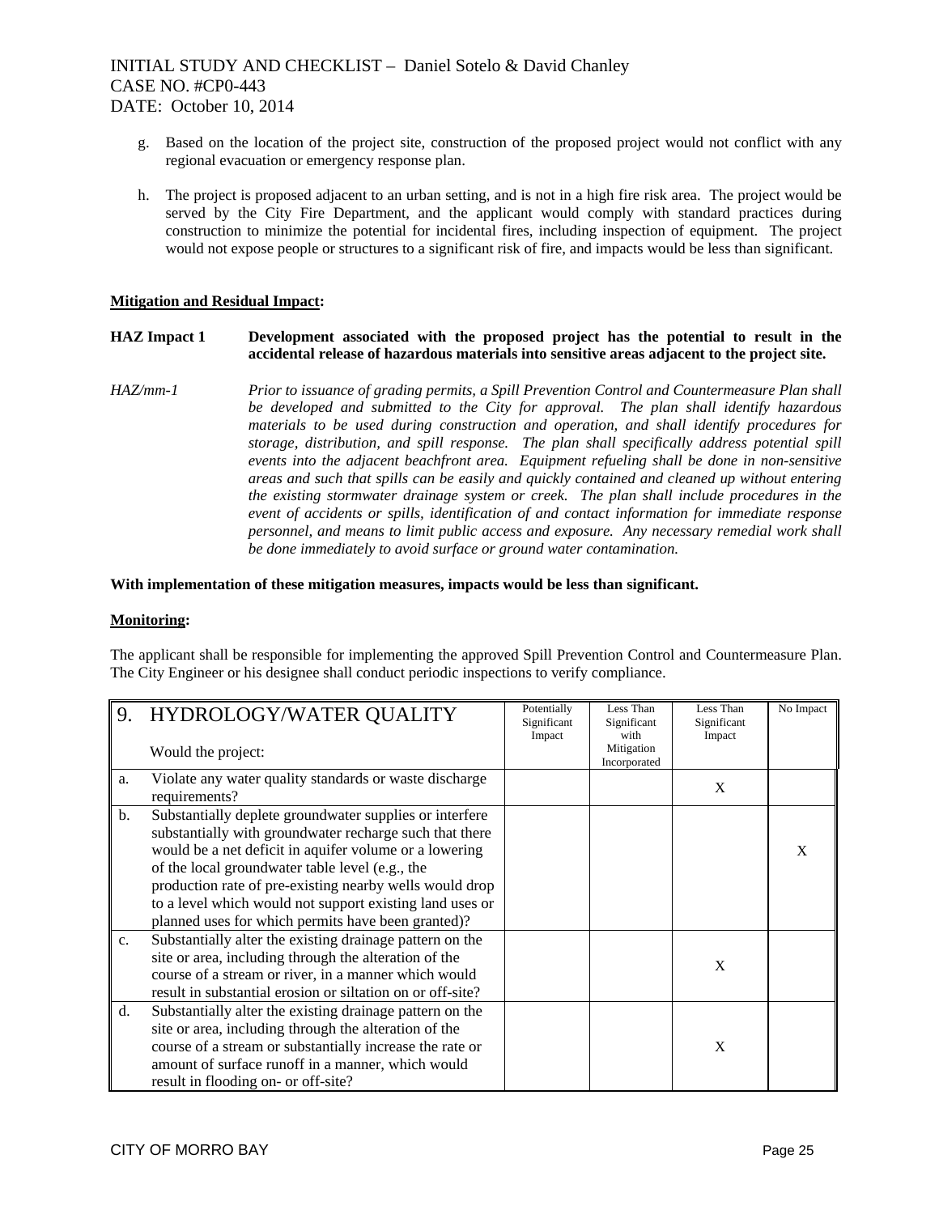g. Based on the location of the project site, construction of the proposed project would not conflict with any regional evacuation or emergency response plan.

h. The project is proposed adjacent to an urban setting, and is not in a high fire risk area. The project would be served by the City Fire Department, and the applicant would comply with standard practices during construction to minimize the potential for incidental fires, including inspection of equipment. The project would not expose people or structures to a significant risk of fire, and impacts would be less than significant.

**Mitigation and Residual Impact:**

**HAZ Impact 1** **Development associated with the proposed project has the potential to result in the accidental release of hazardous materials into sensitive areas adjacent to the project site.**

*HAZ/mm-1* *Prior to issuance of grading permits, a Spill Prevention Control and Countermeasure Plan shall be developed and submitted to the City for approval. The plan shall identify hazardous materials to be used during construction and operation, and shall identify procedures for storage, distribution, and spill response. The plan shall specifically address potential spill events into the adjacent beachfront area. Equipment refueling shall be done in non-sensitive areas and such that spills can be easily and quickly contained and cleaned up without entering the existing stormwater drainage system or creek. The plan shall include procedures in the event of accidents or spills, identification of and contact information for immediate response personnel, and means to limit public access and exposure. Any necessary remedial work shall be done immediately to avoid surface or ground water contamination.*

**With implementation of these mitigation measures, impacts would be less than significant.**

**Monitoring:**

The applicant shall be responsible for implementing the approved Spill Prevention Control and Countermeasure Plan. The City Engineer or his designee shall conduct periodic inspections to verify compliance.

| 9. | HYDROLOGY/WATER QUALITY<br><br>Would the project: | Potentially Significant Impact | Less Than Significant with Mitigation Incorporated | Less Than Significant Impact | No Impact |
|---|---|---|---|---|---|
| a. | Violate any water quality standards or waste discharge requirements? | | | X | |
| b. | Substantially deplete groundwater supplies or interfere substantially with groundwater recharge such that there would be a net deficit in aquifer volume or a lowering of the local groundwater table level (e.g., the production rate of pre-existing nearby wells would drop to a level which would not support existing land uses or planned uses for which permits have been granted)? | | | | X |
| c. | Substantially alter the existing drainage pattern on the site or area, including through the alteration of the course of a stream or river, in a manner which would result in substantial erosion or siltation on or off-site? | | | X | |
| d. | Substantially alter the existing drainage pattern on the site or area, including through the alteration of the course of a stream or substantially increase the rate or amount of surface runoff in a manner, which would result in flooding on- or off-site? | | | X | |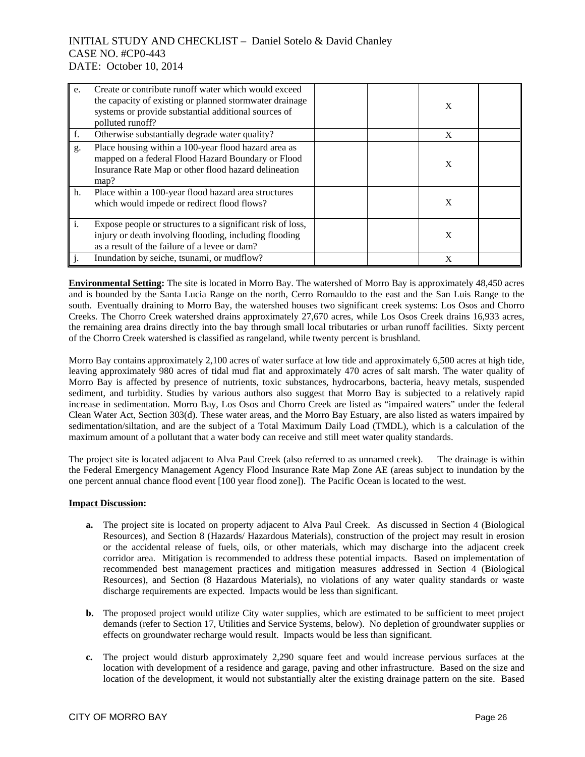| | | | | | |
|---|---|---|---|---|---|
| e. | Create or contribute runoff water which would exceed the capacity of existing or planned stormwater drainage systems or provide substantial additional sources of polluted runoff? | | | X | |
| f. | Otherwise substantially degrade water quality? | | | X | |
| g. | Place housing within a 100-year flood hazard area as mapped on a federal Flood Hazard Boundary or Flood Insurance Rate Map or other flood hazard delineation map? | | | X | |
| h. | Place within a 100-year flood hazard area structures which would impede or redirect flood flows? | | | X | |
| i. | Expose people or structures to a significant risk of loss, injury or death involving flooding, including flooding as a result of the failure of a levee or dam? | | | X | |
| j. | Inundation by seiche, tsunami, or mudflow? | | | X | |

**Environmental Setting:** The site is located in Morro Bay. The watershed of Morro Bay is approximately 48,450 acres and is bounded by the Santa Lucia Range on the north, Cerro Romauldo to the east and the San Luis Range to the south. Eventually draining to Morro Bay, the watershed houses two significant creek systems: Los Osos and Chorro Creeks. The Chorro Creek watershed drains approximately 27,670 acres, while Los Osos Creek drains 16,933 acres, the remaining area drains directly into the bay through small local tributaries or urban runoff facilities. Sixty percent of the Chorro Creek watershed is classified as rangeland, while twenty percent is brushland.

Morro Bay contains approximately 2,100 acres of water surface at low tide and approximately 6,500 acres at high tide, leaving approximately 980 acres of tidal mud flat and approximately 470 acres of salt marsh. The water quality of Morro Bay is affected by presence of nutrients, toxic substances, hydrocarbons, bacteria, heavy metals, suspended sediment, and turbidity. Studies by various authors also suggest that Morro Bay is subjected to a relatively rapid increase in sedimentation. Morro Bay, Los Osos and Chorro Creek are listed as "impaired waters" under the federal Clean Water Act, Section 303(d). These water areas, and the Morro Bay Estuary, are also listed as waters impaired by sedimentation/siltation, and are the subject of a Total Maximum Daily Load (TMDL), which is a calculation of the maximum amount of a pollutant that a water body can receive and still meet water quality standards.

The project site is located adjacent to Alva Paul Creek (also referred to as unnamed creek). The drainage is within the Federal Emergency Management Agency Flood Insurance Rate Map Zone AE (areas subject to inundation by the one percent annual chance flood event [100 year flood zone]). The Pacific Ocean is located to the west.

**Impact Discussion:**

- **a.** The project site is located on property adjacent to Alva Paul Creek. As discussed in Section 4 (Biological Resources), and Section 8 (Hazards/ Hazardous Materials), construction of the project may result in erosion or the accidental release of fuels, oils, or other materials, which may discharge into the adjacent creek corridor area. Mitigation is recommended to address these potential impacts. Based on implementation of recommended best management practices and mitigation measures addressed in Section 4 (Biological Resources), and Section (8 Hazardous Materials), no violations of any water quality standards or waste discharge requirements are expected. Impacts would be less than significant.

- **b.** The proposed project would utilize City water supplies, which are estimated to be sufficient to meet project demands (refer to Section 17, Utilities and Service Systems, below). No depletion of groundwater supplies or effects on groundwater recharge would result. Impacts would be less than significant.

- **c.** The project would disturb approximately 2,290 square feet and would increase pervious surfaces at the location with development of a residence and garage, paving and other infrastructure. Based on the size and location of the development, it would not substantially alter the existing drainage pattern on the site. Based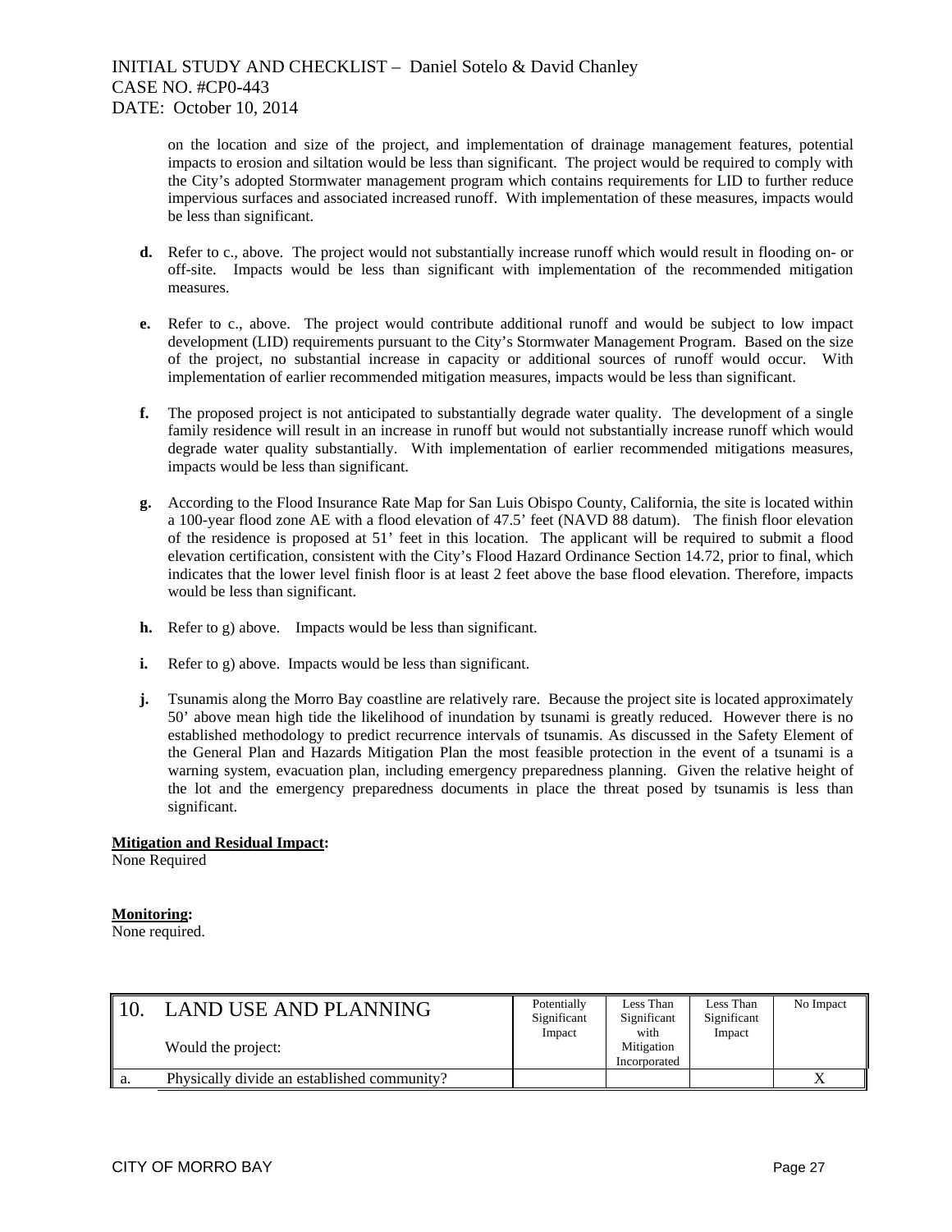on the location and size of the project, and implementation of drainage management features, potential impacts to erosion and siltation would be less than significant. The project would be required to comply with the City's adopted Stormwater management program which contains requirements for LID to further reduce impervious surfaces and associated increased runoff. With implementation of these measures, impacts would be less than significant.

**d.** Refer to c., above. The project would not substantially increase runoff which would result in flooding on- or off-site. Impacts would be less than significant with implementation of the recommended mitigation measures.

**e.** Refer to c., above. The project would contribute additional runoff and would be subject to low impact development (LID) requirements pursuant to the City's Stormwater Management Program. Based on the size of the project, no substantial increase in capacity or additional sources of runoff would occur. With implementation of earlier recommended mitigation measures, impacts would be less than significant.

**f.** The proposed project is not anticipated to substantially degrade water quality. The development of a single family residence will result in an increase in runoff but would not substantially increase runoff which would degrade water quality substantially. With implementation of earlier recommended mitigations measures, impacts would be less than significant.

**g.** According to the Flood Insurance Rate Map for San Luis Obispo County, California, the site is located within a 100-year flood zone AE with a flood elevation of 47.5' feet (NAVD 88 datum). The finish floor elevation of the residence is proposed at 51' feet in this location. The applicant will be required to submit a flood elevation certification, consistent with the City's Flood Hazard Ordinance Section 14.72, prior to final, which indicates that the lower level finish floor is at least 2 feet above the base flood elevation. Therefore, impacts would be less than significant.

**h.** Refer to g) above. Impacts would be less than significant.

**i.** Refer to g) above. Impacts would be less than significant.

**j.** Tsunamis along the Morro Bay coastline are relatively rare. Because the project site is located approximately 50' above mean high tide the likelihood of inundation by tsunami is greatly reduced. However there is no established methodology to predict recurrence intervals of tsunamis. As discussed in the Safety Element of the General Plan and Hazards Mitigation Plan the most feasible protection in the event of a tsunami is a warning system, evacuation plan, including emergency preparedness planning. Given the relative height of the lot and the emergency preparedness documents in place the threat posed by tsunamis is less than significant.

**Mitigation and Residual Impact:**
None Required

**Monitoring:**
None required.

| 10. | LAND USE AND PLANNING<br><br>Would the project: | Potentially Significant Impact | Less Than Significant with Mitigation Incorporated | Less Than Significant Impact | No Impact |
|---|---|---|---|---|---|
| a. | Physically divide an established community? | | | | X |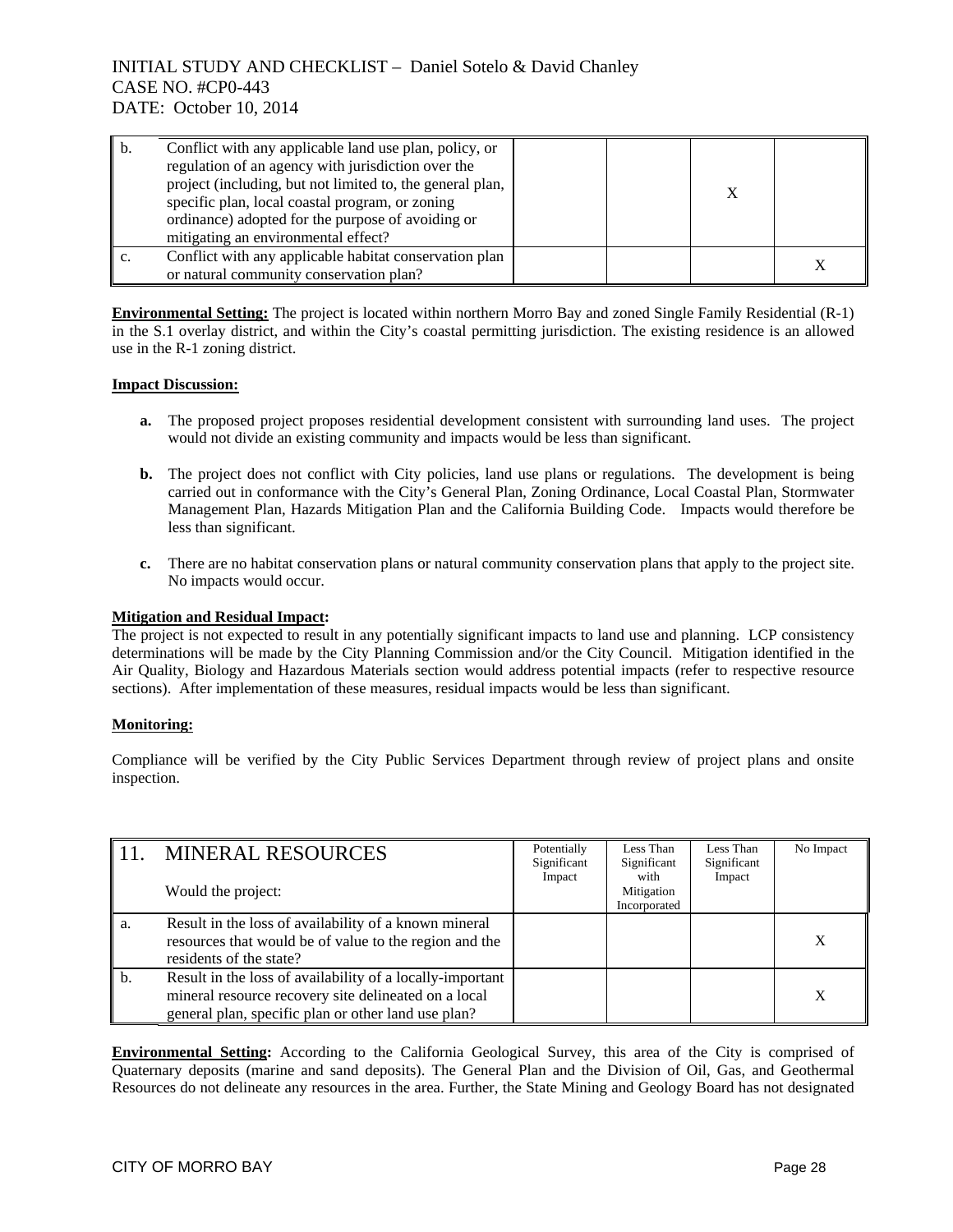| | | Potentially Significant Impact | Less Than Significant with Mitigation Incorporated | Less Than Significant Impact | No Impact |
|---|---|---|---|---|---|
| b. | Conflict with any applicable land use plan, policy, or regulation of an agency with jurisdiction over the project (including, but not limited to, the general plan, specific plan, local coastal program, or zoning ordinance) adopted for the purpose of avoiding or mitigating an environmental effect? | | | X | |
| c. | Conflict with any applicable habitat conservation plan or natural community conservation plan? | | | | X |

**Environmental Setting:** The project is located within northern Morro Bay and zoned Single Family Residential (R-1) in the S.1 overlay district, and within the City's coastal permitting jurisdiction. The existing residence is an allowed use in the R-1 zoning district.

**Impact Discussion:**

- **a.** The proposed project proposes residential development consistent with surrounding land uses. The project would not divide an existing community and impacts would be less than significant.
- **b.** The project does not conflict with City policies, land use plans or regulations. The development is being carried out in conformance with the City's General Plan, Zoning Ordinance, Local Coastal Plan, Stormwater Management Plan, Hazards Mitigation Plan and the California Building Code. Impacts would therefore be less than significant.
- **c.** There are no habitat conservation plans or natural community conservation plans that apply to the project site. No impacts would occur.

**Mitigation and Residual Impact:**
The project is not expected to result in any potentially significant impacts to land use and planning. LCP consistency determinations will be made by the City Planning Commission and/or the City Council. Mitigation identified in the Air Quality, Biology and Hazardous Materials section would address potential impacts (refer to respective resource sections). After implementation of these measures, residual impacts would be less than significant.

**Monitoring:**

Compliance will be verified by the City Public Services Department through review of project plans and onsite inspection.

| 11. | MINERAL RESOURCES<br>Would the project: | Potentially Significant Impact | Less Than Significant with Mitigation Incorporated | Less Than Significant Impact | No Impact |
|---|---|---|---|---|---|
| a. | Result in the loss of availability of a known mineral resources that would be of value to the region and the residents of the state? | | | | X |
| b. | Result in the loss of availability of a locally-important mineral resource recovery site delineated on a local general plan, specific plan or other land use plan? | | | | X |

**Environmental Setting:** According to the California Geological Survey, this area of the City is comprised of Quaternary deposits (marine and sand deposits). The General Plan and the Division of Oil, Gas, and Geothermal Resources do not delineate any resources in the area. Further, the State Mining and Geology Board has not designated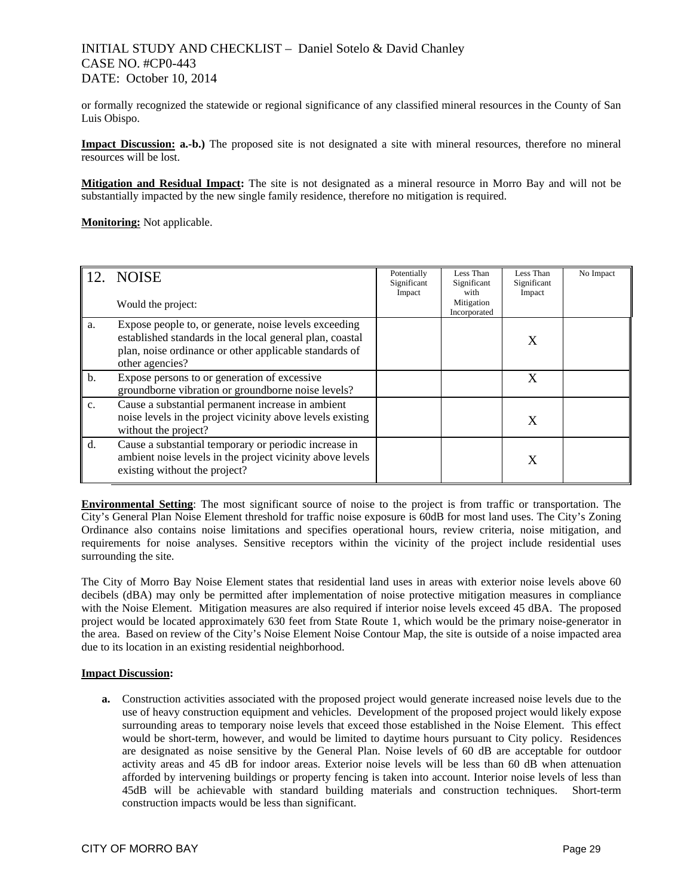or formally recognized the statewide or regional significance of any classified mineral resources in the County of San Luis Obispo.

**Impact Discussion: a.-b.)** The proposed site is not designated a site with mineral resources, therefore no mineral resources will be lost.

**Mitigation and Residual Impact:** The site is not designated as a mineral resource in Morro Bay and will not be substantially impacted by the new single family residence, therefore no mitigation is required.

**Monitoring:** Not applicable.

| 12. NOISE<br><br>Would the project: | | Potentially Significant Impact | Less Than Significant with Mitigation Incorporated | Less Than Significant Impact | No Impact |
|---|---|---|---|---|---|
| a. | Expose people to, or generate, noise levels exceeding established standards in the local general plan, coastal plan, noise ordinance or other applicable standards of other agencies? | | | X | |
| b. | Expose persons to or generation of excessive groundborne vibration or groundborne noise levels? | | | X | |
| c. | Cause a substantial permanent increase in ambient noise levels in the project vicinity above levels existing without the project? | | | X | |
| d. | Cause a substantial temporary or periodic increase in ambient noise levels in the project vicinity above levels existing without the project? | | | X | |

**Environmental Setting**: The most significant source of noise to the project is from traffic or transportation. The City's General Plan Noise Element threshold for traffic noise exposure is 60dB for most land uses. The City's Zoning Ordinance also contains noise limitations and specifies operational hours, review criteria, noise mitigation, and requirements for noise analyses. Sensitive receptors within the vicinity of the project include residential uses surrounding the site.

The City of Morro Bay Noise Element states that residential land uses in areas with exterior noise levels above 60 decibels (dBA) may only be permitted after implementation of noise protective mitigation measures in compliance with the Noise Element. Mitigation measures are also required if interior noise levels exceed 45 dBA. The proposed project would be located approximately 630 feet from State Route 1, which would be the primary noise-generator in the area. Based on review of the City's Noise Element Noise Contour Map, the site is outside of a noise impacted area due to its location in an existing residential neighborhood.

**Impact Discussion:**

- **a.** Construction activities associated with the proposed project would generate increased noise levels due to the use of heavy construction equipment and vehicles. Development of the proposed project would likely expose surrounding areas to temporary noise levels that exceed those established in the Noise Element. This effect would be short-term, however, and would be limited to daytime hours pursuant to City policy. Residences are designated as noise sensitive by the General Plan. Noise levels of 60 dB are acceptable for outdoor activity areas and 45 dB for indoor areas. Exterior noise levels will be less than 60 dB when attenuation afforded by intervening buildings or property fencing is taken into account. Interior noise levels of less than 45dB will be achievable with standard building materials and construction techniques. Short-term construction impacts would be less than significant.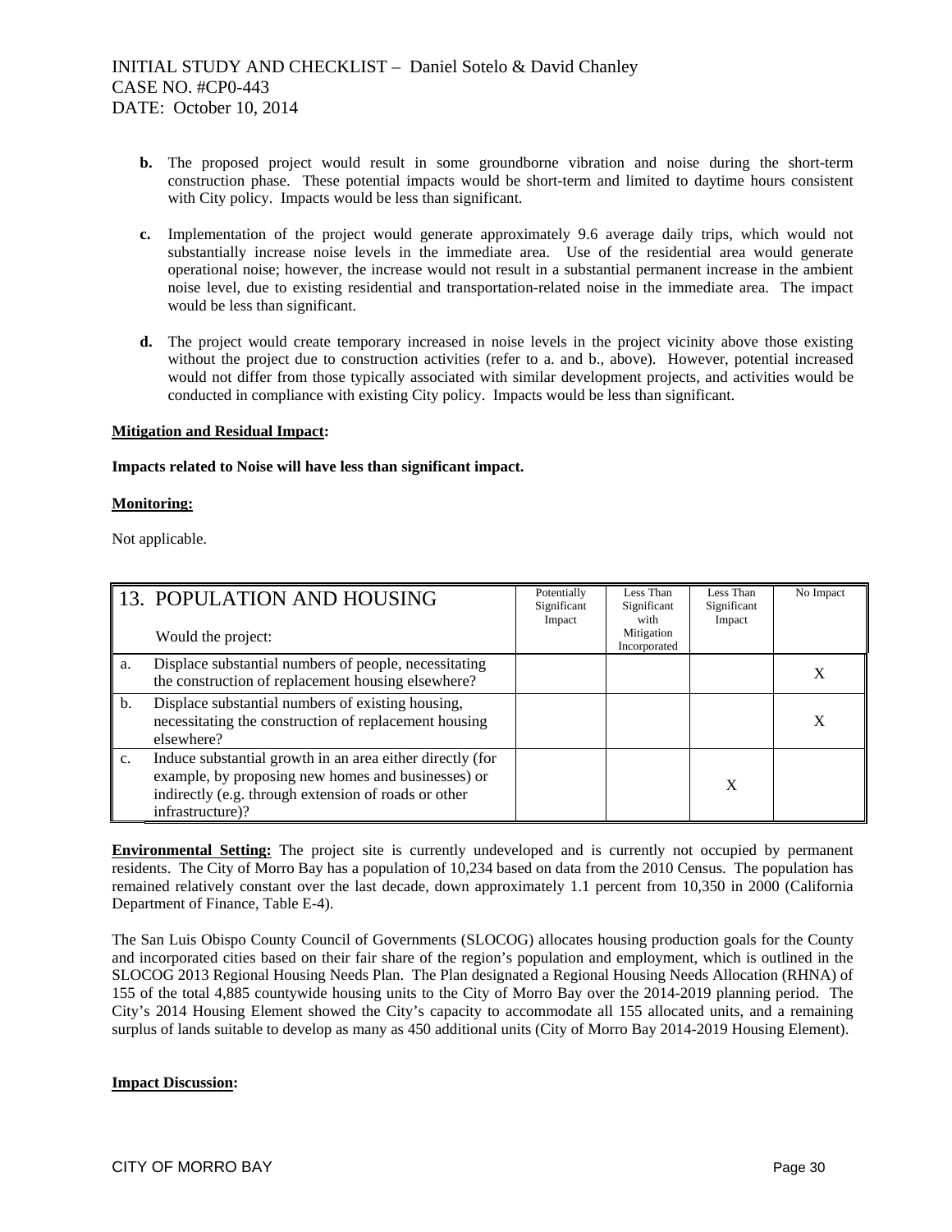- **b.** The proposed project would result in some groundborne vibration and noise during the short-term construction phase. These potential impacts would be short-term and limited to daytime hours consistent with City policy. Impacts would be less than significant.

- **c.** Implementation of the project would generate approximately 9.6 average daily trips, which would not substantially increase noise levels in the immediate area. Use of the residential area would generate operational noise; however, the increase would not result in a substantial permanent increase in the ambient noise level, due to existing residential and transportation-related noise in the immediate area. The impact would be less than significant.

- **d.** The project would create temporary increased in noise levels in the project vicinity above those existing without the project due to construction activities (refer to a. and b., above). However, potential increased would not differ from those typically associated with similar development projects, and activities would be conducted in compliance with existing City policy. Impacts would be less than significant.

**Mitigation and Residual Impact:**

**Impacts related to Noise will have less than significant impact.**

**Monitoring:**

Not applicable.

| 13. POPULATION AND HOUSING<br><br>Would the project: | Potentially Significant Impact | Less Than Significant with Mitigation Incorporated | Less Than Significant Impact | No Impact |
|---|---|---|---|---|
| a. Displace substantial numbers of people, necessitating the construction of replacement housing elsewhere? | | | | X |
| b. Displace substantial numbers of existing housing, necessitating the construction of replacement housing elsewhere? | | | | X |
| c. Induce substantial growth in an area either directly (for example, by proposing new homes and businesses) or indirectly (e.g. through extension of roads or other infrastructure)? | | | X | |

**Environmental Setting:** The project site is currently undeveloped and is currently not occupied by permanent residents. The City of Morro Bay has a population of 10,234 based on data from the 2010 Census. The population has remained relatively constant over the last decade, down approximately 1.1 percent from 10,350 in 2000 (California Department of Finance, Table E-4).

The San Luis Obispo County Council of Governments (SLOCOG) allocates housing production goals for the County and incorporated cities based on their fair share of the region's population and employment, which is outlined in the SLOCOG 2013 Regional Housing Needs Plan. The Plan designated a Regional Housing Needs Allocation (RHNA) of 155 of the total 4,885 countywide housing units to the City of Morro Bay over the 2014-2019 planning period. The City's 2014 Housing Element showed the City's capacity to accommodate all 155 allocated units, and a remaining surplus of lands suitable to develop as many as 450 additional units (City of Morro Bay 2014-2019 Housing Element).

**Impact Discussion:**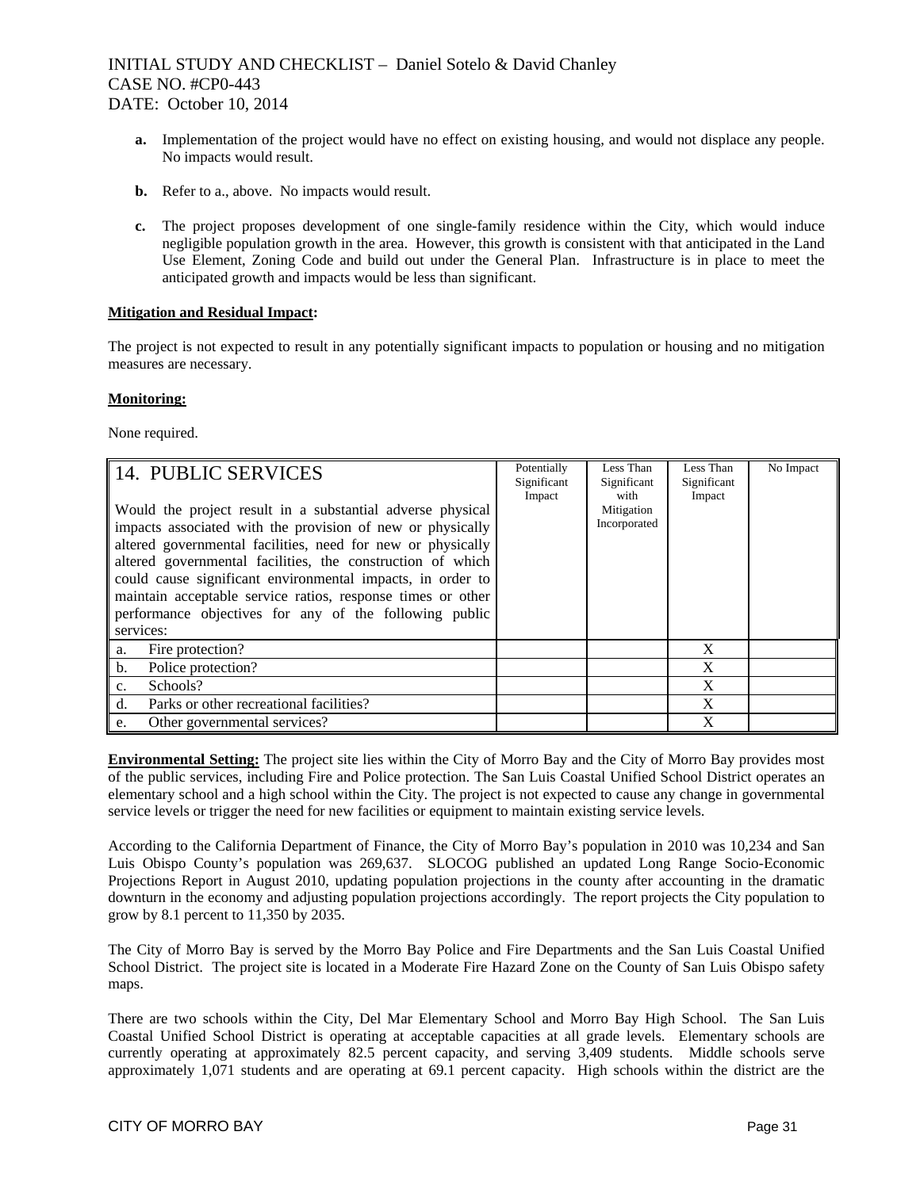**a.** Implementation of the project would have no effect on existing housing, and would not displace any people. No impacts would result.

**b.** Refer to a., above. No impacts would result.

**c.** The project proposes development of one single-family residence within the City, which would induce negligible population growth in the area. However, this growth is consistent with that anticipated in the Land Use Element, Zoning Code and build out under the General Plan. Infrastructure is in place to meet the anticipated growth and impacts would be less than significant.

**Mitigation and Residual Impact:**

The project is not expected to result in any potentially significant impacts to population or housing and no mitigation measures are necessary.

**Monitoring:**

None required.

| 14. PUBLIC SERVICES<br><br>Would the project result in a substantial adverse physical impacts associated with the provision of new or physically altered governmental facilities, need for new or physically altered governmental facilities, the construction of which could cause significant environmental impacts, in order to maintain acceptable service ratios, response times or other performance objectives for any of the following public services: | Potentially Significant Impact | Less Than Significant with Mitigation Incorporated | Less Than Significant Impact | No Impact |
|---|---|---|---|---|
| a. Fire protection? | | | X | |
| b. Police protection? | | | X | |
| c. Schools? | | | X | |
| d. Parks or other recreational facilities? | | | X | |
| e. Other governmental services? | | | X | |

**Environmental Setting:** The project site lies within the City of Morro Bay and the City of Morro Bay provides most of the public services, including Fire and Police protection. The San Luis Coastal Unified School District operates an elementary school and a high school within the City. The project is not expected to cause any change in governmental service levels or trigger the need for new facilities or equipment to maintain existing service levels.

According to the California Department of Finance, the City of Morro Bay's population in 2010 was 10,234 and San Luis Obispo County's population was 269,637. SLOCOG published an updated Long Range Socio-Economic Projections Report in August 2010, updating population projections in the county after accounting in the dramatic downturn in the economy and adjusting population projections accordingly. The report projects the City population to grow by 8.1 percent to 11,350 by 2035.

The City of Morro Bay is served by the Morro Bay Police and Fire Departments and the San Luis Coastal Unified School District. The project site is located in a Moderate Fire Hazard Zone on the County of San Luis Obispo safety maps.

There are two schools within the City, Del Mar Elementary School and Morro Bay High School. The San Luis Coastal Unified School District is operating at acceptable capacities at all grade levels. Elementary schools are currently operating at approximately 82.5 percent capacity, and serving 3,409 students. Middle schools serve approximately 1,071 students and are operating at 69.1 percent capacity. High schools within the district are the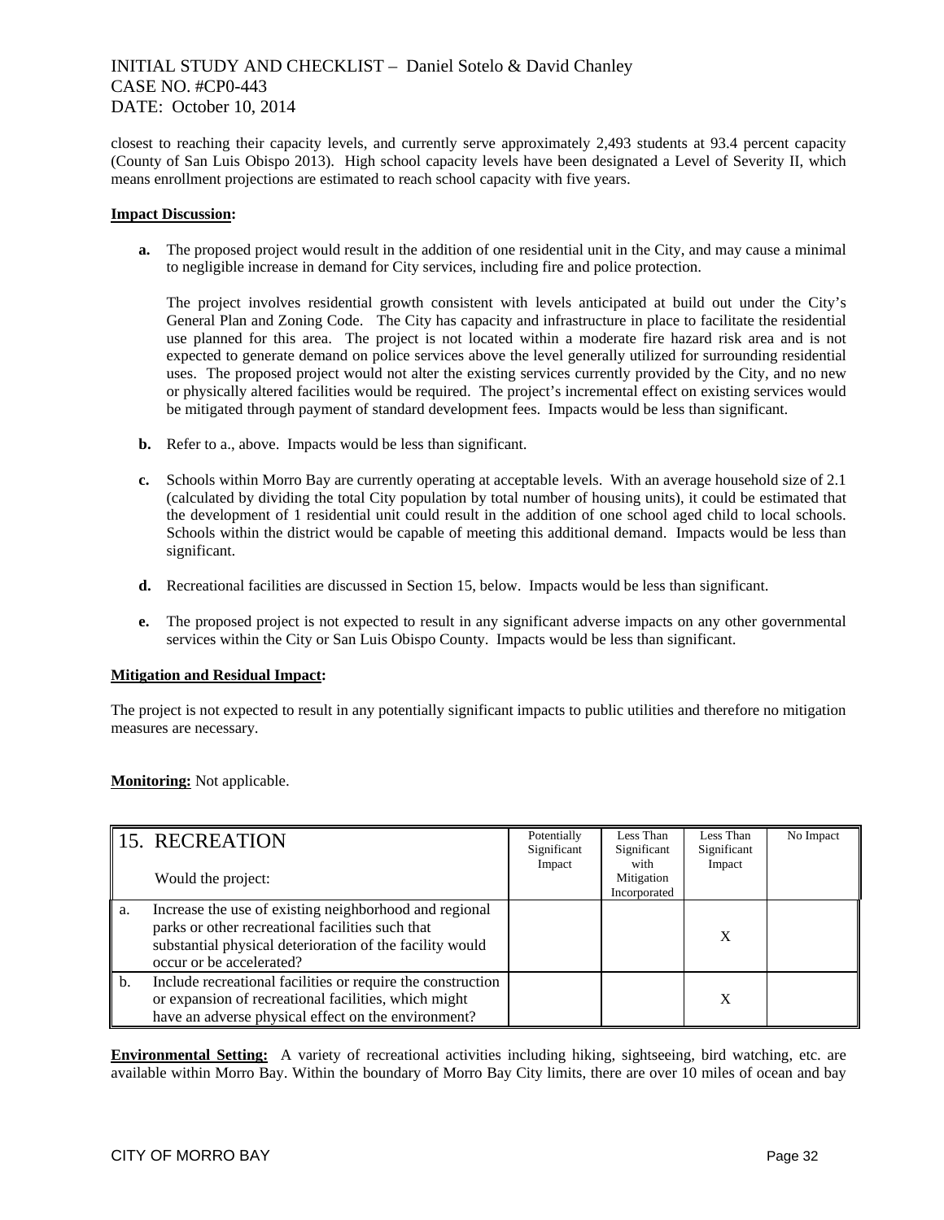closest to reaching their capacity levels, and currently serve approximately 2,493 students at 93.4 percent capacity (County of San Luis Obispo 2013). High school capacity levels have been designated a Level of Severity II, which means enrollment projections are estimated to reach school capacity with five years.

**Impact Discussion:**

**a.** The proposed project would result in the addition of one residential unit in the City, and may cause a minimal to negligible increase in demand for City services, including fire and police protection.

The project involves residential growth consistent with levels anticipated at build out under the City's General Plan and Zoning Code. The City has capacity and infrastructure in place to facilitate the residential use planned for this area. The project is not located within a moderate fire hazard risk area and is not expected to generate demand on police services above the level generally utilized for surrounding residential uses. The proposed project would not alter the existing services currently provided by the City, and no new or physically altered facilities would be required. The project's incremental effect on existing services would be mitigated through payment of standard development fees. Impacts would be less than significant.

**b.** Refer to a., above. Impacts would be less than significant.

**c.** Schools within Morro Bay are currently operating at acceptable levels. With an average household size of 2.1 (calculated by dividing the total City population by total number of housing units), it could be estimated that the development of 1 residential unit could result in the addition of one school aged child to local schools. Schools within the district would be capable of meeting this additional demand. Impacts would be less than significant.

**d.** Recreational facilities are discussed in Section 15, below. Impacts would be less than significant.

**e.** The proposed project is not expected to result in any significant adverse impacts on any other governmental services within the City or San Luis Obispo County. Impacts would be less than significant.

**Mitigation and Residual Impact:**

The project is not expected to result in any potentially significant impacts to public utilities and therefore no mitigation measures are necessary.

**Monitoring:** Not applicable.

| 15. RECREATION<br><br>Would the project: | Potentially Significant Impact | Less Than Significant with Mitigation Incorporated | Less Than Significant Impact | No Impact |
|---|---|---|---|---|
| a. Increase the use of existing neighborhood and regional parks or other recreational facilities such that substantial physical deterioration of the facility would occur or be accelerated? | | | X | |
| b. Include recreational facilities or require the construction or expansion of recreational facilities, which might have an adverse physical effect on the environment? | | | X | |

**Environmental Setting:** A variety of recreational activities including hiking, sightseeing, bird watching, etc. are available within Morro Bay. Within the boundary of Morro Bay City limits, there are over 10 miles of ocean and bay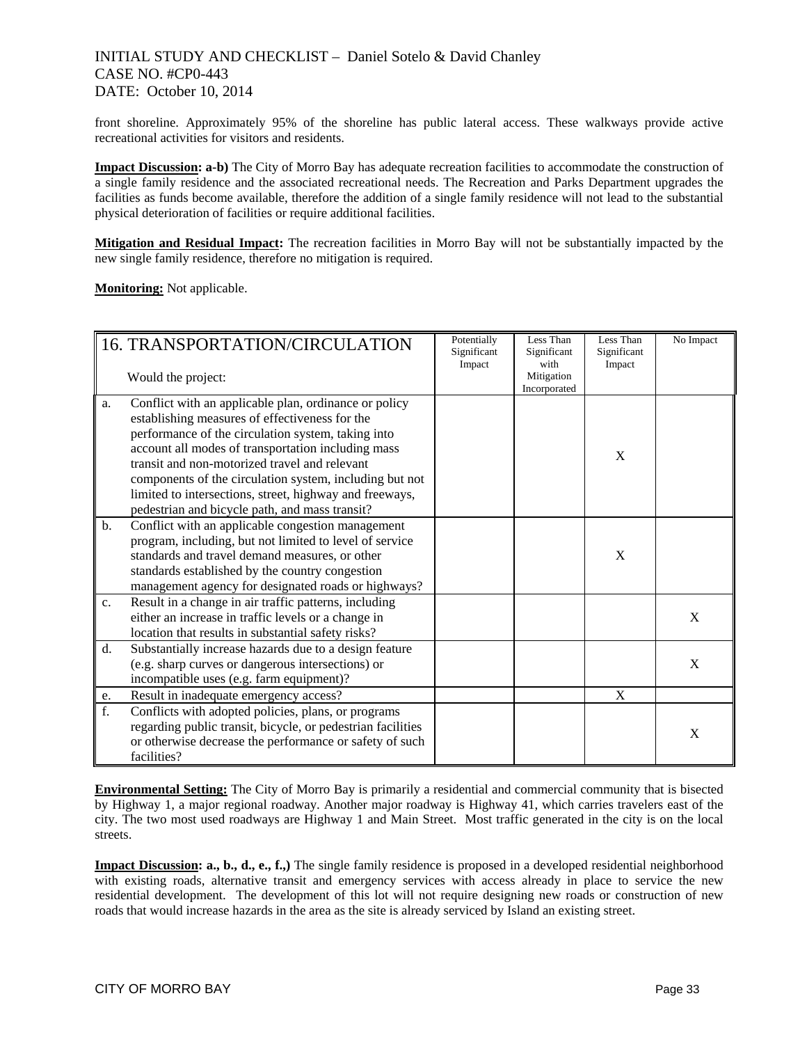front shoreline. Approximately 95% of the shoreline has public lateral access. These walkways provide active recreational activities for visitors and residents.

**Impact Discussion: a-b)** The City of Morro Bay has adequate recreation facilities to accommodate the construction of a single family residence and the associated recreational needs. The Recreation and Parks Department upgrades the facilities as funds become available, therefore the addition of a single family residence will not lead to the substantial physical deterioration of facilities or require additional facilities.

**Mitigation and Residual Impact:** The recreation facilities in Morro Bay will not be substantially impacted by the new single family residence, therefore no mitigation is required.

**Monitoring:** Not applicable.

| 16. TRANSPORTATION/CIRCULATION<br><br>Would the project: | Potentially Significant Impact | Less Than Significant with Mitigation Incorporated | Less Than Significant Impact | No Impact |
|---|---|---|---|---|
| a. Conflict with an applicable plan, ordinance or policy establishing measures of effectiveness for the performance of the circulation system, taking into account all modes of transportation including mass transit and non-motorized travel and relevant components of the circulation system, including but not limited to intersections, street, highway and freeways, pedestrian and bicycle path, and mass transit? | | | X | |
| b. Conflict with an applicable congestion management program, including, but not limited to level of service standards and travel demand measures, or other standards established by the country congestion management agency for designated roads or highways? | | | X | |
| c. Result in a change in air traffic patterns, including either an increase in traffic levels or a change in location that results in substantial safety risks? | | | | X |
| d. Substantially increase hazards due to a design feature (e.g. sharp curves or dangerous intersections) or incompatible uses (e.g. farm equipment)? | | | | X |
| e. Result in inadequate emergency access? | | | X | |
| f. Conflicts with adopted policies, plans, or programs regarding public transit, bicycle, or pedestrian facilities or otherwise decrease the performance or safety of such facilities? | | | | X |

**Environmental Setting:** The City of Morro Bay is primarily a residential and commercial community that is bisected by Highway 1, a major regional roadway. Another major roadway is Highway 41, which carries travelers east of the city. The two most used roadways are Highway 1 and Main Street. Most traffic generated in the city is on the local streets.

**Impact Discussion: a., b., d., e., f.,)** The single family residence is proposed in a developed residential neighborhood with existing roads, alternative transit and emergency services with access already in place to service the new residential development. The development of this lot will not require designing new roads or construction of new roads that would increase hazards in the area as the site is already serviced by Island an existing street.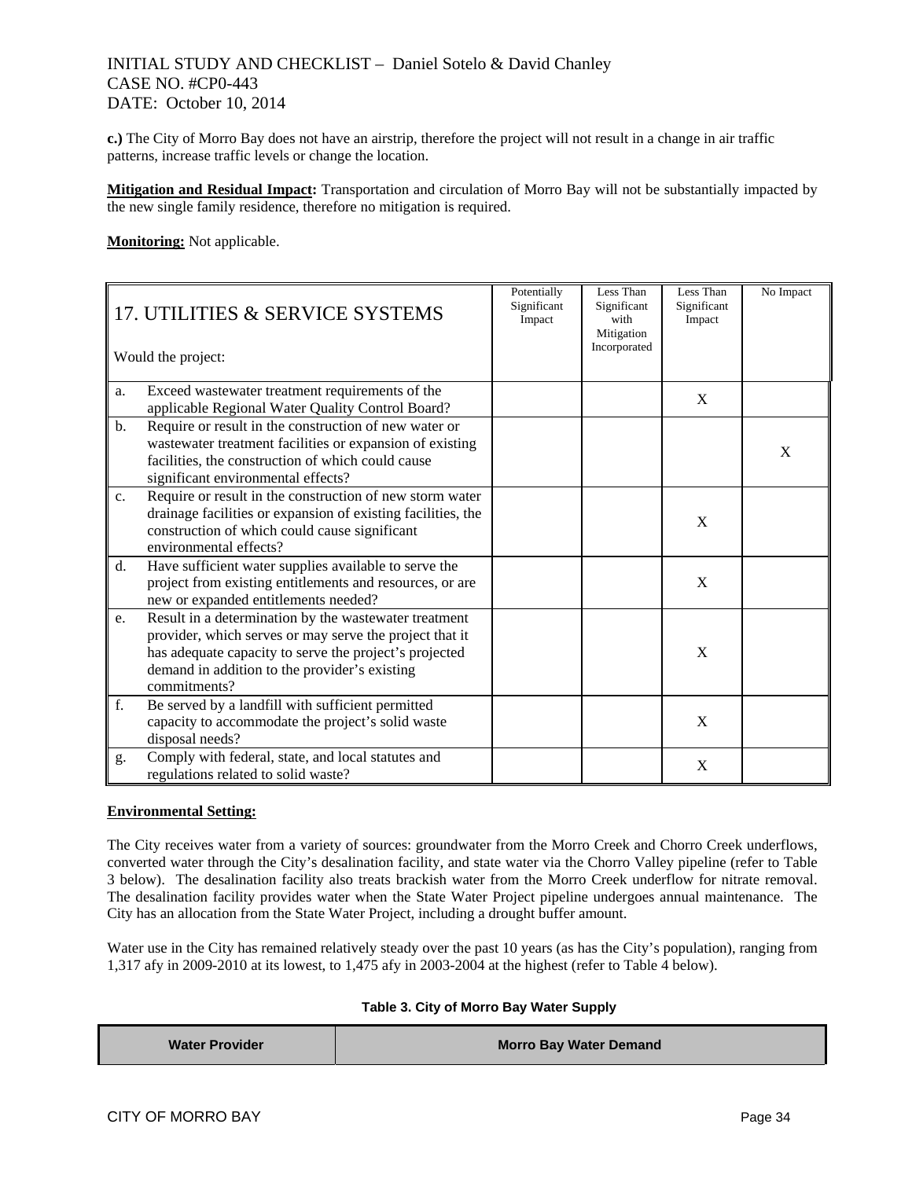**c.)** The City of Morro Bay does not have an airstrip, therefore the project will not result in a change in air traffic patterns, increase traffic levels or change the location.

**Mitigation and Residual Impact:** Transportation and circulation of Morro Bay will not be substantially impacted by the new single family residence, therefore no mitigation is required.

**Monitoring:** Not applicable.

| 17. UTILITIES & SERVICE SYSTEMS<br><br>Would the project: | Potentially Significant Impact | Less Than Significant with Mitigation Incorporated | Less Than Significant Impact | No Impact |
|---|---|---|---|---|
| a. Exceed wastewater treatment requirements of the applicable Regional Water Quality Control Board? | | | X | |
| b. Require or result in the construction of new water or wastewater treatment facilities or expansion of existing facilities, the construction of which could cause significant environmental effects? | | | | X |
| c. Require or result in the construction of new storm water drainage facilities or expansion of existing facilities, the construction of which could cause significant environmental effects? | | | X | |
| d. Have sufficient water supplies available to serve the project from existing entitlements and resources, or are new or expanded entitlements needed? | | | X | |
| e. Result in a determination by the wastewater treatment provider, which serves or may serve the project that it has adequate capacity to serve the project's projected demand in addition to the provider's existing commitments? | | | X | |
| f. Be served by a landfill with sufficient permitted capacity to accommodate the project's solid waste disposal needs? | | | X | |
| g. Comply with federal, state, and local statutes and regulations related to solid waste? | | | X | |

**Environmental Setting:**

The City receives water from a variety of sources: groundwater from the Morro Creek and Chorro Creek underflows, converted water through the City's desalination facility, and state water via the Chorro Valley pipeline (refer to Table 3 below). The desalination facility also treats brackish water from the Morro Creek underflow for nitrate removal. The desalination facility provides water when the State Water Project pipeline undergoes annual maintenance. The City has an allocation from the State Water Project, including a drought buffer amount.

Water use in the City has remained relatively steady over the past 10 years (as has the City's population), ranging from 1,317 afy in 2009-2010 at its lowest, to 1,475 afy in 2003-2004 at the highest (refer to Table 4 below).

**Table 3. City of Morro Bay Water Supply**

| Water Provider | Morro Bay Water Demand |
|---|---|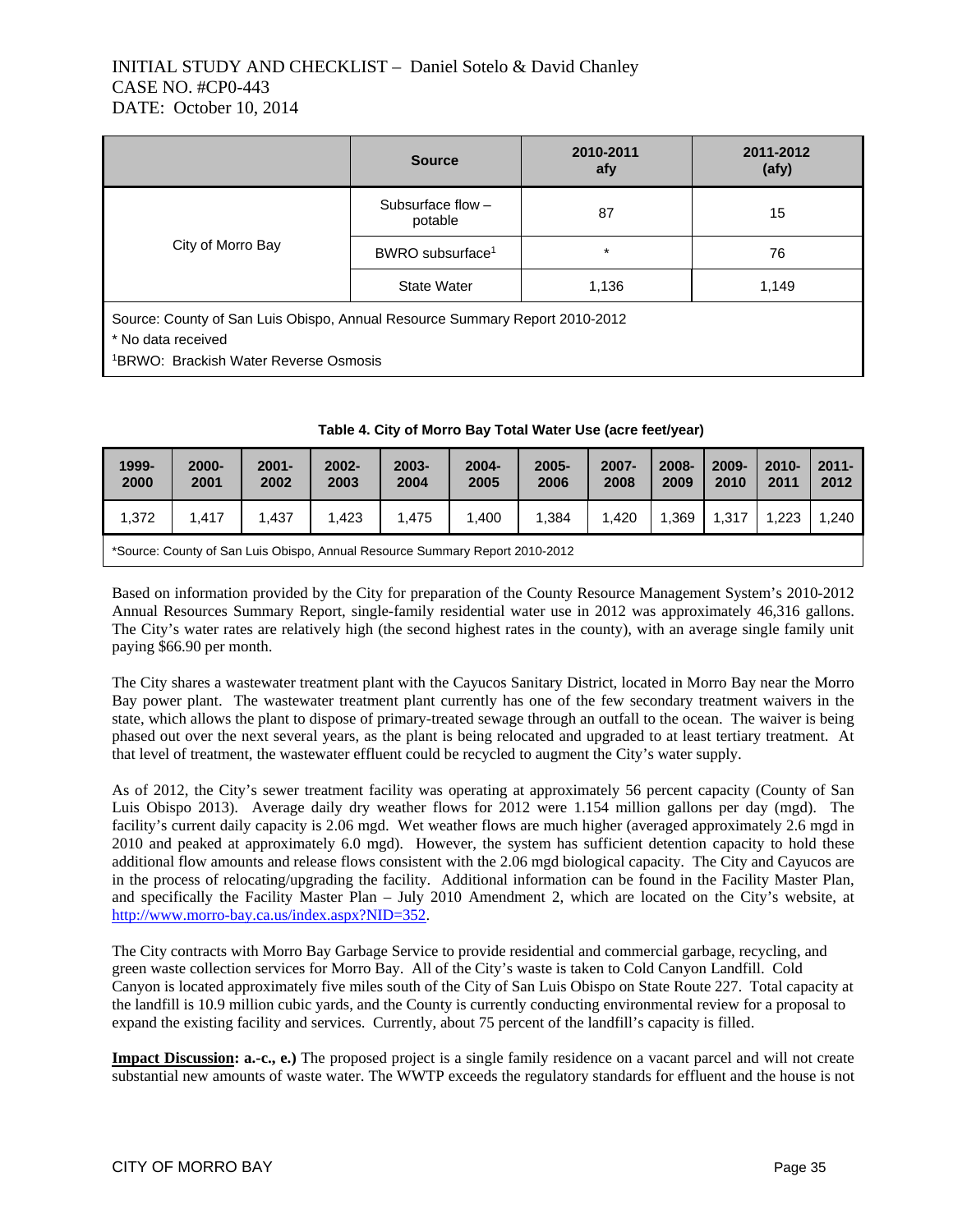| | Source | 2010-2011 afy | 2011-2012 (afy) |
|---|---|---|---|
| City of Morro Bay | Subsurface flow – potable | 87 | 15 |
| | BWRO subsurface[1] | * | 76 |
| | State Water | 1,136 | 1,149 |

Source: County of San Luis Obispo, Annual Resource Summary Report 2010-2012
* No data received
[1]BRWO: Brackish Water Reverse Osmosis

**Table 4. City of Morro Bay Total Water Use (acre feet/year)**

| 1999-2000 | 2000-2001 | 2001-2002 | 2002-2003 | 2003-2004 | 2004-2005 | 2005-2006 | 2007-2008 | 2008-2009 | 2009-2010 | 2010-2011 | 2011-2012 |
|---|---|---|---|---|---|---|---|---|---|---|---|
| 1,372 | 1,417 | 1,437 | 1,423 | 1,475 | 1,400 | 1,384 | 1,420 | 1,369 | 1,317 | 1,223 | 1,240 |

*Source: County of San Luis Obispo, Annual Resource Summary Report 2010-2012

Based on information provided by the City for preparation of the County Resource Management System's 2010-2012 Annual Resources Summary Report, single-family residential water use in 2012 was approximately 46,316 gallons. The City's water rates are relatively high (the second highest rates in the county), with an average single family unit paying $66.90 per month.

The City shares a wastewater treatment plant with the Cayucos Sanitary District, located in Morro Bay near the Morro Bay power plant. The wastewater treatment plant currently has one of the few secondary treatment waivers in the state, which allows the plant to dispose of primary-treated sewage through an outfall to the ocean. The waiver is being phased out over the next several years, as the plant is being relocated and upgraded to at least tertiary treatment. At that level of treatment, the wastewater effluent could be recycled to augment the City's water supply.

As of 2012, the City's sewer treatment facility was operating at approximately 56 percent capacity (County of San Luis Obispo 2013). Average daily dry weather flows for 2012 were 1.154 million gallons per day (mgd). The facility's current daily capacity is 2.06 mgd. Wet weather flows are much higher (averaged approximately 2.6 mgd in 2010 and peaked at approximately 6.0 mgd). However, the system has sufficient detention capacity to hold these additional flow amounts and release flows consistent with the 2.06 mgd biological capacity. The City and Cayucos are in the process of relocating/upgrading the facility. Additional information can be found in the Facility Master Plan, and specifically the Facility Master Plan – July 2010 Amendment 2, which are located on the City's website, at [http://www.morro-bay.ca.us/index.aspx?NID=352](http://www.morro-bay.ca.us/index.aspx?NID=352).

The City contracts with Morro Bay Garbage Service to provide residential and commercial garbage, recycling, and green waste collection services for Morro Bay. All of the City's waste is taken to Cold Canyon Landfill. Cold Canyon is located approximately five miles south of the City of San Luis Obispo on State Route 227. Total capacity at the landfill is 10.9 million cubic yards, and the County is currently conducting environmental review for a proposal to expand the existing facility and services. Currently, about 75 percent of the landfill's capacity is filled.

**Impact Discussion: a.-c., e.)** The proposed project is a single family residence on a vacant parcel and will not create substantial new amounts of waste water. The WWTP exceeds the regulatory standards for effluent and the house is not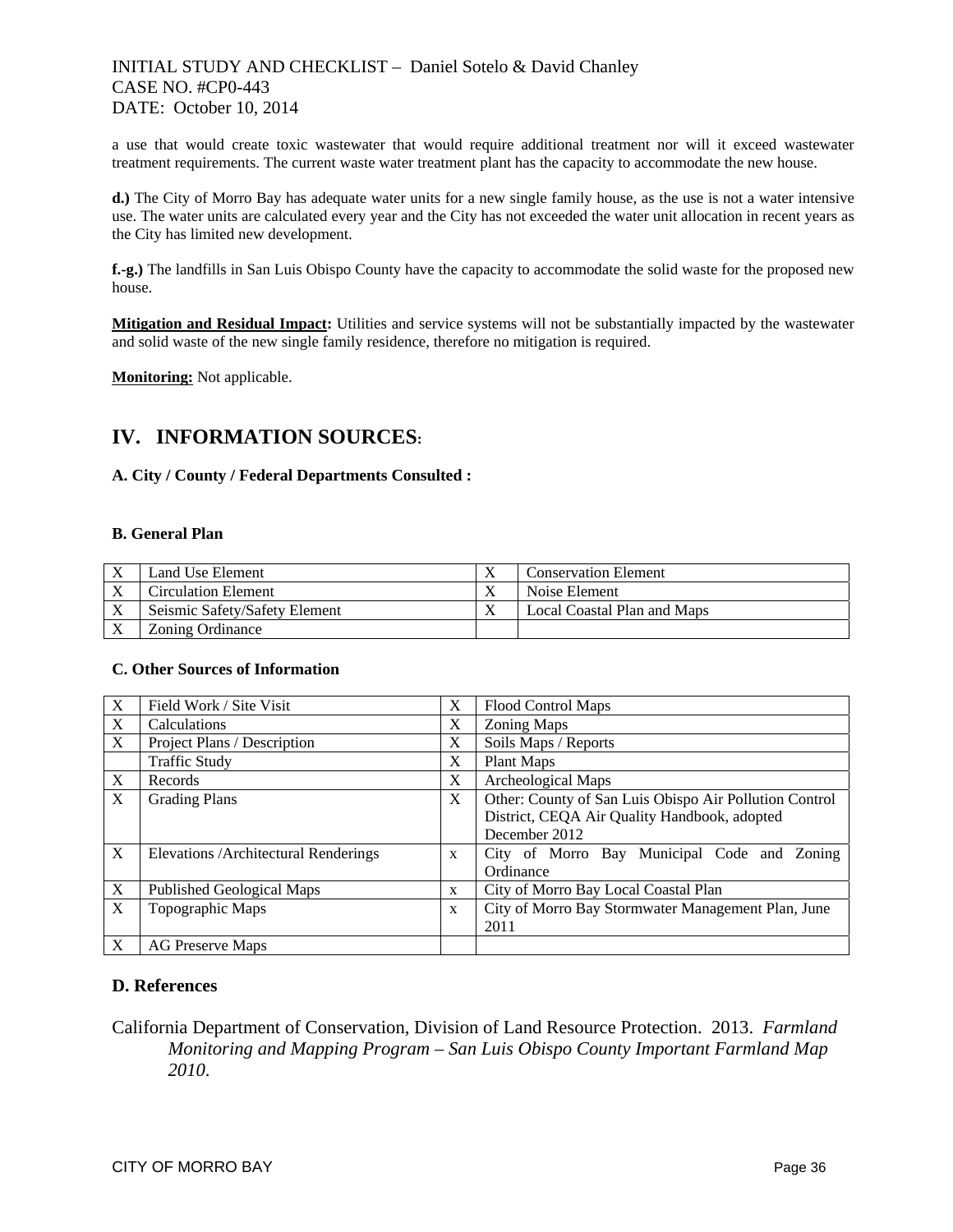a use that would create toxic wastewater that would require additional treatment nor will it exceed wastewater treatment requirements. The current waste water treatment plant has the capacity to accommodate the new house.

**d.)** The City of Morro Bay has adequate water units for a new single family house, as the use is not a water intensive use. The water units are calculated every year and the City has not exceeded the water unit allocation in recent years as the City has limited new development.

**f.-g.)** The landfills in San Luis Obispo County have the capacity to accommodate the solid waste for the proposed new house.

**Mitigation and Residual Impact:** Utilities and service systems will not be substantially impacted by the wastewater and solid waste of the new single family residence, therefore no mitigation is required.

**Monitoring:** Not applicable.

## IV. INFORMATION SOURCES:

**A. City / County / Federal Departments Consulted :**

**B. General Plan**

| | | | |
|---|---|---|---|
| X | Land Use Element | X | Conservation Element |
| X | Circulation Element | X | Noise Element |
| X | Seismic Safety/Safety Element | X | Local Coastal Plan and Maps |
| X | Zoning Ordinance | | |

**C. Other Sources of Information**

| | | | |
|---|---|---|---|
| X | Field Work / Site Visit | X | Flood Control Maps |
| X | Calculations | X | Zoning Maps |
| X | Project Plans / Description | X | Soils Maps / Reports |
| | Traffic Study | X | Plant Maps |
| X | Records | X | Archeological Maps |
| X | Grading Plans | X | Other: County of San Luis Obispo Air Pollution Control District, CEQA Air Quality Handbook, adopted December 2012 |
| X | Elevations /Architectural Renderings | x | City of Morro Bay Municipal Code and Zoning Ordinance |
| X | Published Geological Maps | x | City of Morro Bay Local Coastal Plan |
| X | Topographic Maps | x | City of Morro Bay Stormwater Management Plan, June 2011 |
| X | AG Preserve Maps | | |

**D. References**

California Department of Conservation, Division of Land Resource Protection. 2013. *Farmland Monitoring and Mapping Program – San Luis Obispo County Important Farmland Map 2010.*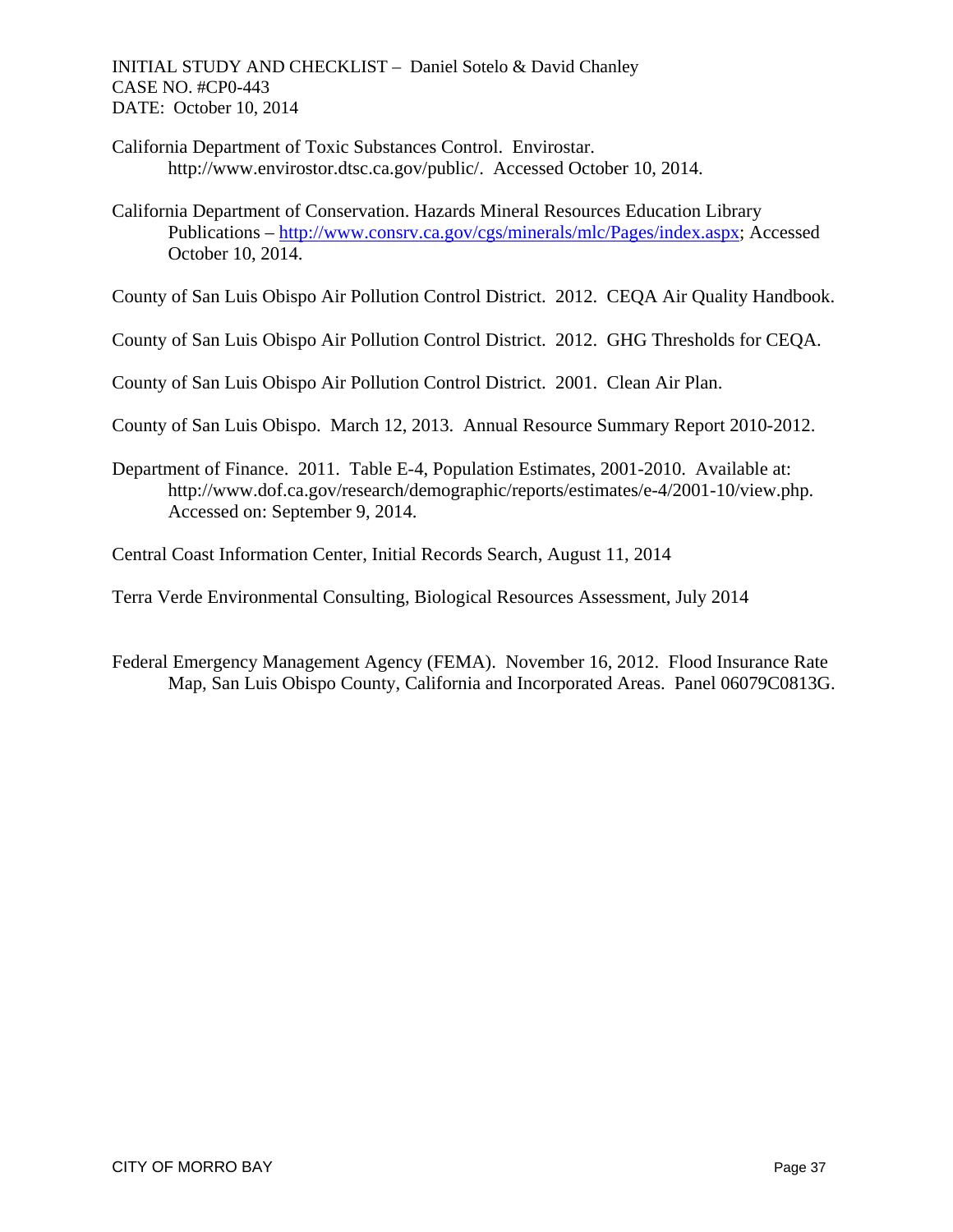California Department of Toxic Substances Control. Envirostar. http://www.envirostor.dtsc.ca.gov/public/. Accessed October 10, 2014.

California Department of Conservation. Hazards Mineral Resources Education Library Publications – [http://www.consrv.ca.gov/cgs/minerals/mlc/Pages/index.aspx](http://www.consrv.ca.gov/cgs/minerals/mlc/Pages/index.aspx); Accessed October 10, 2014.

County of San Luis Obispo Air Pollution Control District. 2012. CEQA Air Quality Handbook.

County of San Luis Obispo Air Pollution Control District. 2012. GHG Thresholds for CEQA.

County of San Luis Obispo Air Pollution Control District. 2001. Clean Air Plan.

County of San Luis Obispo. March 12, 2013. Annual Resource Summary Report 2010-2012.

Department of Finance. 2011. Table E-4, Population Estimates, 2001-2010. Available at: http://www.dof.ca.gov/research/demographic/reports/estimates/e-4/2001-10/view.php. Accessed on: September 9, 2014.

Central Coast Information Center, Initial Records Search, August 11, 2014

Terra Verde Environmental Consulting, Biological Resources Assessment, July 2014

Federal Emergency Management Agency (FEMA). November 16, 2012. Flood Insurance Rate Map, San Luis Obispo County, California and Incorporated Areas. Panel 06079C0813G.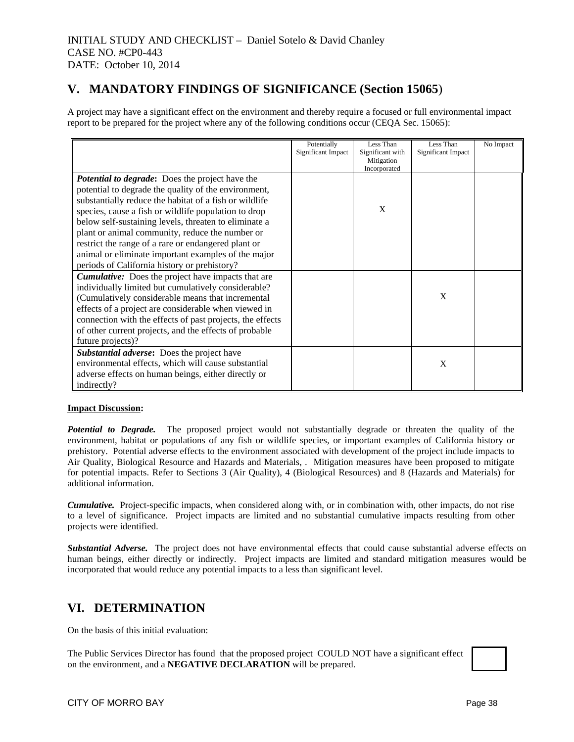INITIAL STUDY AND CHECKLIST – Daniel Sotelo & David Chanley
CASE NO. #CP0-443
DATE: October 10, 2014

## V. MANDATORY FINDINGS OF SIGNIFICANCE (Section 15065)

A project may have a significant effect on the environment and thereby require a focused or full environmental impact report to be prepared for the project where any of the following conditions occur (CEQA Sec. 15065):

| | Potentially Significant Impact | Less Than Significant with Mitigation Incorporated | Less Than Significant Impact | No Impact |
|---|---|---|---|---|
| ***Potential to degrade*:** Does the project have the potential to degrade the quality of the environment, substantially reduce the habitat of a fish or wildlife species, cause a fish or wildlife population to drop below self-sustaining levels, threaten to eliminate a plant or animal community, reduce the number or restrict the range of a rare or endangered plant or animal or eliminate important examples of the major periods of California history or prehistory? | | X | | |
| ***Cumulative:*** Does the project have impacts that are individually limited but cumulatively considerable? (Cumulatively considerable means that incremental effects of a project are considerable when viewed in connection with the effects of past projects, the effects of other current projects, and the effects of probable future projects)? | | | X | |
| ***Substantial adverse*:** Does the project have environmental effects, which will cause substantial adverse effects on human beings, either directly or indirectly? | | | X | |

**Impact Discussion:**

***Potential to Degrade.*** The proposed project would not substantially degrade or threaten the quality of the environment, habitat or populations of any fish or wildlife species, or important examples of California history or prehistory. Potential adverse effects to the environment associated with development of the project include impacts to Air Quality, Biological Resource and Hazards and Materials, . Mitigation measures have been proposed to mitigate for potential impacts. Refer to Sections 3 (Air Quality), 4 (Biological Resources) and 8 (Hazards and Materials) for additional information.

***Cumulative.*** Project-specific impacts, when considered along with, or in combination with, other impacts, do not rise to a level of significance. Project impacts are limited and no substantial cumulative impacts resulting from other projects were identified.

***Substantial Adverse.*** The project does not have environmental effects that could cause substantial adverse effects on human beings, either directly or indirectly. Project impacts are limited and standard mitigation measures would be incorporated that would reduce any potential impacts to a less than significant level.

## VI. DETERMINATION

On the basis of this initial evaluation:

The Public Services Director has found that the proposed project COULD NOT have a significant effect on the environment, and a **NEGATIVE DECLARATION** will be prepared. ☐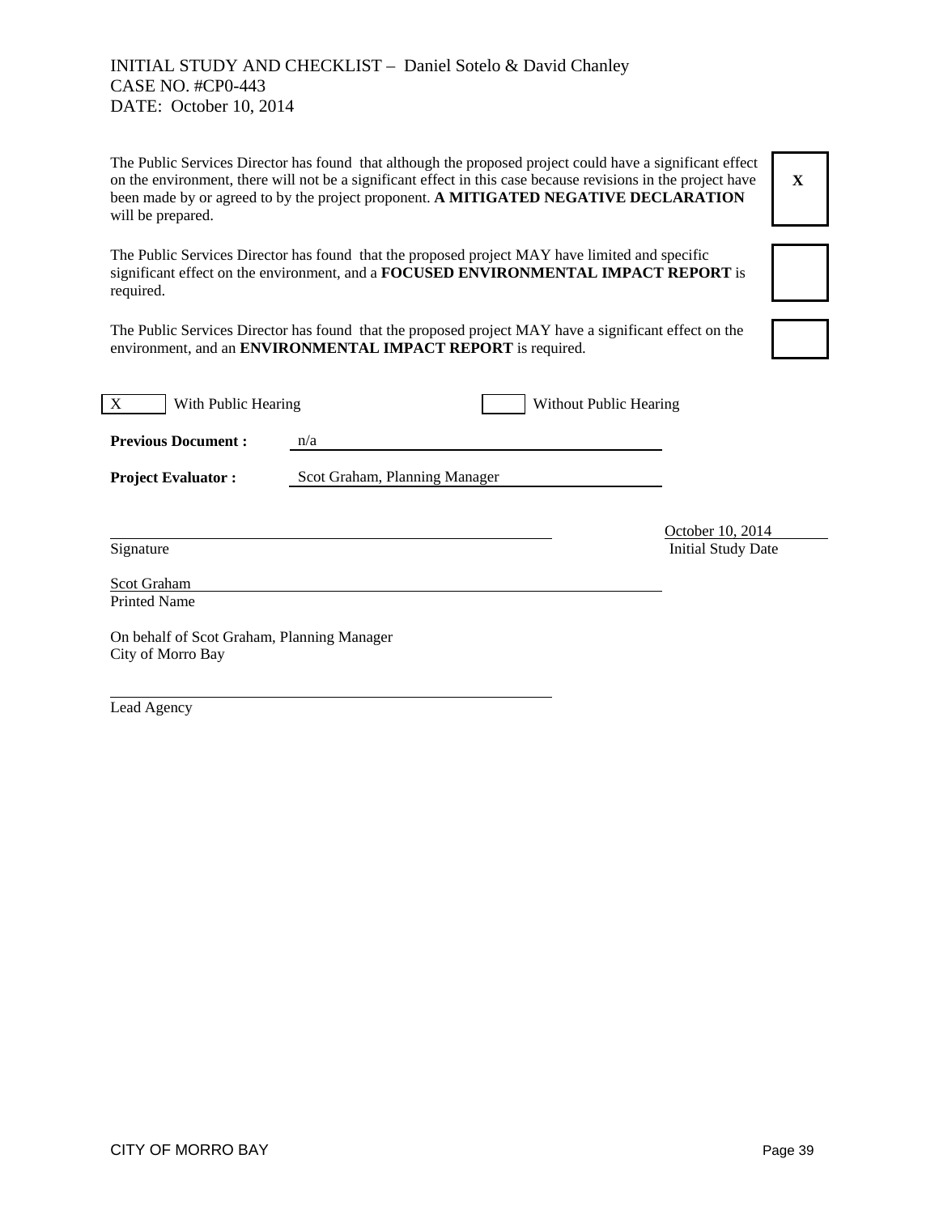INITIAL STUDY AND CHECKLIST – Daniel Sotelo & David Chanley
CASE NO. #CP0-443
DATE: October 10, 2014

| | |
|---|---|
| The Public Services Director has found that although the proposed project could have a significant effect on the environment, there will not be a significant effect in this case because revisions in the project have been made by or agreed to by the project proponent. **A MITIGATED NEGATIVE DECLARATION** will be prepared. | X |
| The Public Services Director has found that the proposed project MAY have limited and specific significant effect on the environment, and a **FOCUSED ENVIRONMENTAL IMPACT REPORT** is required. | |
| The Public Services Director has found that the proposed project MAY have a significant effect on the environment, and an **ENVIRONMENTAL IMPACT REPORT** is required. | |

[X] With Public Hearing　　　[ ] Without Public Hearing

**Previous Document :** n/a

**Project Evaluator :** Scot Graham, Planning Manager

_______________________________　　October 10, 2014
Signature　　　　　　　　　　　　　　Initial Study Date

Scot Graham
Printed Name

On behalf of Scot Graham, Planning Manager
City of Morro Bay

_______________________________
Lead Agency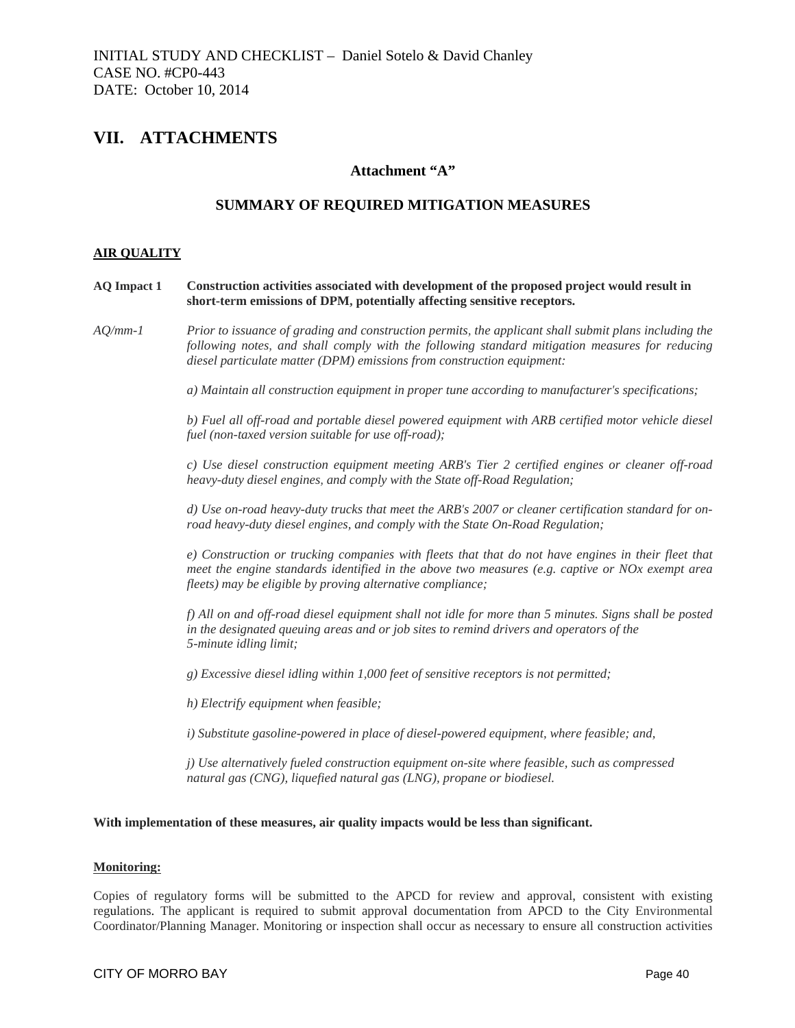## VII. ATTACHMENTS

### Attachment "A"

### SUMMARY OF REQUIRED MITIGATION MEASURES

**AIR QUALITY**

**AQ Impact 1** **Construction activities associated with development of the proposed project would result in short-term emissions of DPM, potentially affecting sensitive receptors.**

*AQ/mm-1* *Prior to issuance of grading and construction permits, the applicant shall submit plans including the following notes, and shall comply with the following standard mitigation measures for reducing diesel particulate matter (DPM) emissions from construction equipment:*

*a) Maintain all construction equipment in proper tune according to manufacturer's specifications;*

*b) Fuel all off-road and portable diesel powered equipment with ARB certified motor vehicle diesel fuel (non-taxed version suitable for use off-road);*

*c) Use diesel construction equipment meeting ARB's Tier 2 certified engines or cleaner off-road heavy-duty diesel engines, and comply with the State off-Road Regulation;*

*d) Use on-road heavy-duty trucks that meet the ARB's 2007 or cleaner certification standard for on-road heavy-duty diesel engines, and comply with the State On-Road Regulation;*

*e) Construction or trucking companies with fleets that that do not have engines in their fleet that meet the engine standards identified in the above two measures (e.g. captive or NOx exempt area fleets) may be eligible by proving alternative compliance;*

*f) All on and off-road diesel equipment shall not idle for more than 5 minutes. Signs shall be posted in the designated queuing areas and or job sites to remind drivers and operators of the 5-minute idling limit;*

*g) Excessive diesel idling within 1,000 feet of sensitive receptors is not permitted;*

*h) Electrify equipment when feasible;*

*i) Substitute gasoline-powered in place of diesel-powered equipment, where feasible; and,*

*j) Use alternatively fueled construction equipment on-site where feasible, such as compressed natural gas (CNG), liquefied natural gas (LNG), propane or biodiesel.*

**With implementation of these measures, air quality impacts would be less than significant.**

**Monitoring:**

Copies of regulatory forms will be submitted to the APCD for review and approval, consistent with existing regulations. The applicant is required to submit approval documentation from APCD to the City Environmental Coordinator/Planning Manager. Monitoring or inspection shall occur as necessary to ensure all construction activities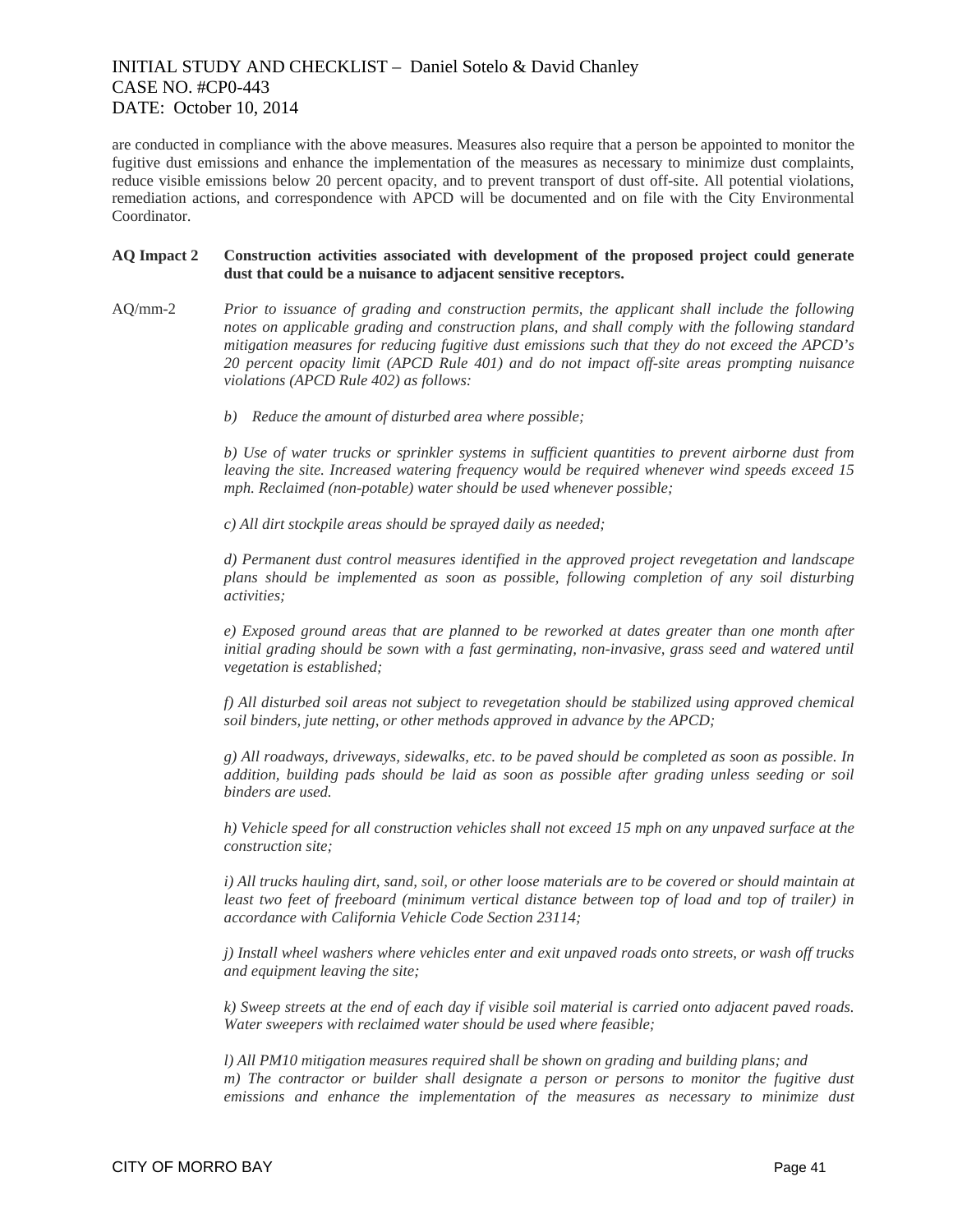are conducted in compliance with the above measures. Measures also require that a person be appointed to monitor the fugitive dust emissions and enhance the implementation of the measures as necessary to minimize dust complaints, reduce visible emissions below 20 percent opacity, and to prevent transport of dust off-site. All potential violations, remediation actions, and correspondence with APCD will be documented and on file with the City Environmental Coordinator.

**AQ Impact 2 Construction activities associated with development of the proposed project could generate dust that could be a nuisance to adjacent sensitive receptors.**

AQ/mm-2 *Prior to issuance of grading and construction permits, the applicant shall include the following notes on applicable grading and construction plans, and shall comply with the following standard mitigation measures for reducing fugitive dust emissions such that they do not exceed the APCD's 20 percent opacity limit (APCD Rule 401) and do not impact off-site areas prompting nuisance violations (APCD Rule 402) as follows:*

*b) Reduce the amount of disturbed area where possible;*

*b) Use of water trucks or sprinkler systems in sufficient quantities to prevent airborne dust from leaving the site. Increased watering frequency would be required whenever wind speeds exceed 15 mph. Reclaimed (non-potable) water should be used whenever possible;*

*c) All dirt stockpile areas should be sprayed daily as needed;*

*d) Permanent dust control measures identified in the approved project revegetation and landscape plans should be implemented as soon as possible, following completion of any soil disturbing activities;*

*e) Exposed ground areas that are planned to be reworked at dates greater than one month after initial grading should be sown with a fast germinating, non-invasive, grass seed and watered until vegetation is established;*

*f) All disturbed soil areas not subject to revegetation should be stabilized using approved chemical soil binders, jute netting, or other methods approved in advance by the APCD;*

*g) All roadways, driveways, sidewalks, etc. to be paved should be completed as soon as possible. In addition, building pads should be laid as soon as possible after grading unless seeding or soil binders are used.*

*h) Vehicle speed for all construction vehicles shall not exceed 15 mph on any unpaved surface at the construction site;*

*i) All trucks hauling dirt, sand, soil, or other loose materials are to be covered or should maintain at least two feet of freeboard (minimum vertical distance between top of load and top of trailer) in accordance with California Vehicle Code Section 23114;*

*j) Install wheel washers where vehicles enter and exit unpaved roads onto streets, or wash off trucks and equipment leaving the site;*

*k) Sweep streets at the end of each day if visible soil material is carried onto adjacent paved roads. Water sweepers with reclaimed water should be used where feasible;*

*l) All PM10 mitigation measures required shall be shown on grading and building plans; and*
*m) The contractor or builder shall designate a person or persons to monitor the fugitive dust emissions and enhance the implementation of the measures as necessary to minimize dust*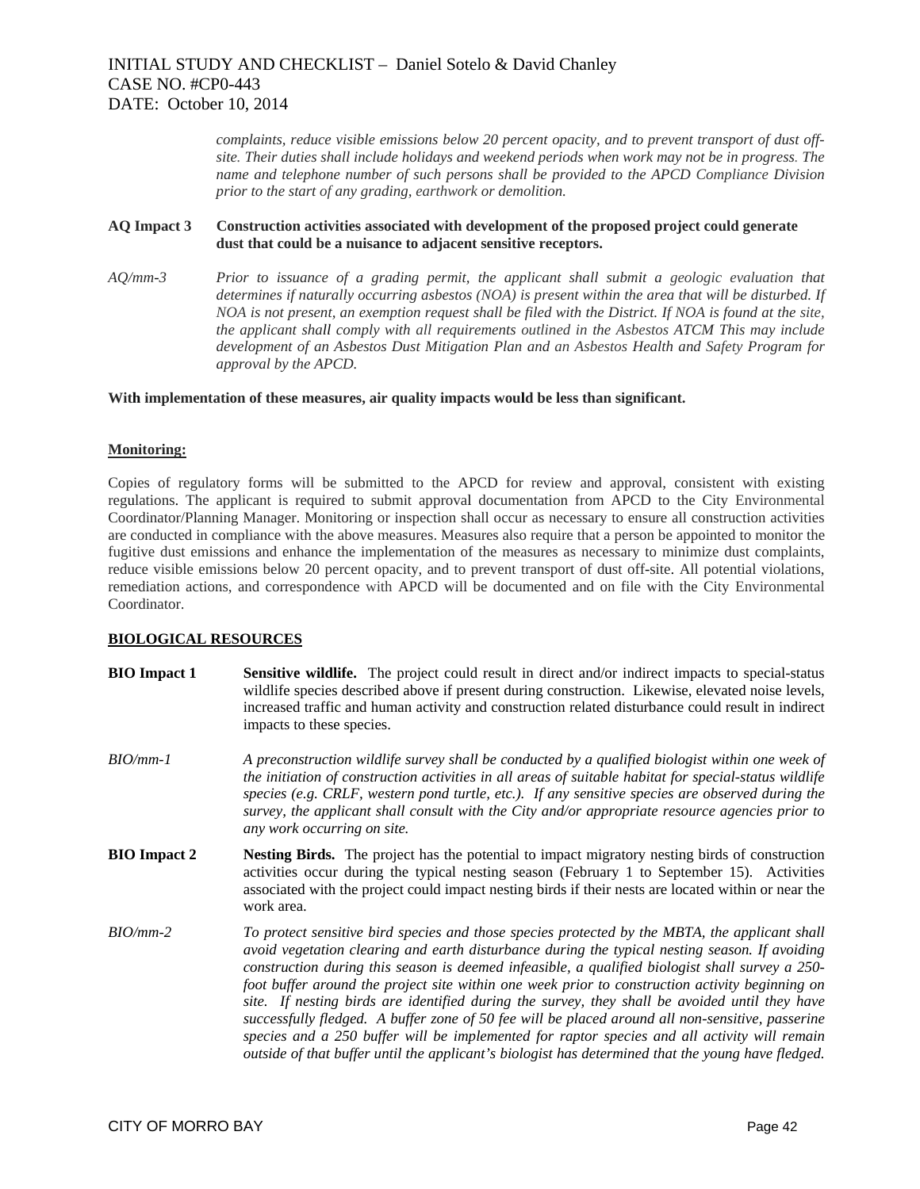*complaints, reduce visible emissions below 20 percent opacity, and to prevent transport of dust off-site. Their duties shall include holidays and weekend periods when work may not be in progress. The name and telephone number of such persons shall be provided to the APCD Compliance Division prior to the start of any grading, earthwork or demolition.*

**AQ Impact 3 Construction activities associated with development of the proposed project could generate dust that could be a nuisance to adjacent sensitive receptors.**

*AQ/mm-3 Prior to issuance of a grading permit, the applicant shall submit a geologic evaluation that determines if naturally occurring asbestos (NOA) is present within the area that will be disturbed. If NOA is not present, an exemption request shall be filed with the District. If NOA is found at the site, the applicant shall comply with all requirements outlined in the Asbestos ATCM This may include development of an Asbestos Dust Mitigation Plan and an Asbestos Health and Safety Program for approval by the APCD.*

**With implementation of these measures, air quality impacts would be less than significant.**

**Monitoring:**

Copies of regulatory forms will be submitted to the APCD for review and approval, consistent with existing regulations. The applicant is required to submit approval documentation from APCD to the City Environmental Coordinator/Planning Manager. Monitoring or inspection shall occur as necessary to ensure all construction activities are conducted in compliance with the above measures. Measures also require that a person be appointed to monitor the fugitive dust emissions and enhance the implementation of the measures as necessary to minimize dust complaints, reduce visible emissions below 20 percent opacity, and to prevent transport of dust off-site. All potential violations, remediation actions, and correspondence with APCD will be documented and on file with the City Environmental Coordinator.

**BIOLOGICAL RESOURCES**

**BIO Impact 1** **Sensitive wildlife.** The project could result in direct and/or indirect impacts to special-status wildlife species described above if present during construction. Likewise, elevated noise levels, increased traffic and human activity and construction related disturbance could result in indirect impacts to these species.

*BIO/mm-1 A preconstruction wildlife survey shall be conducted by a qualified biologist within one week of the initiation of construction activities in all areas of suitable habitat for special-status wildlife species (e.g. CRLF, western pond turtle, etc.). If any sensitive species are observed during the survey, the applicant shall consult with the City and/or appropriate resource agencies prior to any work occurring on site.*

**BIO Impact 2** **Nesting Birds.** The project has the potential to impact migratory nesting birds of construction activities occur during the typical nesting season (February 1 to September 15). Activities associated with the project could impact nesting birds if their nests are located within or near the work area.

*BIO/mm-2 To protect sensitive bird species and those species protected by the MBTA, the applicant shall avoid vegetation clearing and earth disturbance during the typical nesting season. If avoiding construction during this season is deemed infeasible, a qualified biologist shall survey a 250-foot buffer around the project site within one week prior to construction activity beginning on site. If nesting birds are identified during the survey, they shall be avoided until they have successfully fledged. A buffer zone of 50 fee will be placed around all non-sensitive, passerine species and a 250 buffer will be implemented for raptor species and all activity will remain outside of that buffer until the applicant's biologist has determined that the young have fledged.*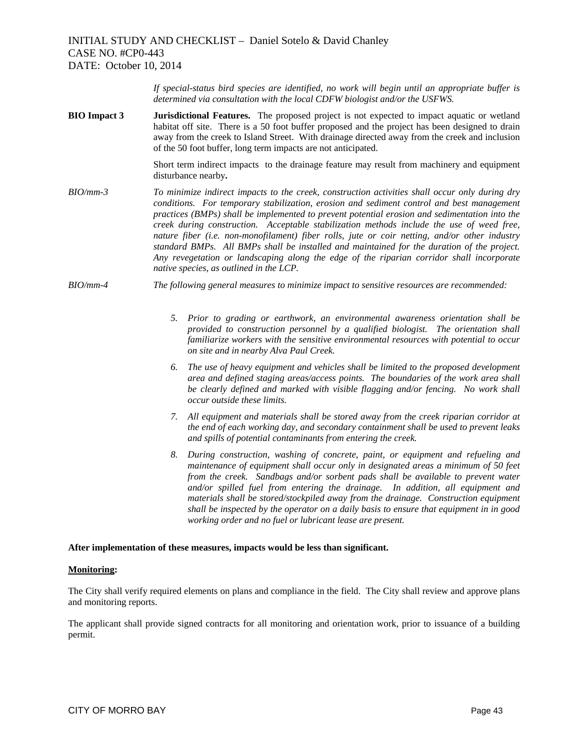*If special-status bird species are identified, no work will begin until an appropriate buffer is determined via consultation with the local CDFW biologist and/or the USFWS.*

**BIO Impact 3** **Jurisdictional Features.** The proposed project is not expected to impact aquatic or wetland habitat off site. There is a 50 foot buffer proposed and the project has been designed to drain away from the creek to Island Street. With drainage directed away from the creek and inclusion of the 50 foot buffer, long term impacts are not anticipated.

Short term indirect impacts to the drainage feature may result from machinery and equipment disturbance nearby**.**

*BIO/mm-3* *To minimize indirect impacts to the creek, construction activities shall occur only during dry conditions. For temporary stabilization, erosion and sediment control and best management practices (BMPs) shall be implemented to prevent potential erosion and sedimentation into the creek during construction. Acceptable stabilization methods include the use of weed free, nature fiber (i.e. non-monofilament) fiber rolls, jute or coir netting, and/or other industry standard BMPs. All BMPs shall be installed and maintained for the duration of the project. Any revegetation or landscaping along the edge of the riparian corridor shall incorporate native species, as outlined in the LCP.*

*BIO/mm-4* *The following general measures to minimize impact to sensitive resources are recommended:*

5. *Prior to grading or earthwork, an environmental awareness orientation shall be provided to construction personnel by a qualified biologist. The orientation shall familiarize workers with the sensitive environmental resources with potential to occur on site and in nearby Alva Paul Creek.*
6. *The use of heavy equipment and vehicles shall be limited to the proposed development area and defined staging areas/access points. The boundaries of the work area shall be clearly defined and marked with visible flagging and/or fencing. No work shall occur outside these limits.*
7. *All equipment and materials shall be stored away from the creek riparian corridor at the end of each working day, and secondary containment shall be used to prevent leaks and spills of potential contaminants from entering the creek.*
8. *During construction, washing of concrete, paint, or equipment and refueling and maintenance of equipment shall occur only in designated areas a minimum of 50 feet from the creek. Sandbags and/or sorbent pads shall be available to prevent water and/or spilled fuel from entering the drainage. In addition, all equipment and materials shall be stored/stockpiled away from the drainage. Construction equipment shall be inspected by the operator on a daily basis to ensure that equipment in in good working order and no fuel or lubricant lease are present.*

**After implementation of these measures, impacts would be less than significant.**

**<u>Monitoring</u>:**

The City shall verify required elements on plans and compliance in the field. The City shall review and approve plans and monitoring reports.

The applicant shall provide signed contracts for all monitoring and orientation work, prior to issuance of a building permit.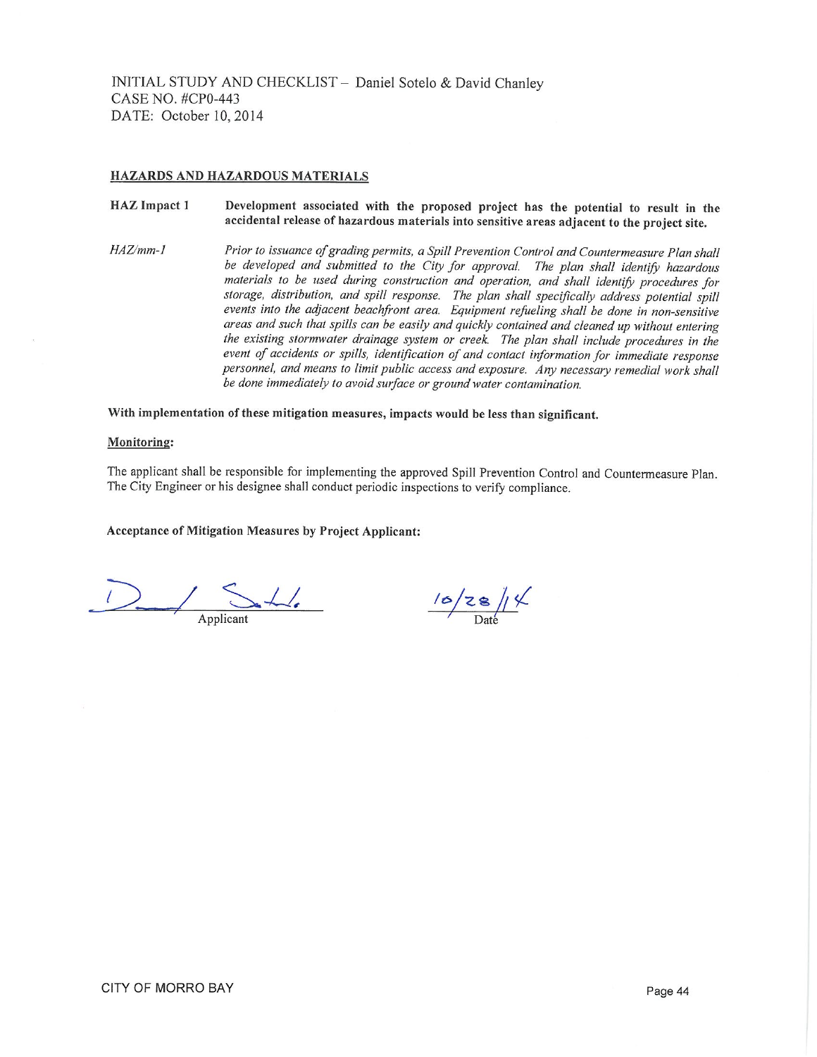INITIAL STUDY AND CHECKLIST – Daniel Sotelo & David Chanley
CASE NO. #CP0-443
DATE: October 10, 2014

## HAZARDS AND HAZARDOUS MATERIALS

**HAZ Impact 1** **Development associated with the proposed project has the potential to result in the accidental release of hazardous materials into sensitive areas adjacent to the project site.**

*HAZ/mm-1* *Prior to issuance of grading permits, a Spill Prevention Control and Countermeasure Plan shall be developed and submitted to the City for approval. The plan shall identify hazardous materials to be used during construction and operation, and shall identify procedures for storage, distribution, and spill response. The plan shall specifically address potential spill events into the adjacent beachfront area. Equipment refueling shall be done in non-sensitive areas and such that spills can be easily and quickly contained and cleaned up without entering the existing stormwater drainage system or creek. The plan shall include procedures in the event of accidents or spills, identification of and contact information for immediate response personnel, and means to limit public access and exposure. Any necessary remedial work shall be done immediately to avoid surface or ground water contamination.*

**With implementation of these mitigation measures, impacts would be less than significant.**

**Monitoring:**

The applicant shall be responsible for implementing the approved Spill Prevention Control and Countermeasure Plan. The City Engineer or his designee shall conduct periodic inspections to verify compliance.

**Acceptance of Mitigation Measures by Project Applicant:**

Applicant: [signature]

Date: 10/28/14